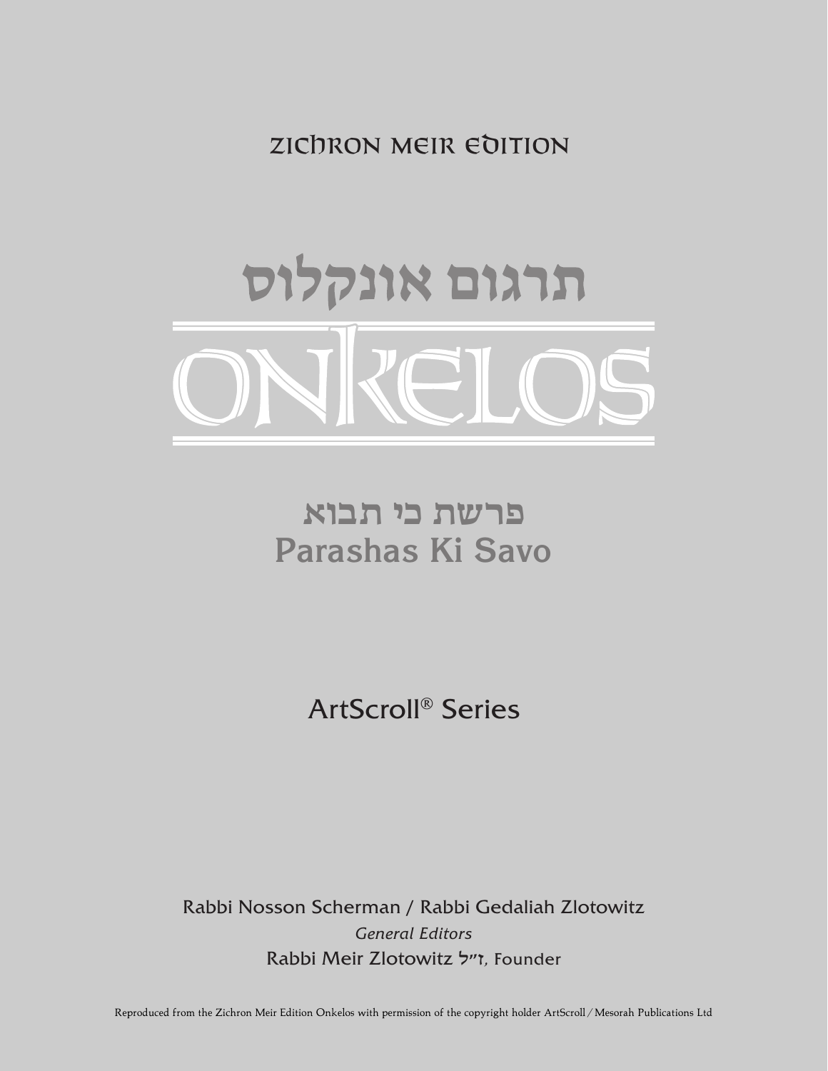ZICHRON MEIR EDITION

# תרגום אונקלוס

# ONKELOS

## פרשת כי תבוא
## Parashas Ki Savo

ArtScroll® Series

Rabbi Nosson Scherman / Rabbi Gedaliah Zlotowitz
*General Editors*
Rabbi Meir Zlotowitz ז"ל, Founder

Reproduced from the Zichron Meir Edition Onkelos with permission of the copyright holder ArtScroll / Mesorah Publications Ltd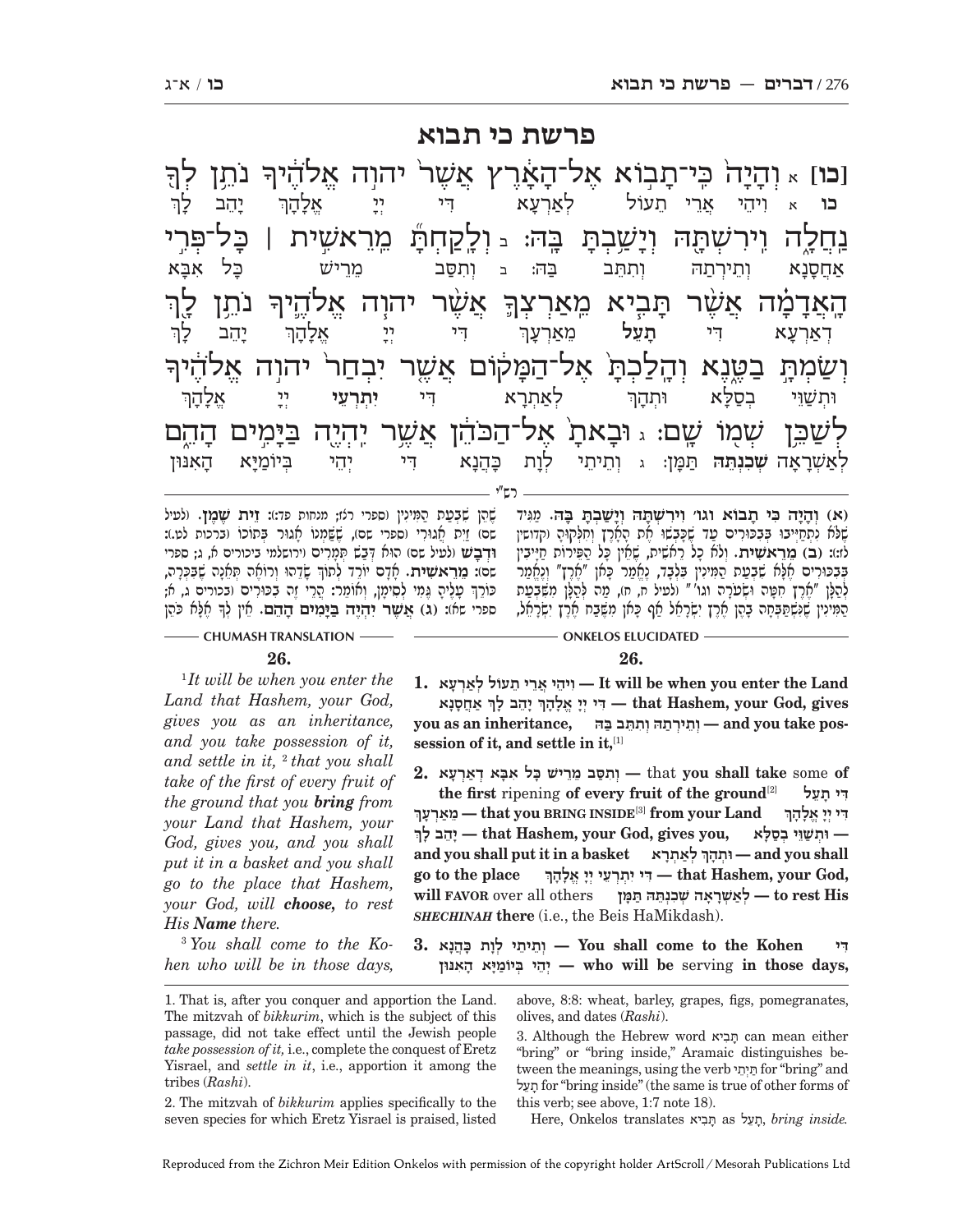# פרשת כי תבוא

**[כו]** א וְהָיָה כִּי־תָבוֹא אֶל־הָאָרֶץ אֲשֶׁר יהוה אֱלֹהֶיךָ נֹתֵן לְךָ נַחֲלָה וִירִשְׁתָּהּ וְיָשַׁבְתָּ בָּהּ: ב וְלָקַחְתָּ מֵרֵאשִׁית | כָּל־פְּרִי הָאֲדָמָה אֲשֶׁר תָּבִיא מֵאַרְצְךָ אֲשֶׁר יהוה אֱלֹהֶיךָ נֹתֵן לָךְ וְשַׂמְתָּ בַטֶּנֶא וְהָלַכְתָּ אֶל־הַמָּקוֹם אֲשֶׁר יִבְחַר יהוה אֱלֹהֶיךָ לְשַׁכֵּן שְׁמוֹ שָׁם: ג וּבָאתָ אֶל־הַכֹּהֵן אֲשֶׁר יִהְיֶה בַּיָּמִים הָהֵם

**כו** א וִיהֵי אֲרֵי תֵעוֹל לְאַרְעָא דַּי יְיָ אֱלָהָךְ יָהֵב לָךְ אַחֲסָנָא וְתֵירְתַהּ וְתִתֵּב בַּהּ: ב וְתִסַּב מֵרֵישׁ כָּל אִבָּא דְאַרְעָא דַּי **תָעֵיל** מֵאַרְעָךְ דַּי יְיָ אֱלָהָךְ יָהֵב לָךְ וּתְשַׁוֵּי בְּסַלָּא וּתְהָךְ לְאַתְרָא דַּי **יִתְרְעֵי** יְיָ אֱלָהָךְ לְאַשְׁרָאָה **שְׁכִנְתֵּהּ** תַּמָּן: ג וְתֵיתֵי לְוָת כָּהֲנָא דַּי יְהֵי בְּיוֹמַיָּא הָאִנּוּן

רש"י

**(א) וְהָיָה כִּי תָבוֹא וגו׳ וִירִשְׁתָּהּ וְיָשַׁבְתָּ בָּהּ.** מַגִּיד שֶׁלֹּא נִתְחַיְּבוּ בְּבִכּוּרִים עַד שֶׁכָּבְשׁוּ אֶת הָאָרֶץ וְחִלְּקוּהָ (קידושין לז:): **(ב) מֵרֵאשִׁית.** וְלֹא כָּל רֵאשִׁית, שֶׁאֵין כָּל הַפֵּרוֹת חַיָּיבִין בְּבִכּוּרִים אֶלָּא שִׁבְעַת הַמִּינִין בִּלְבַד, נֶאֱמַר כָּאן "אֶרֶץ" וְנֶאֱמַר לְהַלָּן "אֶרֶץ חִטָּה וּשְׂעֹרָה וגו׳" (לעיל ח, ח), מַה לְּהַלָּן מִשִּׁבְעַת הַמִּינִין שֶׁנִּשְׁתַּבְּחָה בָהֶן אֶרֶץ יִשְׂרָאֵל אַף כָּאן מִשֶּׁבַח אֶרֶץ יִשְׂרָאֵל, שֶׁהֵן שִׁבְעַת הַמִּינִין (ספרי רצז; מנחות פד:): **זֵית שֶׁמֶן.** (לעיל שם) זֵית אֲגוּרִי (ספרי שם), שֶׁשַּׁמְנוֹ אָגוּר בְּתוֹכוֹ (ברכות לט.): **וּדְבָשׁ** (לעיל שם) הוּא דְּבַשׁ תְּמָרִים (ירושלמי ביכורים א, ג; ספרי שם): **מֵרֵאשִׁית.** אָדָם יוֹרֵד לְתוֹךְ שָׂדֵהוּ וְרוֹאֶה תְּאֵנָה שֶׁבִּכְּרָה, כּוֹרֵךְ עָלֶיהָ גֶּמִי לְסִימָן, וְאוֹמֵר: הֲרֵי זֶה בִּכּוּרִים (בכורים ג, א; ספרי שח): **(ג) אֲשֶׁר יִהְיֶה בַּיָּמִים הָהֵם.** אֵין לְךָ אֶלָּא כֹּהֵן

## ONKELOS ELUCIDATED

### 26.

**1. וִיהֵי אֲרֵי תֵעוֹל לְאַרְעָא — It will be when you enter the Land דַּי יְיָ אֱלָהָךְ יָהֵב לָךְ אַחֲסָנָא — that Hashem, your God, gives you as an inheritance, וְתֵירְתַהּ וְתִתֵּב בַּהּ — and you take possession of it, and settle in it,**[1]

**2. וְתִסַּב מֵרֵישׁ כָּל אִבָּא דְאַרְעָא —** that **you shall take** some **of the first** ripening **of every fruit of the ground**[2] **דַּי תָעֵיל מֵאַרְעָךְ — that you BRING INSIDE**[3] **from your Land דַּי יְיָ אֱלָהָךְ יָהֵב לָךְ — that Hashem, your God, gives you, וּתְשַׁוֵּי בְּסַלָּא — and you shall put it in a basket וּתְהָךְ לְאַתְרָא — and you shall go to the place דַּי יִתְרְעֵי יְיָ אֱלָהָךְ — that Hashem, your God, will FAVOR** over all others **לְאַשְׁרָאָה שְׁכִנְתֵּהּ תַּמָּן — to rest His** ***SHECHINAH*** **there** (i.e., the Beis HaMikdash).

**3. וְתֵיתֵי לְוָת כָּהֲנָא — You shall come to the Kohen דַּי יְהֵי בְּיוֹמַיָּא הָאִנּוּן — who will be** serving **in those days,**

## CHUMASH TRANSLATION

### 26.

[1] *It will be when you enter the Land that Hashem, your God, gives you as an inheritance, and you take possession of it, and settle in it,* [2] *that you shall take of the first of every fruit of the ground that you* ***bring*** *from your Land that Hashem, your God, gives you, and you shall put it in a basket and you shall go to the place that Hashem, your God, will* ***choose,*** *to rest His* ***Name*** *there.*

[3] *You shall come to the Kohen who will be in those days,*

---

1. That is, after you conquer and apportion the Land. The mitzvah of *bikkurim*, which is the subject of this passage, did not take effect until the Jewish people *take possession of it,* i.e., complete the conquest of Eretz Yisrael, and *settle in it*, i.e., apportion it among the tribes (*Rashi*).

2. The mitzvah of *bikkurim* applies specifically to the seven species for which Eretz Yisrael is praised, listed above, 8:8: wheat, barley, grapes, figs, pomegranates, olives, and dates (*Rashi*).

3. Although the Hebrew word תָּבִיא can mean either "bring" or "bring inside," Aramaic distinguishes between the meanings, using the verb תַּיְתִי for "bring" and תָּעֵל for "bring inside" (the same is true of other forms of this verb; see above, 1:7 note 18).

Here, Onkelos translates תָּבִיא as תָעֵל, *bring inside.*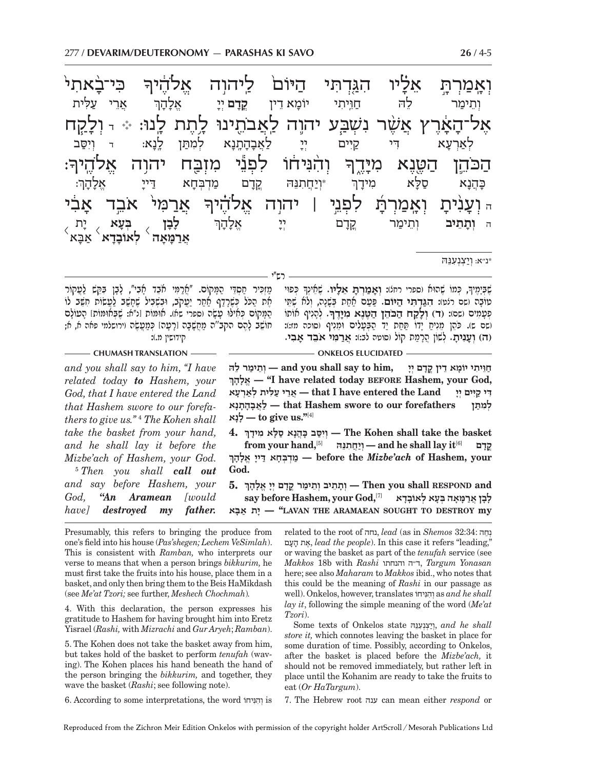וְאָמַרְתָּ אֵלָיו הִגַּדְתִּי הַיּוֹם לַיהוָה אֱלֹהֶיךָ כִּי־בָאתִי
וְתֵימַר לֵהּ חַוֵּיתִי יוֹמָא דֵין **קֳדָם** יְיָ אֱלָהָךְ אֲרֵי עַלִּית

אֶל־הָאָרֶץ אֲשֶׁר נִשְׁבַּע יהוָה לַאֲבֹתֵינוּ לָתֶת לָנוּ׃ ד וְלָקַח
לְאַרְעָא דִּי קַיֵּים יְיָ לַאֲבָהָתָנָא לְמִתַּן לָנָא׃ ד וְיִסַּב

הַכֹּהֵן הַטֶּנֶא מִיָּדֶךָ וְהִנִּיחוֹ לִפְנֵי מִזְבַּח יהוָה אֱלֹהֶיךָ׃
כָּהֲנָא סַלָּא מִידָךְ \*וְיַחֲתִנֵּהּ קֳדָם מַדְבְּחָא דַּיְיָ אֱלָהָךְ׃

ה וְעָנִיתָ וְאָמַרְתָּ לִפְנֵי ׀ יהוָה אֱלֹהֶיךָ אֲרַמִּי אֹבֵד אָבִי
ה **וְתָתֵיב** וְתֵימַר קֳדָם יְיָ אֱלָהָךְ **לָבָן** אֲרַמָּאָה **בְּעָא** לְאוֹבָדָא יָת אַבָּא

\*נ״א: וְיַצְנְעִנֵּהּ

**רש״י**

שֶׁבְּיָמֶיךָ, כְּמוֹ שֶׁהוּא (ספרי רחג): **וְאָמַרְתָּ אֵלָיו.** שֶׁאֵינְךָ כְּפוּי טוֹבָה (שם רצט): **הִגַּדְתִּי הַיּוֹם.** פַּעַם אַחַת בְּשָׁנָה, וְלֹא שְׁתֵּי פְּעָמִים (שם): **(ד) וְלָקַח הַכֹּהֵן הַטֶּנֶא מִיָּדֶךָ.** לְהָנִיף אוֹתוֹ (שם ש). כֹּהֵן מַנִּיחַ יָדוֹ תַּחַת יַד הַבְּעָלִים וּמֵנִיף (סוכה מז:): **(ה) וְעָנִיתָ.** לְשׁוֹן הֲרָמַת קוֹל (סוטה לב:): **אֲרַמִּי אֹבֵד אָבִי.** מַזְכִּיר חַסְדֵי הַמָּקוֹם. "אֲרַמִּי אֹבֵד אָבִי", לָבָן בִּקֵּשׁ לַעֲקוֹר אֶת הַכֹּל כְּשֶׁרָדַף אַחַר יַעֲקֹב, וּבִשְׁבִיל שֶׁחָשַׁב לַעֲשׂוֹת חָשַׁב לוֹ הַמָּקוֹם כְּאִלּוּ עָשָׂה (ספרי שא). אֻמּוֹת [נ״א: שֶׁבְּאֻמּוֹת] הָעוֹלָם חוֹשֵׁב לָהֶם הקב״ה מַחֲשָׁבָה [רָעָה] כְּמַעֲשֶׂה (ירושלמי פאה א, א; קידושין מ.):

**CHUMASH TRANSLATION**

*and you shall say to him, "I have related today **to** Hashem, your God, that I have entered the Land that Hashem swore to our forefathers to give us."* [4] *The Kohen shall take the basket from your hand, and he shall lay it before the Mizbe'ach of Hashem, your God.* [5] *Then you shall **call out** and say before Hashem, your God, **"An Aramean [would have] destroyed my father.***

**ONKELOS ELUCIDATED**

**וְתֵימַר לֵהּ — and you shall say to him, חַוֵּיתִי יוֹמָא דֵין קֳדָם יְיָ אֱלָהָךְ — "I have related today BEFORE Hashem, your God, אֲרֵי עַלִּית לְאַרְעָא — that I have entered the Land דִּי קַיֵּים יְיָ לַאֲבָהָתָנָא — that Hashem swore to our forefathers לְמִתַּן לָנָא — to give us."**[4]

**4. וְיִסַּב כָּהֲנָא סַלָּא מִידָךְ — The Kohen shall take the basket from your hand,**[5] **וְיַחֲתִנֵּהּ — and he shall lay it**[6] **קֳדָם מַדְבְּחָא דַּיְיָ אֱלָהָךְ — before the *Mizbe'ach* of Hashem, your God.**

**5. וְתָתֵיב וְתֵימַר קֳדָם יְיָ אֱלָהָךְ — Then you shall RESPOND and say before Hashem, your God,**[7] **לָבָן אֲרַמָּאָה בְּעָא לְאוֹבָדָא יָת אַבָּא — "LAVAN THE ARAMAEAN SOUGHT TO DESTROY my**

---

Presumably, this refers to bringing the produce from one's field into his house (*Pas'shegen; Lechem VeSimlah*). This is consistent with *Ramban,* who interprets our verse to means that when a person brings *bikkurim,* he must first take the fruits into his house, place them in a basket, and only then bring them to the Beis HaMikdash (see *Me'at Tzori;* see further, *Meshech Chochmah*).

4. With this declaration, the person expresses his gratitude to Hashem for having brought him into Eretz Yisrael (*Rashi,* with *Mizrachi* and *Gur Aryeh*; *Ramban*).

5. The Kohen does not take the basket away from him, but takes hold of the basket to perform *tenufah* (waving). The Kohen places his hand beneath the hand of the person bringing the *bikkurim,* and together, they wave the basket (*Rashi*; see following note).

6. According to some interpretations, the word וְהִנִּיחוֹ is related to the root of נחה, *lead* (as in *Shemos* 32:34: נְחֵה אֶת הָעָם, *lead the people*). In this case it refers "leading," or waving the basket as part of the *tenufah* service (see *Makkos* 18b with *Rashi* ד״ה והנחתו, *Targum Yonasan* here; see also *Maharam* to *Makkos* ibid., who notes that this could be the meaning of *Rashi* in our passage as well). Onkelos, however, translates וְהִנִּיחוֹ as *and he shall lay it*, following the simple meaning of the word (*Me'at Tzori*).

Some texts of Onkelos state וְיַצְנְעִנֵּהּ, *and he shall store it,* which connotes leaving the basket in place for some duration of time. Possibly, according to Onkelos, after the basket is placed before the *Mizbe'ach,* it should not be removed immediately, but rather left in place until the Kohanim are ready to take the fruits to eat (*Or HaTargum*).

7. The Hebrew root ענה can mean either *respond* or

Reproduced from the Zichron Meir Edition Onkelos with permission of the copyright holder ArtScroll / Mesorah Publications Ltd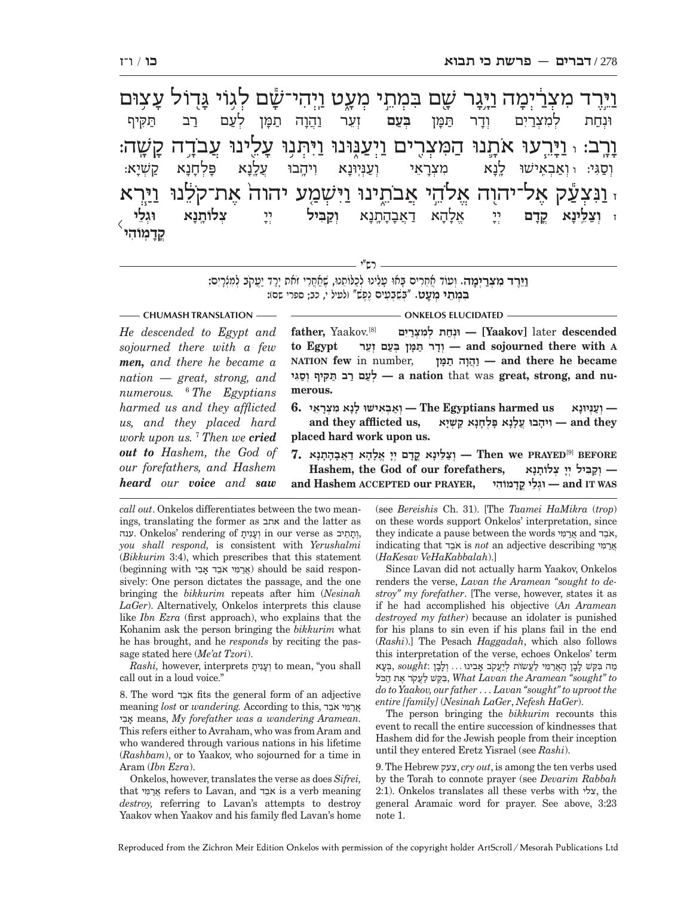וַיֵּ֣רֶד מִצְרַ֔יְמָה וַיָּ֥גָר שָׁ֖ם בִּמְתֵ֣י מְעָ֑ט וַֽיְהִי־שָׁ֕ם לְג֥וֹי גָּד֖וֹל עָצ֥וּם וָרָֽב׃

וּנְחַת לְמִצְרַיִם וְדָר תַּמָּן **בְּעַם** זְעֵר וַהֲוָה תַמָּן לְעַם רַב תַּקִּיף וְסַגִּי:

ו וַיָּרֵ֧עוּ אֹתָ֛נוּ הַמִּצְרִ֖ים וַיְעַנּ֑וּנוּ וַיִּתְּנ֥וּ עָלֵ֖ינוּ עֲבֹדָ֥ה קָשָֽׁה׃

ו וְאַבְאִישׁוּ לָנָא מִצְרָאֵי וְעַנִּיוּנָא וִיהָבוּ עֲלָנָא פָּלְחָנָא קַשְׁיָא:

ז וַנִּצְעַ֕ק אֶל־יְהוָ֖ה אֱלֹהֵ֣י אֲבֹתֵ֑ינוּ וַיִּשְׁמַ֤ע יהוה֙ אֶת־קֹלֵ֔נוּ וַיַּ֥רְא

ז **וְצַלֵּינָא קֳדָם** יְיָ אֱלָהָא דַאֲבָהָתָנָא **וְקַבִּיל** יְיָ **צְלוֹתָנָא וּגְלֵי קֳדָמוֹהִי**

---

**רש"י**

**וַיֵּרֶד מִצְרַיְמָה.** וְעוֹד אֲחֵרִים בָּאוּ עָלֵינוּ לְכַלּוֹתֵנוּ, שֶׁאַחֲרֵי זֹאת יָרַד יַעֲקֹב לְמִצְרַיִם:

**בִּמְתֵי מְעָט.** "בְּשִׁבְעִים נֶפֶשׁ" (לעיל י, כב; ספרי שם):

---

**CHUMASH TRANSLATION**

*He descended to Egypt and sojourned there with a few **men,** and there he became a nation — great, strong, and numerous.* [6] *The Egyptians harmed us and they afflicted us, and they placed hard work upon us.* [7] *Then we **cried out to** Hashem, the God of our forefathers, and Hashem **heard** our **voice** and **saw***

**ONKELOS ELUCIDATED**

**father,** Yaakov.[8] וּנְחַת לְמִצְרַיִם — **[Yaakov]** later **descended to Egypt** וְדָר תַּמָּן בְּעַם זְעֵר — **and sojourned there with A NATION few** in number, וַהֲוָה תַמָּן — **and there he became** לְעַם רַב תַּקִּיף וְסַגִּי — **a nation** that was **great, strong, and numerous.**

**6.** וְאַבְאִישׁוּ לָנָא מִצְרָאֵי — **The Egyptians harmed us** וְעַנִּיוּנָא — **and they afflicted us,** וִיהָבוּ עֲלָנָא פָּלְחָנָא קַשְׁיָא — **and they placed hard work upon us.**

**7.** וְצַלֵּינָא קֳדָם יְיָ אֱלָהָא דַאֲבָהָתָנָא — **Then we PRAYED**[9] **BEFORE Hashem, the God of our forefathers,** וְקַבִּיל יְיָ צְלוֹתָנָא — **and Hashem ACCEPTED our PRAYER,** וּגְלֵי קֳדָמוֹהִי — **and IT WAS**

---

*call out*. Onkelos differentiates between the two meanings, translating the former as אתב and the latter as ענה. Onkelos' rendering of וְעָנִיתָ in our verse as וְתָתֵיב, *you shall respond,* is consistent with *Yerushalmi* (*Bikkurim* 3:4), which prescribes that this statement (beginning with אֲרַמִּי אֹבֵד אָבִי) should be said responsively: One person dictates the passage, and the one bringing the *bikkurim* repeats after him (*Nesinah LaGer*). Alternatively, Onkelos interprets this clause like *Ibn Ezra* (first approach), who explains that the Kohanim ask the person bringing the *bikkurim* what he has brought, and he *responds* by reciting the passage stated here (*Me'at Tzori*).

*Rashi,* however, interprets וְעָנִיתָ to mean, "you shall call out in a loud voice."

8. The word אֹבֵד fits the general form of an adjective meaning *lost* or *wandering.* According to this, אֲרַמִּי אֹבֵד אָבִי means, *My forefather was a wandering Aramean.* This refers either to Avraham, who was from Aram and who wandered through various nations in his lifetime (*Rashbam*), or to Yaakov, who sojourned for a time in Aram (*Ibn Ezra*).

Onkelos, however, translates the verse as does *Sifrei,* that אֲרַמִּי refers to Lavan, and אֹבֵד is a verb meaning *destroy,* referring to Lavan's attempts to destroy Yaakov when Yaakov and his family fled Lavan's home (see *Bereishis* Ch. 31). [The *Taamei HaMikra* (*trop*) on these words support Onkelos' interpretation, since they indicate a pause between the words אֲרַמִּי and אֹבֵד, indicating that אֹבֵד is *not* an adjective describing אֲרַמִּי (*HaKesav VeHaKabbalah*).]

Since Lavan did not actually harm Yaakov, Onkelos renders the verse, *Lavan the Aramean "sought to destroy" my forefather*. [The verse, however, states it as if he had accomplished his objective (*An Aramean destroyed my father*) because an idolater is punished for his plans to sin even if his plans fail in the end (*Rashi*).] The Pesach *Haggadah*, which also follows this interpretation of the verse, echoes Onkelos' term בְּעָא, *sought*: מַה בִּקֵּשׁ לָבָן הָאֲרַמִּי לַעֲשׂוֹת לְיַעֲקֹב אָבִינוּ ... וְלָבָן בִּקֵּשׁ לַעֲקֹר אֶת הַכֹּל, *What Lavan the Aramean "sought" to do to Yaakov, our father . . . Lavan "sought" to uproot the entire [family]* (*Nesinah LaGer*, *Nefesh HaGer*).

The person bringing the *bikkurim* recounts this event to recall the entire succession of kindnesses that Hashem did for the Jewish people from their inception until they entered Eretz Yisrael (see *Rashi*).

9. The Hebrew צעק, *cry out*, is among the ten verbs used by the Torah to connote prayer (see *Devarim Rabbah* 2:1). Onkelos translates all these verbs with צלי, the general Aramaic word for prayer. See above, 3:23 note 1.

Reproduced from the Zichron Meir Edition Onkelos with permission of the copyright holder ArtScroll / Mesorah Publications Ltd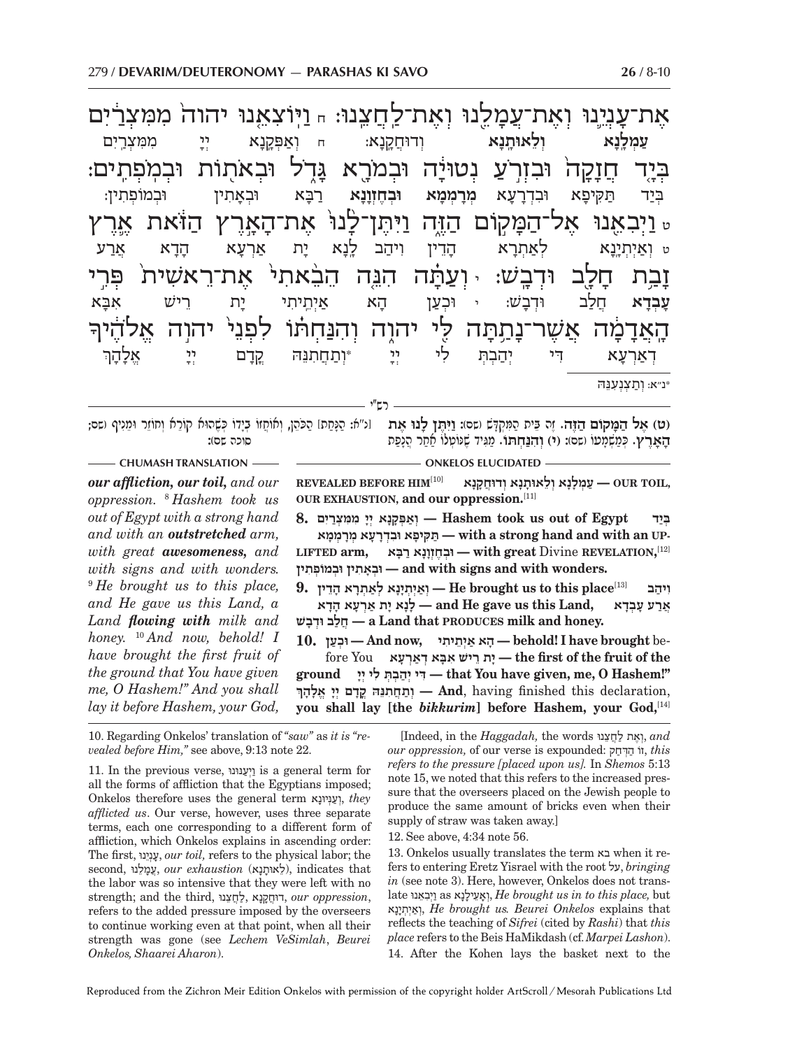אֶת־עָנְיֵנוּ וְאֶת־עֲמָלֵנוּ וְאֶת־לַחֲצֵנוּ׃ ח וַיּוֹצִאֵנוּ יהוה מִמִּצְרַיִם בְּיָד חֲזָקָה וּבִזְרֹעַ נְטוּיָה וּבְמֹרָא גָּדֹל וּבְאֹתוֹת וּבְמֹפְתִים׃ ט וַיְבִאֵנוּ אֶל־הַמָּקוֹם הַזֶּה וַיִּתֶּן־לָנוּ אֶת־הָאָרֶץ הַזֹּאת אֶרֶץ זָבַת חָלָב וּדְבָשׁ׃ י וְעַתָּה הִנֵּה הֵבֵאתִי אֶת־רֵאשִׁית פְּרִי הָאֲדָמָה אֲשֶׁר־נָתַתָּה לִּי יהוה וְהִנַּחְתּוֹ לִפְנֵי יהוה אֱלֹהֶיךָ

עַמְלָנָא וְלֵאוּתָנָא וְדוּחֲקָנָא׃ ח וְאַפְּקָנָא יְיָ מִמִּצְרַיִם בְּיַד תַּקִּיפָא וּבִדְרָעָא מְרָמְמָא וּבְחֶזְוָנָא רַבָּא וּבְאָתִין וּבְמוֹפְתִין׃ ט וְאַיְתְיָנָא לְאַתְרָא הָדֵין וִיהַב לָנָא יָת אַרְעָא הָדָא אֲרַע עָבְדָא חֲלַב וּדְבַשׁ׃ י וּכְעַן הָא אַיְתֵיתִי יָת רֵישׁ אִבָּא דְאַרְעָא דִּי יְהַבְתְּ לִי יְיָ *וְתַחֲתִנֵּהּ קֳדָם יְיָ אֱלָהָךְ

*נ״א: וְתַצְנְעִנֵּהּ

רש״י

(ט) אֶל הַמָּקוֹם הַזֶּה. זֶה בֵּית הַמִּקְדָּשׁ (שם): וַיִּתֶּן לָנוּ אֶת הָאָרֶץ. כְּמַשְׁמָעוֹ (שם): (י) וְהִנַּחְתּוֹ. מַגִּיד שֶׁנּוֹטְלוֹ אַחַר הֲנָפַת [נ״א: הַנָּחַת] הַכֹּהֵן, וְאוֹחֲזוֹ בְּיָדוֹ כְּשֶׁהוּא קוֹרֵא וְחוֹזֵר וּמֵנִיף (שם; סוכה שם):

**CHUMASH TRANSLATION**

*our affliction, our toil,* and *our oppression.* [8] *Hashem took us out of Egypt with a strong hand and with an* ***outstretched*** *arm, with great* ***awesomeness,*** *and with signs and with wonders.* [9] *He brought us to this place, and He gave us this Land, a Land* ***flowing with*** *milk and honey.* [10] *And now, behold! I have brought the first fruit of the ground that You have given me, O Hashem!" And you shall lay it before Hashem, your God,*

**ONKELOS ELUCIDATED**

**REVEALED BEFORE HIM**[10] **עַמְלָנָא וְלֵאוּתָנָא וְדוּחֲקָנָא — OUR TOIL, OUR EXHAUSTION, and our oppression.**[11]

**8. וְאַפְּקָנָא יְיָ מִמִּצְרַיִם — Hashem took us out of Egypt בְּיַד תַּקִּיפָא וּבִדְרָעָא מְרָמְמָא — with a strong hand and with an UPLIFTED arm, וּבְחֶזְוָנָא רַבָּא — with great** Divine **REVELATION,**[12] **וּבְאָתִין וּבְמוֹפְתִין — and with signs and with wonders.**

**9. וְאַיְתְיָנָא לְאַתְרָא הָדֵין — He brought us to this place**[13] **וִיהַב לָנָא יָת אַרְעָא הָדָא, — and He gave us this Land, אֲרַע עָבְדָא חֲלַב וּדְבַשׁ — a Land that PRODUCES milk and honey.**

**10. וּכְעַן — And now, הָא אַיְתֵיתִי — behold! I have brought** before You **יָת רֵישׁ אִבָּא דְאַרְעָא — the first of the fruit of the ground דִּי יְהַבְתְּ לִי יְיָ — that You have given, me, O Hashem!" וְתַחֲתִנֵּהּ קֳדָם יְיָ אֱלָהָךְ — And,** having finished this declaration, **you shall lay [the** ***bikkurim*****] before Hashem, your God,**[14]

---

10. Regarding Onkelos' translation of *"saw"* as *it is "revealed before Him,"* see above, 9:13 note 22.

11. In the previous verse, וַיְעַנּוּנוּ is a general term for all the forms of affliction that the Egyptians imposed; Onkelos therefore uses the general term וְעַנִּיוּנָא, *they afflicted us*. Our verse, however, uses three separate terms, each one corresponding to a different form of affliction, which Onkelos explains in ascending order: The first, עָנְיֵנוּ, *our toil,* refers to the physical labor; the second, עֲמָלֵנוּ, *our exhaustion* (לֵאוּתָנָא), indicates that the labor was so intensive that they were left with no strength; and the third, לַחֲצֵנוּ, דוּחֲקָנָא, *our oppression*, refers to the added pressure imposed by the overseers to continue working even at that point, when all their strength was gone (see *Lechem VeSimlah*, *Beurei Onkelos, Shaarei Aharon*).

[Indeed, in the *Haggadah,* the words וְאֶת לַחֲצֵנוּ, *and our oppression,* of our verse is expounded: זוֹ הַדְּחַק, *this refers to the pressure [placed upon us].* In *Shemos* 5:13 note 15, we noted that this refers to the increased pressure that the overseers placed on the Jewish people to produce the same amount of bricks even when their supply of straw was taken away.]

12. See above, 4:34 note 56.

13. Onkelos usually translates the term בא when it refers to entering Eretz Yisrael with the root על, *bringing in* (see note 3). Here, however, Onkelos does not translate וַיְבִאֵנוּ as וְאָעֵילָנָא, *He brought us in to this place,* but וְאַיְתְיָנָא, *He brought us. Beurei Onkelos* explains that reflects the teaching of *Sifrei* (cited by *Rashi*) that *this place* refers to the Beis HaMikdash (cf. *Marpei Lashon*).

14. After the Kohen lays the basket next to the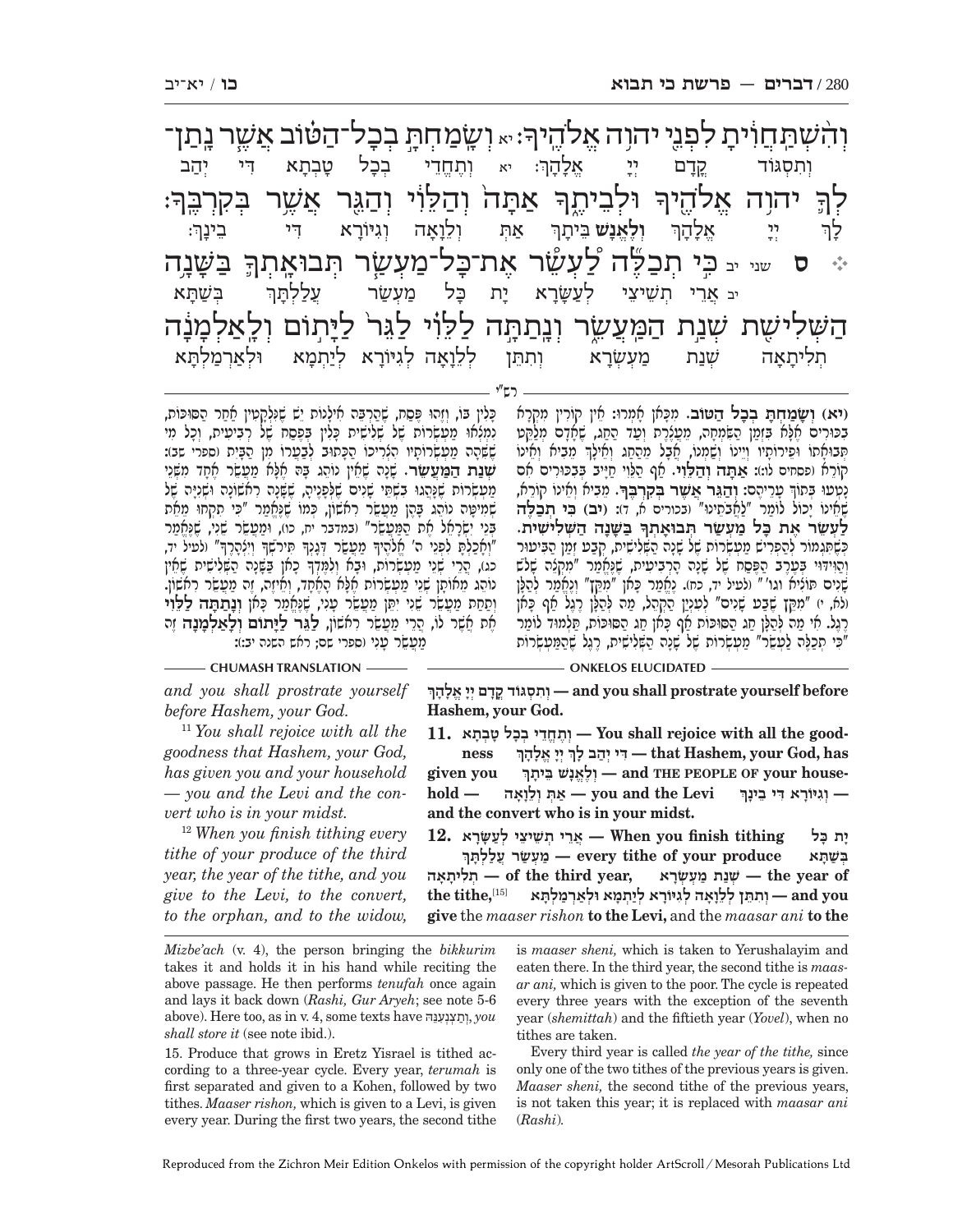וְהִֽשְׁתַּחֲוִ֔יתָ לִפְנֵ֖י יְהֹוָ֥ה אֱלֹהֶֽיךָ׃ יא וְשָׂמַחְתָּ֣ בְכָל־הַטּ֗וֹב אֲשֶׁ֧ר נָֽתַן־

וְתִסְגּוֹד קֳדָם יְיָ אֱלָהָךְ: יא וְתֶחְדֵי בְּכָל טָבְתָא דִּי יְהַב

לְךָ֛ יְהֹוָ֥ה אֱלֹהֶ֖יךָ וּלְבֵיתֶ֑ךָ אַתָּה֙ וְהַלֵּוִ֔י וְהַגֵּ֖ר אֲשֶׁ֥ר בְּקִרְבֶּֽךָ׃

לָךְ יְיָ אֱלָהָךְ וְלֶאֱנָשׁ בֵּיתָךְ אַתְּ וְלֵוָאָה וְגִיּוֹרָא דִּי בֵינָךְ:

ס שני יב כִּ֣י תְכַלֶּ֞ה לַ֠עְשֵׂר אֶת־כָּל־מַעְשַׂ֧ר תְּבוּאָתְךָ֛ בַּשָּׁנָ֥ה

יב אֲרֵי תְשֵׁיצֵי לְעַשָּׂרָא יָת כָּל מַעְשַׂר עֲלַלְתָּךְ בְּשַׁתָּא

הַשְּׁלִישִׁ֖ת שְׁנַ֣ת הַֽמַּעֲשֵׂ֑ר וְנָתַתָּ֣ה לַלֵּוִ֗י לַגֵּר֙ לַיָּת֣וֹם וְלָֽאַלְמָנָ֔ה

תְלִיתָאָה שְׁנַת מַעְשְׂרָא וְתִתֵּן לְלֵוָאָה לְגִיּוֹרָא לְיַתְמָא וּלְאַרְמַלְתָּא

רש"י

**(יא) וְשָׂמַחְתָּ בְכָל הַטּוֹב.** מִכָּאן אָמְרוּ: אֵין קוֹרִין מִקְרָא בִכּוּרִים אֶלָּא בִּזְמַן הַשִּׂמְחָה, מֵעֲצֶרֶת וְעַד הֶחָג, שֶׁאָדָם מְלַקֵּט תְּבוּאָתוֹ וּפֵרוֹתָיו וְיֵינוֹ וְשַׁמְנוֹ, אֲבָל מֵהֶחָג וְאֵילָךְ מֵבִיא וְאֵינוֹ קוֹרֵא (פסחים לו:): **אַתָּה וְהַלֵּוִי.** אַף הַלֵּוִי חַיָּב בְּבִכּוּרִים אִם נִטְעוּ בְּתוֹךְ עָרֵיהֶם: **וְהַגֵּר אֲשֶׁר בְּקִרְבֶּךָ.** מֵבִיא וְאֵינוֹ קוֹרֵא, שֶׁאֵינוֹ יָכוֹל לוֹמַר "לַאֲבֹתֵינוּ" (בכורים א, ד): **(יב) כִּי תְכַלֶּה לַעְשֵׂר אֶת כָּל מַעְשַׂר תְּבוּאָתְךָ בַּשָּׁנָה הַשְּׁלִישִׁית.** כְּשֶׁתִּגְמוֹר לְהַפְרִישׁ מַעַשְׂרוֹת שֶׁל שָׁנָה הַשְּׁלִישִׁית, קָבַע זְמַן הַבִּיעוּר וְהַוִּידּוּי בְּעֶרֶב הַפֶּסַח שֶׁל שָׁנָה הָרְבִיעִית, שֶׁנֶּאֱמַר "מִקְצֵה שָׁלֹשׁ שָׁנִים תּוֹצִיא וגו'" (לעיל יד, כח). נֶאֱמַר כָּאן "מִקֵּץ" וְנֶאֱמַר לְהַלָּן (לא, י) "מִקֵּץ שֶׁבַע שָׁנִים" לְעִנְיַן הַקְהֵל, מָה לְהַלָּן רֶגֶל אַף כָּאן רֶגֶל. אִי מָה לְהַלָּן חַג הַסּוּכּוֹת אַף כָּאן חַג הַסּוּכּוֹת, תַּלְמוּד לוֹמַר "כִּי תְכַלֶּה לַעְשֵׂר" מַעַשְׂרוֹת שֶׁל שָׁנָה הַשְּׁלִישִׁית, רֶגֶל שֶׁהַמַּעַשְׂרוֹת כָּלִין בּוֹ, וְזֶהוּ פֶּסַח, שֶׁהַרְבֵּה אִילָנוֹת יֵשׁ שֶׁנִּלְקָטִין אַחַר הַסּוּכּוֹת, נִמְצְאוּ מַעַשְׂרוֹת שֶׁל שְׁלִישִׁית כָּלִין בְּפֶסַח שֶׁל רְבִיעִית, וְכָל מִי שֶׁשָּׁהָה מַעַשְׂרוֹתָיו הִצְרִיכוֹ הַכָּתוּב לְבַעֲרוֹ מִן הַבַּיִת (ספרי שג): **שְׁנַת הַמַּעֲשֵׂר.** שָׁנָה שֶׁאֵין נוֹהֵג בָּהּ אֶלָּא מַעֲשֵׂר אֶחָד מִשְּׁנֵי מַעַשְׂרוֹת שֶׁנָּהֲגוּ בִּשְׁתֵּי שָׁנִים שֶׁלְּפָנֶיהָ, שֶׁשָּׁנָה רִאשׁוֹנָה וּשְׁנִיָּה שֶׁל שְׁמִיטָּה נוֹהֵג בָּהֶן מַעֲשֵׂר רִאשׁוֹן, כְּמוֹ שֶׁנֶּאֱמַר "כִּי תִקְחוּ מֵאֵת בְּנֵי יִשְׂרָאֵל אֶת הַמַּעֲשֵׂר" (במדבר יח, כו), וּמַעֲשֵׂר שֵׁנִי, שֶׁנֶּאֱמַר "וְאָכַלְתָּ לִפְנֵי ה' אֱלֹהֶיךָ מַעְשַׂר דְּגָנְךָ תִּירֹשְׁךָ וְיִצְהָרֶךָ" (לעיל יד, כג), הֲרֵי שְׁנֵי מַעַשְׂרוֹת, וּבָא וְלִמֶּדְךָ כָּאן בַּשָּׁנָה הַשְּׁלִישִׁית שֶׁאֵין נוֹהֵג מֵאוֹתָן שְׁנֵי מַעַשְׂרוֹת אֶלָּא אֶחָד, וְאֵיזֶה, זֶה מַעֲשֵׂר רִאשׁוֹן. וְתַחַת מַעֲשֵׂר שֵׁנִי יִתֵּן מַעֲשַׂר עָנִי, שֶׁנֶּאֱמַר כָּאן **וְנָתַתָּה לַלֵּוִי** אֶת אֲשֶׁר לוֹ, הֲרֵי מַעֲשֵׂר רִאשׁוֹן, **לַגֵּר לַיָּתוֹם וְלָאַלְמָנָה** זֶה מַעֲשַׂר עָנִי (ספרי שם; ראש השנה יב:):

## ONKELOS ELUCIDATED

**וְתִסְגּוֹד קֳדָם יְיָ אֱלָהָךְ — and you shall prostrate yourself before Hashem, your God.**

**11. וְתֶחְדֵי בְּכָל טָבְתָא — You shall rejoice with all the goodness דִּי יְהַב לָךְ יְיָ אֱלָהָךְ — that Hashem, your God, has given you וְלֶאֱנָשׁ בֵּיתָךְ — and THE PEOPLE OF your household — אַתְּ וְלֵוָאָה — you and the Levi וְגִיּוֹרָא דִּי בֵינָךְ — and the convert who is in your midst.**

**12. אֲרֵי תְשֵׁיצֵי לְעַשָּׂרָא — When you finish tithing יָת כָּל מַעְשַׂר עֲלַלְתָּךְ — every tithe of your produce בְּשַׁתָּא תְלִיתָאָה — of the third year, שְׁנַת מַעְשְׂרָא — the year of the tithe,**[15] **וְתִתֵּן לְלֵוָאָה לְגִיּוֹרָא לְיַתְמָא וּלְאַרְמַלְתָּא — and you give** the *maaser rishon* **to the Levi,** and the *maasar ani* **to the**

## CHUMASH TRANSLATION

*and you shall prostrate yourself before Hashem, your God.*

[11] *You shall rejoice with all the goodness that Hashem, your God, has given you and your household — you and the Levi and the convert who is in your midst.*

[12] *When you finish tithing every tithe of your produce of the third year, the year of the tithe, and you give to the Levi, to the convert, to the orphan, and to the widow,*

---

*Mizbe'ach* (v. 4), the person bringing the *bikkurim* takes it and holds it in his hand while reciting the above passage. He then performs *tenufah* once again and lays it back down (*Rashi, Gur Aryeh*; see note 5-6 above). Here too, as in v. 4, some texts have וְתַצְנְעִנֵּהּ, *you shall store it* (see note ibid.).

15. Produce that grows in Eretz Yisrael is tithed according to a three-year cycle. Every year, *terumah* is first separated and given to a Kohen, followed by two tithes. *Maaser rishon,* which is given to a Levi, is given every year. During the first two years, the second tithe is *maaser sheni,* which is taken to Yerushalayim and eaten there. In the third year, the second tithe is *maasar ani,* which is given to the poor. The cycle is repeated every three years with the exception of the seventh year (*shemittah*) and the fiftieth year (*Yovel*), when no tithes are taken.

Every third year is called *the year of the tithe,* since only one of the two tithes of the previous years is given. *Maaser sheni,* the second tithe of the previous years, is not taken this year; it is replaced with *maasar ani* (*Rashi*).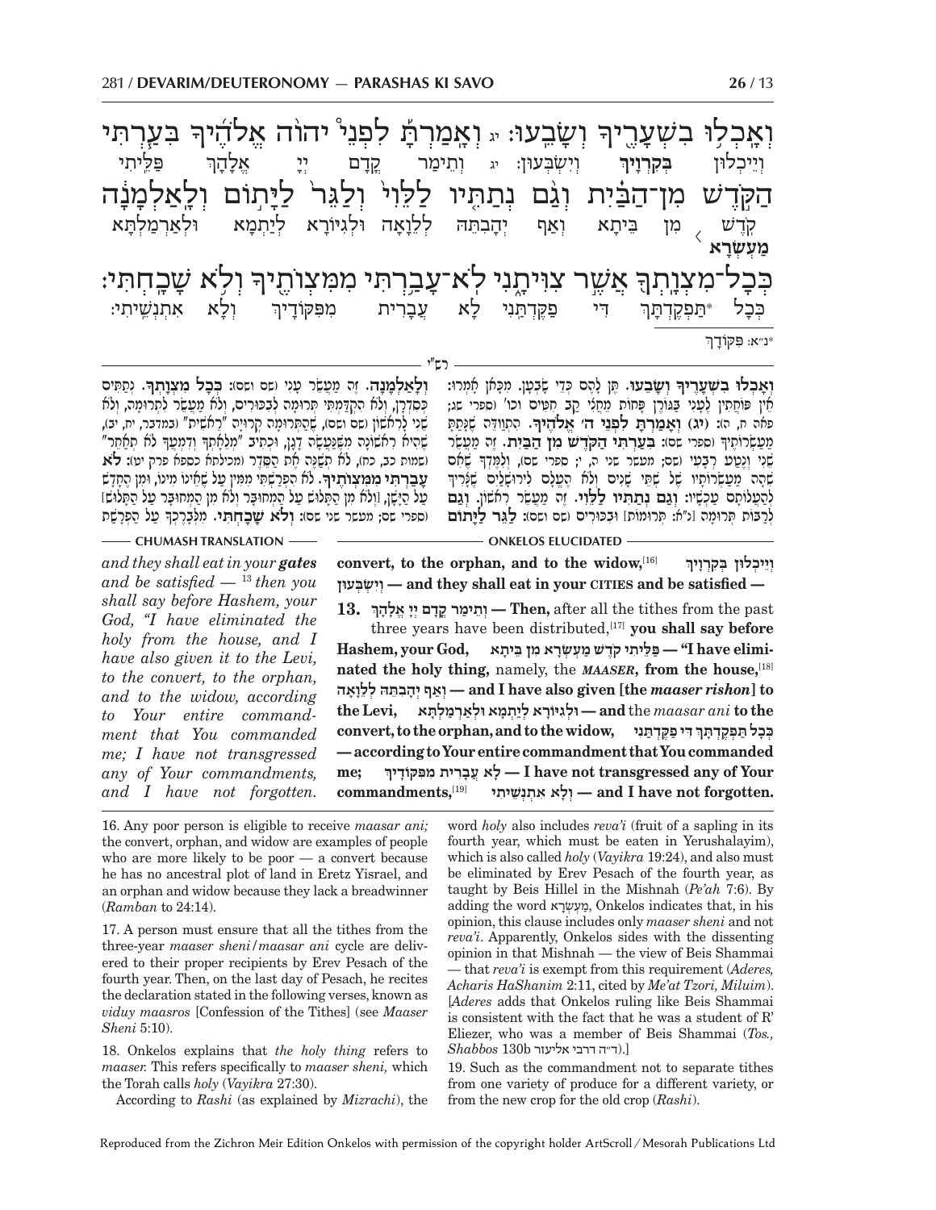וְאָכְל֥וּ בִשְׁעָרֶ֖יךָ וְשָׂבֵֽעוּ׃ יג וְאָמַרְתָּ֡ לִפְנֵי֩ יְהוָ֨ה אֱלֹהֶ֜יךָ בִּעַ֧רְתִּי הַקֹּ֣דֶשׁ מִן־הַבַּ֗יִת וְגַ֨ם נְתַתִּ֤יו לַלֵּוִי֙ וְלַגֵּר֙ לַיָּת֣וֹם וְלָֽאַלְמָנָ֔ה כְּכָל־מִצְוָתְךָ֖ אֲשֶׁ֣ר צִוִּיתָ֑נִי לֹֽא־עָבַ֥רְתִּי מִמִּצְוֺתֶ֖יךָ וְלֹ֥א שָׁכָֽחְתִּי׃

וְיֵיכְלוּן **בְּקִרְוָיךְ** וְיִשְׂבְּעוּן: יג וְתֵימַר קֳדָם יְיָ אֱלָהָךְ פַּלֵּיתִי קֹדֶשׁ **מַעְשְׂרָא** מִן בֵּיתָא וְאַף יְהַבְתֵּהּ לְלֵוָאֵה וּלְגִיּוֹרָא לְיִתָּמָא וּלְאַרְמַלְתָּא כְּכָל *תַּפְקֶדְתָּךְ דִּי פַקֶּדְתַּנִי לָא עֲבָרִית מִפִּקּוֹדָיךְ וְלָא אִתְנְשֵׁיתִי:

*נ״א: פִּקּוֹדָךְ

רש״י

**וְאָכְלוּ בִשְׁעָרֶיךָ וְשָׂבֵעוּ.** תֵּן לָהֶם כְּדֵי שָׂבְעָן. מִכָּאן אָמְרוּ: אֵין פּוֹחֲתִין לֶעָנִי בַּגֹּרֶן פָּחוֹת מֵחֲצִי קַב חִטִּים וכו׳ (ספרי שג; פאה ח, ה): **(יג) וְאָמַרְתָּ לִפְנֵי ה׳ אֱלֹהֶיךָ.** הִתְוַדֶּה שֶׁנָּתַתָּ מַעַשְׂרוֹתֶיךָ (ספרי שם): **בִּעַרְתִּי הַקֹּדֶשׁ מִן הַבַּיִת.** זֶה מַעֲשֵׂר שֵׁנִי וְנֶטַע רְבָעִי (שם; מעשר שני ה, י; ספרי שם), וְלִמֶּדְךָ שֶׁאִם שֶׁהָה מַעַשְׂרוֹתָיו שֶׁל שְׁתֵּי שָׁנִים וְלֹא הֶעֱלָם לִירוּשָׁלַיִם שֶׁצָּרִיךְ לְהַעֲלוֹתָם עַכְשָׁיו: **וְגַם נְתַתִּיו לַלֵּוִי.** זֶה מַעֲשֵׂר רִאשׁוֹן. **וְגַם** לְרַבּוֹת תְּרוּמָה [נ״א: תְּרוּמוֹת] וּבִכּוּרִים (שם ושם): **לַגֵּר לַיָּתוֹם וְלָאַלְמָנָה.** זֶה מַעֲשַׂר עָנִי (שם ושם): **כְּכָל מִצְוָתְךָ.** נְתַתִּים כְּסִדְרָן, וְלֹא הִקְדַּמְתִּי תְּרוּמָה לְבִכּוּרִים, וְלֹא מַעֲשֵׂר לִתְרוּמָה, וְלֹא שֵׁנִי לְרִאשׁוֹן (שם ושם), שֶׁהַתְּרוּמָה קְרוּיָה "רֵאשִׁית" (במדבר, יח, יב), שֶׁהִיא רִאשׁוֹנָה מִשֶּׁנַּעֲשָׂה דָגָן, וּכְתִיב "מְלֵאָתְךָ וְדִמְעֲךָ לֹא תְאַחֵר" (שמות כב, כח), לֹא תְּשַׁנֶּה אֶת הַסֵּדֶר (מכילתא כספא פרק יט): **לֹא עָבַרְתִּי מִמִּצְוֹתֶיךָ.** לֹא הִפְרַשְׁתִּי מִמִּין עַל שֶׁאֵינוֹ מִינוֹ, וּמִן הֶחָדָשׁ עַל הַיָּשָׁן, וְלֹא מִן הַתָּלוּשׁ עַל הַמְּחֻבָּר וְלֹא מִן הַמְּחֻבָּר עַל הַתָּלוּשׁ] (ספרי שם; מעשר שני שם): **וְלֹא שָׁכָחְתִּי.** מִלְּבָרֶכְךָ עַל הַפְרָשַׁת

## CHUMASH TRANSLATION

*and they shall eat in your* ***gates*** *and be satisfied —* [13] *then you shall say before Hashem, your God, "I have eliminated the holy from the house, and I have also given it to the Levi, to the convert, to the orphan, and to the widow, according to Your entire commandment that You commanded me; I have not transgressed any of Your commandments, and I have not forgotten.*

## ONKELOS ELUCIDATED

**convert, to the orphan, and to the widow,**[16] **וְיֵיכְלוּן בְּקִרְוָיךְ וְיִשְׂבְּעוּן — and they shall eat in your CITIES and be satisfied —**

**13. וְתֵימַר קֳדָם יְיָ אֱלָהָךְ — Then,** after all the tithes from the past three years have been distributed,[17] **you shall say before Hashem, your God, פַּלֵּיתִי קֹדֶשׁ מַעְשְׂרָא מִן בֵּיתָא — "I have eliminated the holy thing,** namely, the ***MAASER*****, from the house,**[18] **וְאַף יְהַבְתֵּהּ לְלֵוָאֵה — and I have also given [the *maaser rishon*] to the Levi, וּלְגִיּוֹרָא לְיִתָּמָא וּלְאַרְמַלְתָּא — and** the *maasar ani* **to the convert, to the orphan, and to the widow, כְּכָל תַּפְקֶדְתָּךְ דִּי פַקֶּדְתַּנִי — according to Your entire commandment that You commanded me; לָא עֲבָרִית מִפִּקּוֹדָיךְ — I have not transgressed any of Your commandments,**[19] **וְלָא אִתְנְשֵׁיתִי — and I have not forgotten.**

16. Any poor person is eligible to receive *maasar ani;* the convert, orphan, and widow are examples of people who are more likely to be poor — a convert because he has no ancestral plot of land in Eretz Yisrael, and an orphan and widow because they lack a breadwinner (*Ramban* to 24:14).

17. A person must ensure that all the tithes from the three-year *maaser sheni*/*maasar ani* cycle are delivered to their proper recipients by Erev Pesach of the fourth year. Then, on the last day of Pesach, he recites the declaration stated in the following verses, known as *viduy maasros* [Confession of the Tithes] (see *Maaser Sheni* 5:10).

18. Onkelos explains that *the holy thing* refers to *maaser.* This refers specifically to *maaser sheni,* which the Torah calls *holy* (*Vayikra* 27:30).

According to *Rashi* (as explained by *Mizrachi*), the word *holy* also includes *reva'i* (fruit of a sapling in its fourth year, which must be eaten in Yerushalayim), which is also called *holy* (*Vayikra* 19:24), and also must be eliminated by Erev Pesach of the fourth year, as taught by Beis Hillel in the Mishnah (*Pe'ah* 7:6). By adding the word מַעְשְׂרָא, Onkelos indicates that, in his opinion, this clause includes only *maaser sheni* and not *reva'i*. Apparently, Onkelos sides with the dissenting opinion in that Mishnah — the view of Beis Shammai — that *reva'i* is exempt from this requirement (*Aderes, Acharis HaShanim* 2:11, cited by *Me'at Tzori, Miluim*). [*Aderes* adds that Onkelos ruling like Beis Shammai is consistent with the fact that he was a student of R' Eliezer, who was a member of Beis Shammai (*Tos., Shabbos* 130b ד״ה דרבי אליעזר).]

19. Such as the commandment not to separate tithes from one variety of produce for a different variety, or from the new crop for the old crop (*Rashi*).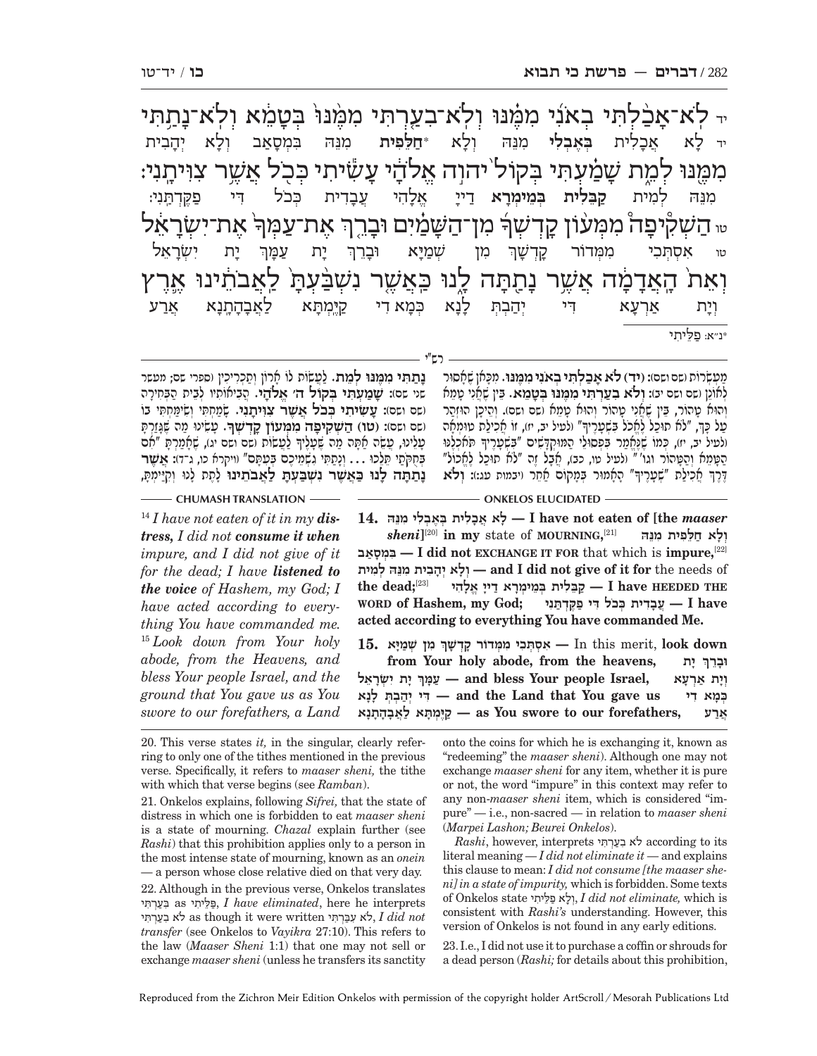יד לֹא־אָכַ֨לְתִּי בְאֹנִ֜י מִמֶּ֗נּוּ וְלֹא־בִעַ֤רְתִּי מִמֶּ֙נּוּ֙ בְּטָמֵ֔א וְלֹא־נָתַ֥תִּי מִמֶּ֖נּוּ לְמֵ֑ת שָׁמַ֗עְתִּי בְּקוֹל֙ יהוה אֱלֹהָ֔י עָשִׂ֕יתִי כְּכֹ֖ל אֲשֶׁ֥ר צִוִּיתָֽנִי׃

יד לָא אֲכָלִית בְּאֶבְלִי מִנֵּהּ וְלָא *חַלֵּפִית מִנֵּהּ בִּמְסָאַב וְלָא יְהָבִית מִנֵּהּ לְמִית קַבֵּלִית בְּמֵימְרָא דַייָ אֱלָהִי עֲבָדִית כְּכֹל דִּי פַקֵּדְתָּנִי׃

טו הַשְׁקִ֩יפָה֩ מִמְּע֨וֹן קָדְשְׁךָ֜ מִן־הַשָּׁמַ֗יִם וּבָרֵ֤ךְ אֶֽת־עַמְּךָ֙ אֶת־יִשְׂרָאֵ֔ל וְאֵת֙ הָאֲדָמָ֔ה אֲשֶׁ֖ר נָתַ֣תָּה לָ֑נוּ כַּאֲשֶׁ֤ר נִשְׁבַּ֙עְתָּ֙ לַאֲבֹתֵ֔ינוּ אֶ֛רֶץ

טו אִסְתְּכִי מִמְּדוֹר קֻדְשָׁךְ מִן שְׁמַיָּא וּבָרֵךְ יָת עַמָּךְ יָת יִשְׂרָאֵל וְיָת אַרְעָא דִּי יְהַבְתְּ לָנָא כְּמָא דִי קַיֶּמְתָּא לַאֲבָהָתָנָא אֲרַע

*נ"א: פַלֵּיתִי

## רש"י

מַעַשְׂרוֹת (שם ושם): **(יד) לֹא אָכַלְתִּי בְאֹנִי מִמֶּנּוּ.** מִכָּאן שֶׁאָסוּר לְאוֹנֵן (שם ושם יב): **וְלֹא בִעַרְתִּי מִמֶּנּוּ בְּטָמֵא.** בֵּין שֶׁאֲנִי טָמֵא וְהוּא טָהוֹר, בֵּין שֶׁאֲנִי טָהוֹר וְהוּא טָמֵא (שם ושם). וְהֵיכָן הוּזְהַר עַל כָּךְ, "לֹא תוּכַל לֶאֱכֹל בִּשְׁעָרֶיךָ" (לעיל יב, יז), זוֹ אֲכִילַת טוּמְאָה (לעיל יב, יז), כְּמוֹ שֶׁנֶּאֱמַר בִּפְסוּלֵי הַמּוּקְדָּשִׁים "בִּשְׁעָרֶיךָ תֹּאכְלֶנּוּ הַטָּמֵא וְהַטָּהוֹר וגו'" (לעיל טו, כב), אֲבָל זֶה "לֹא תוּכַל לֶאֱכֹל" דֶּרֶךְ אֲכִילַת "שְׁעָרֶיךָ" הָאָמוּר בְּמָקוֹם אַחֵר (יבמות עג:): **וְלֹא נָתַתִּי מִמֶּנּוּ לְמֵת.** לַעֲשׂוֹת לוֹ אָרוֹן וְתַכְרִיכִין (ספרי שם; מעשר שני שם): **שָׁמַעְתִּי בְּקוֹל ה' אֱלֹהָי.** הֲבִיאוֹתִיו לְבֵית הַבְּחִירָה (שם ושם): **עָשִׂיתִי כְּכֹל אֲשֶׁר צִוִּיתָנִי.** שָׂמַחְתִּי וְשִׂמַּחְתִּי בּוֹ (שם ושם): **(טו) הַשְׁקִיפָה מִמְּעוֹן קָדְשְׁךָ.** עָשִׂינוּ מַה שֶּׁגָּזַרְתָּ עָלֵינוּ, עֲשֵׂה אַתָּה מַה שֶּׁעָלֶיךָ לַעֲשׂוֹת (שם ושם יג), שֶׁאָמַרְתָּ "אִם בְּחֻקֹּתַי תֵּלֵכוּ ... וְנָתַתִּי גִשְׁמֵיכֶם בְּעִתָּם" (ויקרא כו, ג-ד): **אֲשֶׁר נָתַתָּה לָנוּ כַּאֲשֶׁר נִשְׁבַּעְתָּ לַאֲבֹתֵינוּ** לָתֵת לָנוּ וְקִיַּמְתָּ,

## CHUMASH TRANSLATION

[14] *I have not eaten of it in my* ***distress****, I did not* ***consume it when*** *impure, and I did not give of it for the dead; I have* ***listened to the voice*** *of Hashem, my God; I have acted according to everything You have commanded me.* [15] *Look down from Your holy abode, from the Heavens, and bless Your people Israel, and the ground that You gave us as You swore to our forefathers, a Land*

## ONKELOS ELUCIDATED

**14. לָא אֲכָלִית בְּאֶבְלִי מִנֵּהּ — I have not eaten of [the** ***maaser sheni*****]**[20] **in my** state of **MOURNING,**[21] **וְלָא חַלֵּפִית מִנֵּהּ בִּמְסָאַב — I did not EXCHANGE IT FOR** that which is **impure,**[22] **וְלָא יְהָבִית מִנֵּהּ לְמִית — and I did not give of it for** the needs of **the dead;**[23] **קַבֵּלִית בְּמֵימְרָא דַייָ אֱלָהִי — I have HEEDED THE WORD of Hashem, my God; עֲבָדִית כְּכֹל דִּי פַקֵּדְתָּנִי — I have acted according to everything You have commanded Me.**

**15. אִסְתְּכִי מִמְּדוֹר קֻדְשָׁךְ מִן שְׁמַיָּא —** In this merit, **look down from Your holy abode, from the heavens, וּבָרֵךְ יָת עַמָּךְ יָת יִשְׂרָאֵל — and bless Your people Israel, וְיָת אַרְעָא דִּי יְהַבְתְּ לָנָא — and the Land that You gave us כְּמָא דִי קַיֶּמְתָּא לַאֲבָהָתָנָא — as You swore to our forefathers, אֲרַע**

---

20. This verse states *it,* in the singular, clearly referring to only one of the tithes mentioned in the previous verse. Specifically, it refers to *maaser sheni,* the tithe with which that verse begins (see *Ramban*).

21. Onkelos explains, following *Sifrei,* that the state of distress in which one is forbidden to eat *maaser sheni* is a state of mourning. *Chazal* explain further (see *Rashi*) that this prohibition applies only to a person in the most intense state of mourning, known as an *onein* — a person whose close relative died on that very day.

22. Although in the previous verse, Onkelos translates בִּעַרְתִּי as פַלֵּיתִי, *I have eliminated*, here he interprets לֹא בִעַרְתִּי as though it were written לֹא עִבַּרְתִּי, *I did not transfer* (see Onkelos to *Vayikra* 27:10). This refers to the law (*Maaser Sheni* 1:1) that one may not sell or exchange *maaser sheni* (unless he transfers its sanctity onto the coins for which he is exchanging it, known as "redeeming" the *maaser sheni*). Although one may not exchange *maaser sheni* for any item, whether it is pure or not, the word "impure" in this context may refer to any non-*maaser sheni* item, which is considered "impure" — i.e., non-sacred — in relation to *maaser sheni* (*Marpei Lashon; Beurei Onkelos*).

*Rashi*, however, interprets לֹא בִעַרְתִּי according to its literal meaning — *I did not eliminate it* — and explains this clause to mean: *I did not consume [the maaser sheni] in a state of impurity,* which is forbidden. Some texts of Onkelos state וְלָא פַלֵּיתִי, *I did not eliminate,* which is consistent with *Rashi's* understanding. However, this version of Onkelos is not found in any early editions.

23. I.e., I did not use it to purchase a coffin or shrouds for a dead person (*Rashi;* for details about this prohibition,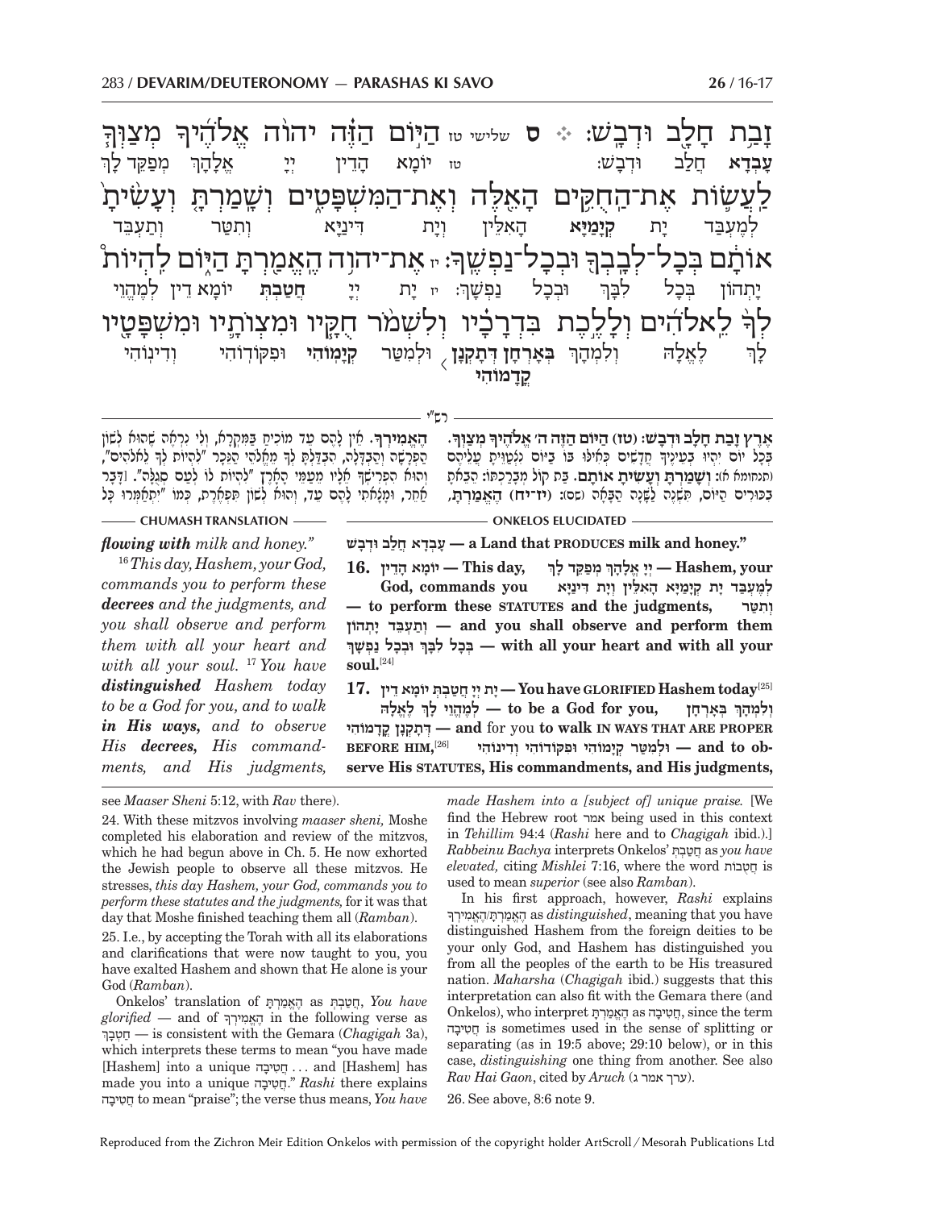זָבַת חָלָב וּדְבָשׁ: ❖ ס שלישי טז הַיּוֹם הַזֶּה יהוה אֱלֹהֶיךָ מְצַוְּךָ
**עָבְדָא** חֲלַב וּדְבָשׁ: טז יוֹמָא הָדֵין יְיָ אֱלָהָךְ מְפַקֵּד לָךְ

לַעֲשׂוֹת אֶת־הַחֻקִּים הָאֵלֶּה וְאֶת־הַמִּשְׁפָּטִים וְשָׁמַרְתָּ וְעָשִׂיתָ
לְמֶעְבַּד יָת **קְיָמַיָּא** הָאִלֵּין וְיָת דִּינַיָּא וְתִטַּר וְתַעְבֵּד

אוֹתָם בְּכָל־לְבָבְךָ וּבְכָל־נַפְשֶׁךָ: יז אֶת־יהוה הֶאֱמַרְתָּ הַיּוֹם לִהְיוֹת
יָתְהוֹן בְּכָל לִבָּךְ וּבְכָל נַפְשָׁךְ: יז יָת יְיָ **חֲטַבְתְּ** יוֹמָא דֵין לְמֶהֱוֵי

לְךָ לֵאלֹהִים וְלָלֶכֶת בִּדְרָכָיו וְלִשְׁמֹר חֻקָּיו וּמִצְוֹתָיו וּמִשְׁפָּטָיו
לָךְ לֶאֱלָהּ וּלְמְהָךְ **בְּאָרְחָן דְּתָקְנָן קֳדָמוֹהִי** וּלְמִטַּר **קְיָמוֹהִי** וּפִקּוֹדוֹהִי וְדִינוֹהִי

— רש"י —

**אֶרֶץ זָבַת חָלָב וּדְבָשׁ: (טז) הַיּוֹם הַזֶּה ה' אֱלֹהֶיךָ מְצַוְּךָ.** בְּכָל יוֹם יִהְיוּ בְעֵינֶיךָ חֲדָשִׁים כְּאִלּוּ בוֹ בַיּוֹם נִצְטַוֵּיתָ עֲלֵיהֶם (תנחומא א): **וְשָׁמַרְתָּ וְעָשִׂיתָ אוֹתָם.** בַּת קוֹל מְבָרַכְתּוֹ: הֵבֵאתָ בִכּוּרִים הַיּוֹם, תִּשְׁנֶה לְשָׁנָה הַבָּאָה (שם): **(יז-יח) הֶאֱמַרְתָּ, הֶאֱמִירְךָ.** אֵין לָהֶם עֵד מוֹכִיחַ בַּמִּקְרָא, וְלִי נִרְאֶה שֶׁהוּא לְשׁוֹן הַפְרָשָׁה וְהַבְדָּלָה, הִבְדַּלְתָּ לְךָ מֵאֱלֹהֵי הַנֵּכָר "לִהְיוֹת לְךָ לֵאלֹהִים", וְהוּא הִפְרִישְׁךָ אֵלָיו מֵעַמֵּי הָאָרֶץ "לִהְיוֹת לוֹ לְעַם סְגֻלָּה". [דָּבָר אַחֵר, וּמָצָאתִי לָהֶם עֵד, וְהוּא לְשׁוֹן תִּפְאֶרֶת, כְּמוֹ "יִתְאַמְּרוּ כָּל

— CHUMASH TRANSLATION —

*flowing with milk and honey."*

[16] *This day, Hashem, your God, commands you to perform these* ***decrees*** *and the judgments, and you shall observe and perform them with all your heart and with all your soul.* [17] *You have* ***distinguished*** *Hashem today to be a God for you, and to walk* ***in His ways,*** *and to observe His* ***decrees,*** *His commandments, and His judgments,*

— ONKELOS ELUCIDATED —

עָבְדָא חֲלַב וּדְבָשׁ — a Land that PRODUCES milk and honey."

**16.** יוֹמָא הָדֵין — This day, יְיָ אֱלָהָךְ מְפַקֵּד לָךְ — Hashem, your God, commands you לְמֶעְבַּד יָת קְיָמַיָּא הָאִלֵּין וְיָת דִּינַיָּא — to perform these STATUTES and the judgments, וְתִטַּר וְתַעְבֵּד יָתְהוֹן — and you shall observe and perform them בְּכָל לִבָּךְ וּבְכָל נַפְשָׁךְ — with all your heart and with all your soul.[24]

**17.** יָת יְיָ חֲטַבְתְּ יוֹמָא דֵין — You have GLORIFIED Hashem today[25] לְמֶהֱוֵי לָךְ לֶאֱלָהּ — to be a God for you, וּלְמְהָךְ בְּאָרְחָן דְּתָקְנָן קֳדָמוֹהִי — and for you to walk IN WAYS THAT ARE PROPER BEFORE HIM,[26] וּלְמִטַּר קְיָמוֹהִי וּפִקּוֹדוֹהִי וְדִינוֹהִי — and to observe His STATUTES, His commandments, and His judgments,

---

see *Maaser Sheni* 5:12, with *Rav* there).

24. With these mitzvos involving *maaser sheni,* Moshe completed his elaboration and review of the mitzvos, which he had begun above in Ch. 5. He now exhorted the Jewish people to observe all these mitzvos. He stresses, *this day Hashem, your God, commands you to perform these statutes and the judgments,* for it was that day that Moshe finished teaching them all (*Ramban*).

25. I.e., by accepting the Torah with all its elaborations and clarifications that were now taught to you, you have exalted Hashem and shown that He alone is your God (*Ramban*).

Onkelos' translation of הֶאֱמַרְתָּ as חֲטַבְתְּ, *You have glorified* — and of הֶאֱמִירְךָ in the following verse as חַטְבָךְ — is consistent with the Gemara (*Chagigah* 3a), which interprets these terms to mean "you have made [Hashem] into a unique חֲטִיבָה . . . and [Hashem] has made you into a unique חֲטִיבָה." *Rashi* there explains חֲטִיבָה to mean "praise"; the verse thus means, *You have made Hashem into a [subject of] unique praise.* [We find the Hebrew root אמר being used in this context in *Tehillim* 94:4 (*Rashi* here and to *Chagigah* ibid.).] *Rabbeinu Bachya* interprets Onkelos' חֲטַבְתְּ as *you have elevated,* citing *Mishlei* 7:16, where the word חֲטֻבוֹת is used to mean *superior* (see also *Ramban*).

In his first approach, however, *Rashi* explains הֶאֱמַרְתָּ/הֶאֱמִירְךָ as *distinguished*, meaning that you have distinguished Hashem from the foreign deities to be your only God, and Hashem has distinguished you from all the peoples of the earth to be His treasured nation. *Maharsha* (*Chagigah* ibid.) suggests that this interpretation can also fit with the Gemara there (and Onkelos), who interpret הֶאֱמַרְתָּ as חֲטִיבָה, since the term חֲטִיבָה is sometimes used in the sense of splitting or separating (as in 19:5 above; 29:10 below), or in this case, *distinguishing* one thing from another. See also *Rav Hai Gaon*, cited by *Aruch* (ערך אמר ג).

26. See above, 8:6 note 9.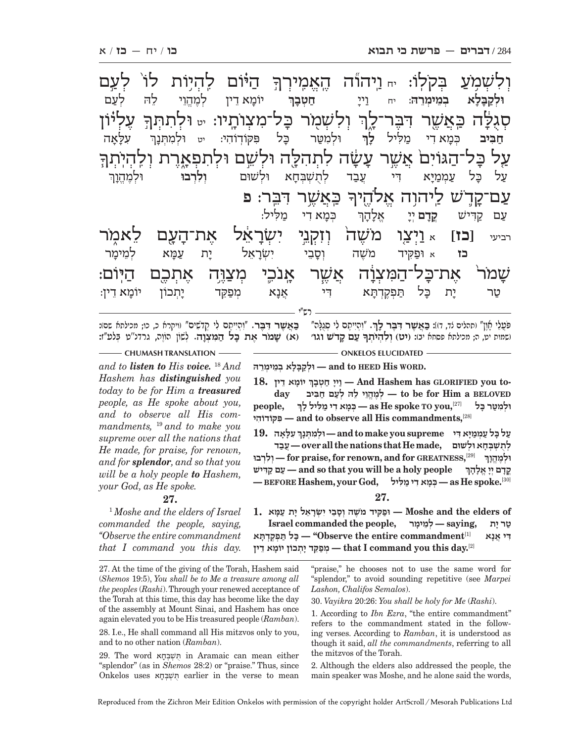וְלִשְׁמֹ֖עַ בְּקֹלֽוֹ׃ יח וַיהֹוָ֞ה הֶאֱמִֽירְךָ֣ הַיּ֗וֹם לִהְי֥וֹת לוֹ֙ לְעַ֣ם
וּלְקַבָּלָא בְּמֵימְרֵהּ: יח וַיְיָ חַטְבָךְ יוֹמָא דֵין לְמֶהֱוֵי לֵהּ לְעַם

סְגֻלָּ֔ה כַּאֲשֶׁ֖ר דִּבֶּר־לָ֑ךְ וְלִשְׁמֹ֖ר כׇּל־מִצְוֺתָֽיו׃ יט וּלְתִתְּךָ֣ עֶלְי֗וֹן
חֲבִיב כְּמָא דִי מַלִּיל לָךְ וּלְמִטַּר כָּל פִּקּוֹדוֹהִי: יט וּלְמִתְּנָךְ עִלָּאָה

עַ֤ל כׇּל־הַגּוֹיִם֙ אֲשֶׁ֣ר עָשָׂ֔ה לִתְהִלָּ֖ה וּלְשֵׁ֣ם וּלְתִפְאָ֑רֶת וְלִֽהְיֹתְךָ֧
עַל כָּל עַמְמַיָּא דִי עֲבַד לְתֻשְׁבְּחָא וּלְשׁוּם וְלִרְבוּ וּלְמֶהֱוָךְ

עַם־קָדֹ֛שׁ לַיהֹוָ֥ה אֱלֹהֶ֖יךָ כַּאֲשֶׁ֥ר דִּבֵּֽר׃ פ
עַם קַדִּישׁ קֳדָם יְיָ אֱלָהָךְ כְּמָא דִי מַלִּיל:

רביעי [כז] א וַיְצַ֤ו מֹשֶׁה֙ וְזִקְנֵ֣י יִשְׂרָאֵ֔ל אֶת־הָעָ֖ם לֵאמֹ֑ר
כז א וּפַקִּיד מֹשֶׁה וְסָבֵי יִשְׂרָאֵל יָת עַמָּא לְמֵימָר

שָׁמֹר֙ אֶת־כׇּל־הַמִּצְוָ֔ה אֲשֶׁ֧ר אָנֹכִ֛י מְצַוֶּ֥ה אֶתְכֶ֖ם הַיּֽוֹם׃
טַר יָת כָּל תַּפְקֶדְתָּא דִי אֲנָא מְפַקֵּד יָתְכוֹן יוֹמָא דֵין:

רש"י

פֹּעֲלֵי אָוֶן" (תהלים צד, ד): **כַּאֲשֶׁר דִּבֶּר לָךְ.** "וִהְיִיתֶם לִי סְגֻלָּה" (שמות יט, ה; מכילתא פסחא יב): **(יט) וְלִהְיֹתְךָ עַם קָדֹשׁ וגו' כַּאֲשֶׁר דִּבֵּר.** "וִהְיִיתֶם לִי קְדֹשִׁים" (ויקרא כ, כו; מכילתא שם): **(א) שָׁמֹר אֶת כָּל הַמִּצְוָה.** לְשׁוֹן הוֹוֶה, גרדנ"ט בְּלַעַ"ז:

## ONKELOS ELUCIDATED

**וּלְקַבָּלָא בְּמֵימְרֵהּ** — and to HEED His WORD.

**18. וַיְיָ חַטְבָךְ יוֹמָא דֵין** — And Hashem has GLORIFIED you today **לְמֶהֱוֵי לֵהּ לְעַם חֲבִיב** — to be for Him a BELOVED people, **כְּמָא דִי מַלִּיל לָךְ** — as He spoke TO you,[27] **וּלְמִטַּר כָּל פִּקּוֹדוֹהִי** — and to observe all His commandments,[28]

**19. וּלְמִתְּנָךְ עִלָּאָה עַל כָּל עַמְמַיָּא דִי עֲבַד** — and to make you supreme over all the nations that He made, **לְתֻשְׁבְּחָא וּלְשׁוּם וְלִרְבוּ** — for praise, for renown, and for GREATNESS,[29] **וּלְמֶהֱוָךְ עַם קַדִּישׁ קֳדָם יְיָ אֱלָהָךְ** — and so that you will be a holy people BEFORE Hashem, your God, **כְּמָא דִי מַלִּיל** — as He spoke.[30]

**27.**

**1. וּפַקִּיד מֹשֶׁה וְסָבֵי יִשְׂרָאֵל יָת עַמָּא** — Moshe and the elders of Israel commanded the people, **לְמֵימָר** — saying, **טַר יָת כָּל תַּפְקֶדְתָּא** — "Observe the entire commandment[1] **דִי אֲנָא מְפַקֵּד יָתְכוֹן יוֹמָא דֵין** — that I command you this day.[2]

## CHUMASH TRANSLATION

*and to **listen to** His **voice.** [18] And Hashem has **distinguished** you today to be for Him a **treasured** people, as He spoke about you, and to observe all His commandments, [19] and to make you supreme over all the nations that He made, for praise, for renown, and for **splendor**, and so that you will be a holy people **to** Hashem, your God, as He spoke.*

**27.**

*[1] Moshe and the elders of Israel commanded the people, saying, "Observe the entire commandment that I command you this day.*

---

27. At the time of the giving of the Torah, Hashem said (*Shemos* 19:5), *You shall be to Me a treasure among all the peoples* (*Rashi*). Through your renewed acceptance of the Torah at this time, this day has become like the day of the assembly at Mount Sinai, and Hashem has once again elevated you to be His treasured people (*Ramban*).

28. I.e., He shall command all His mitzvos only to you, and to no other nation (*Ramban*).

29. The word תֻּשְׁבְּחָא in Aramaic can mean either "splendor" (as in *Shemos* 28:2) or "praise." Thus, since Onkelos uses תֻּשְׁבְּחָא earlier in the verse to mean "praise," he chooses not to use the same word for "splendor," to avoid sounding repetitive (see *Marpei Lashon, Chalifos Semalos*).

30. *Vayikra* 20:26: *You shall be holy for Me* (*Rashi*).

1. According to *Ibn Ezra*, "the entire commandment" refers to the commandment stated in the following verses. According to *Ramban*, it is understood as though it said, *all the commandments*, referring to all the mitzvos of the Torah.

2. Although the elders also addressed the people, the main speaker was Moshe, and he alone said the words,

Reproduced from the Zichron Meir Edition Onkelos with permission of the copyright holder ArtScroll / Mesorah Publications Ltd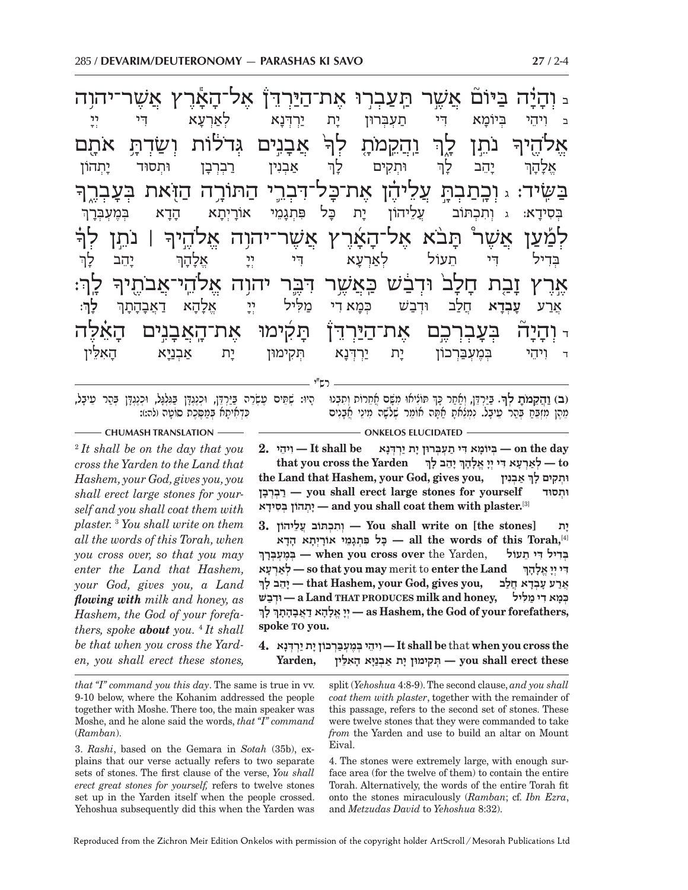ב וְהָיָה בַּיּוֹם אֲשֶׁר תַּעַבְרוּ אֶת־הַיַּרְדֵּן אֶל־הָאָרֶץ אֲשֶׁר־יהוה אֱלֹהֶיךָ נֹתֵן לָךְ וַהֲקֵמֹתָ לְךָ אֲבָנִים גְּדֹלוֹת וְשַׂדְתָּ אֹתָם בַּשִּׂיד: ג וְכָתַבְתָּ עֲלֵיהֶן אֶת־כָּל־דִּבְרֵי הַתּוֹרָה הַזֹּאת בְּעָבְרֶךָ לְמַעַן אֲשֶׁר תָּבֹא אֶל־הָאָרֶץ אֲשֶׁר־יהוה אֱלֹהֶיךָ | נֹתֵן לְךָ אֶרֶץ זָבַת חָלָב וּדְבַשׁ כַּאֲשֶׁר דִּבֶּר יהוה אֱלֹהֵי־אֲבֹתֶיךָ לָךְ: ד וְהָיָה בְּעָבְרְכֶם אֶת־הַיַּרְדֵּן תָּקִימוּ אֶת־הָאֲבָנִים הָאֵלֶּה

ב וִיהֵי בְּיוֹמָא דִּי תַעְבְּרוּן יָת יַרְדְּנָא לְאַרְעָא דִּי יְיָ אֱלָהָךְ יָהֵב לָךְ וּתְקִים לָךְ אַבְנִין רַבְרְבָן וּתְסוּד יָתְהוֹן בְּסִידָא: ג וְתִכְתּוֹב עֲלֵיהוֹן יָת כָּל פִּתְגָמֵי אוֹרָיְתָא הָדָא בְּמֶעְבְּרָךְ בְּדִיל דִּי תֵעוֹל לְאַרְעָא דִּי יְיָ אֱלָהָךְ יָהֵב לָךְ אֲרַע **עָבְדָא** חֲלַב וּדְבַשׁ כְּמָא דִי מַלִּיל יְיָ אֱלָהָא דַאֲבָהָתָךְ **לָךְ**: ד וִיהֵי בְּמֶעְבַּרְכוֹן יָת יַרְדְּנָא תְּקִימוּן יָת אַבְנַיָּא הָאִלֵּין

**רש"י**

**(ב) וַהֲקֵמֹתָ לְךָ.** בַּיַּרְדֵּן, וְאַחַר כָּךְ תּוֹצִיאוּ מִשָּׁם אֲחֵרוֹת וְתִבְנוּ מֵהֶן מִזְבֵּחַ בְּהַר עֵיבָל. נִמְצֵאתָ אַתָּה אוֹמֵר שְׁלֹשָׁה מִינֵי אֲבָנִים הָיוּ: שְׁתֵּים עֶשְׂרֵה בַּיַּרְדֵּן, וּכְנֶגְדָּן בַּגִּלְגָּל, וּכְנֶגְדָּן בְּהַר עֵיבָל, כִּדְאִיתָא בְּמַסֶּכֶת סוֹטָה (לה:):

**CHUMASH TRANSLATION**

[2] *It shall be on the day that you cross the Yarden to the Land that Hashem, your God, gives you, you shall erect large stones for yourself and you shall coat them with plaster.* [3] *You shall write on them all the words of this Torah, when you cross over, so that you may enter the Land that Hashem, your God, gives you, a Land **flowing with** milk and honey, as Hashem, the God of your forefathers, spoke **about** you.* [4] *It shall be that when you cross the Yarden, you shall erect these stones,*

**ONKELOS ELUCIDATED**

**2. וִיהֵי — It shall be** **בְּיוֹמָא דִּי תַעְבְּרוּן יָת יַרְדְּנָא — on the day that you cross the Yarden** **לְאַרְעָא דִּי יְיָ אֱלָהָךְ יָהֵב לָךְ — to the Land that Hashem, your God, gives you,** **וּתְקִים לָךְ אַבְנִין רַבְרְבָן — you shall erect large stones for yourself** **וּתְסוּד יָתְהוֹן בְּסִידָא — and you shall coat them with plaster.**[3]

**3. וְתִכְתּוֹב עֲלֵיהוֹן — You shall write on [the stones]** **יָת כָּל פִּתְגָמֵי אוֹרָיְתָא הָדָא — all the words of this Torah,**[4] **בְּמֶעְבְּרָךְ — when you cross over** the Yarden, **בְּדִיל דִּי תֵעוֹל לְאַרְעָא — so that you may** merit to **enter the Land** **דִּי יְיָ אֱלָהָךְ יָהֵב לָךְ — that Hashem, your God, gives you,** **אֲרַע עָבְדָא חֲלַב וּדְבַשׁ — a Land THAT PRODUCES milk and honey,** **כְּמָא דִי מַלִּיל יְיָ אֱלָהָא דַאֲבָהָתָךְ לָךְ — as Hashem, the God of your forefathers, spoke TO you.**

**4. וִיהֵי בְּמֶעְבַּרְכוֹן יָת יַרְדְּנָא — It shall be** that **when you cross the Yarden,** **תְּקִימוּן יָת אַבְנַיָּא הָאִלֵּין — you shall erect these**

---

*that "I" command you this day*. The same is true in vv. 9-10 below, where the Kohanim addressed the people together with Moshe. There too, the main speaker was Moshe, and he alone said the words, *that "I" command* (*Ramban*).

3. *Rashi*, based on the Gemara in *Sotah* (35b), explains that our verse actually refers to two separate sets of stones. The first clause of the verse, *You shall erect great stones for yourself,* refers to twelve stones set up in the Yarden itself when the people crossed. Yehoshua subsequently did this when the Yarden was split (*Yehoshua* 4:8-9). The second clause, *and you shall coat them with plaster*, together with the remainder of this passage, refers to the second set of stones. These were twelve stones that they were commanded to take *from* the Yarden and use to build an altar on Mount Eival.

4. The stones were extremely large, with enough surface area (for the twelve of them) to contain the entire Torah. Alternatively, the words of the entire Torah fit onto the stones miraculously (*Ramban*; cf. *Ibn Ezra*, and *Metzudas David* to *Yehoshua* 8:32).

Reproduced from the Zichron Meir Edition Onkelos with permission of the copyright holder ArtScroll/Mesorah Publications Ltd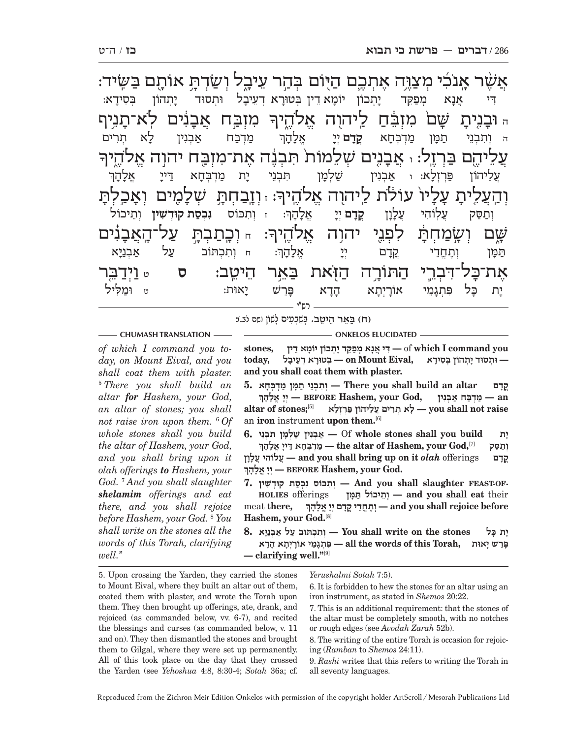אֲשֶׁר אָנֹכִי מְצַוֶּה אֶתְכֶם הַיּוֹם בְּהַר עֵיבָל וְשַׂדְתָּ אוֹתָם בַּשִּׂיד׃
דִּי אֲנָא מְפַקֵּד יָתְכוֹן יוֹמָא דֵין בְּטוּרָא דְעֵיבָל וּתְסוּד יָתְהוֹן בְּסִידָא׃

ה וּבָנִיתָ שָּׁם מִזְבֵּחַ לַיהוָה אֱלֹהֶיךָ מִזְבַּח אֲבָנִים לֹא־תָנִיף עֲלֵיהֶם בַּרְזֶל׃
ה וְתִבְנֵי תַמָּן מַדְבְּחָא **קֳדָם** יְיָ אֱלָהָךְ מַדְבַּח אַבְנִין לָא תְרִים עֲלֵיהוֹן פַּרְזְלָא׃

ו אֲבָנִים שְׁלֵמוֹת תִּבְנֶה אֶת־מִזְבַּח יהוה אֱלֹהֶיךָ וְהַעֲלִיתָ עָלָיו עוֹלֹת לַיהוָה אֱלֹהֶיךָ׃
ו אַבְנִין שַׁלְמָן תִּבְנֵי יָת מַדְבְּחָא דַּייָ אֱלָהָךְ וְתַסֵּק עֲלוֹהִי עֲלָוָן **קֳדָם** יְיָ אֱלָהָךְ׃

ז וְזָבַחְתָּ שְׁלָמִים וְאָכַלְתָּ שָּׁם וְשָׂמַחְתָּ לִפְנֵי יהוה אֱלֹהֶיךָ׃
ז וְתִכּוֹס **נִכְסַת קוּדְשִׁין** וְתֵיכוֹל תַּמָּן וְתֶחְדֵי קֳדָם יְיָ אֱלָהָךְ׃

ח וְכָתַבְתָּ עַל־הָאֲבָנִים אֶת־כָּל־דִּבְרֵי הַתּוֹרָה הַזֹּאת בַּאֵר הֵיטֵב׃ ס
ח וְתִכְתּוֹב עַל אַבְנַיָּא יָת כָּל פִּתְגָמֵי אוֹרָיְתָא הָדָא פָּרֵשׁ יָאוּת׃

ט וַיְדַבֵּר
ט וּמַלִּיל

רש"י

(ח) בַּאֵר הֵיטֵב. בְּשִׁבְעִים לָשׁוֹן (סוטה לב.):

**CHUMASH TRANSLATION**

*of which I command you today, on Mount Eival, and you shall coat them with plaster.* [5] *There you shall build an altar* ***for*** *Hashem, your God, an altar of stones; you shall not raise iron upon them.* [6] *Of whole stones shall you build the altar of Hashem, your God, and you shall bring upon it olah offerings* ***to*** *Hashem, your God.* [7] *And you shall slaughter* ***shelamim*** *offerings and eat there, and you shall rejoice before Hashem, your God.* [8] *You shall write on the stones all the words of this Torah, clarifying well."*

**ONKELOS ELUCIDATED**

**stones,** דִּי אֲנָא מְפַקֵּד יָתְכוֹן יוֹמָא דֵין — of **which I command you today,** בְּטוּרָא דְעֵיבָל — **on Mount Eival,** וּתְסוּד יָתְהוֹן בְּסִידָא — **and you shall coat them with plaster.**

**5.** וְתִבְנֵי תַמָּן מַדְבְּחָא — **There you shall build an altar** קֳדָם יְיָ אֱלָהָךְ — BEFORE **Hashem, your God,** מַדְבַּח אַבְנִין — **an altar of stones;**[5] לָא תְרִים עֲלֵיהוֹן פַּרְזְלָא — **you shall not raise** an **iron** instrument **upon them.**[6]

**6.** אַבְנִין שַׁלְמָן תִּבְנֵי — Of **whole stones shall you build** יָת מַדְבְּחָא דַּייָ אֱלָהָךְ — **the altar of Hashem, your God,**[7] וְתַסֵּק עֲלוֹהִי עֲלָוָן — **and you shall bring up on it** ***olah*** offerings קֳדָם יְיָ אֱלָהָךְ — BEFORE **Hashem, your God.**

**7.** וְתִכּוֹס נִכְסַת קוּדְשִׁין — **And you shall slaughter** FEAST-OF-HOLIES offerings וְתֵיכוֹל תַּמָּן — **and you shall eat** their meat **there,** וְתֶחְדֵי קֳדָם יְיָ אֱלָהָךְ — **and you shall rejoice before Hashem, your God.**[8]

**8.** וְתִכְתּוֹב עַל אַבְנַיָּא — **You shall write on the stones** יָת כָּל פִּתְגָמֵי אוֹרָיְתָא הָדָא — **all the words of this Torah,** פָּרֵשׁ יָאוּת — **clarifying well."**[9]

---

5. Upon crossing the Yarden, they carried the stones to Mount Eival, where they built an altar out of them, coated them with plaster, and wrote the Torah upon them. They then brought up offerings, ate, drank, and rejoiced (as commanded below, vv. 6-7), and recited the blessings and curses (as commanded below, v. 11 and on). They then dismantled the stones and brought them to Gilgal, where they were set up permanently. All of this took place on the day that they crossed the Yarden (see *Yehoshua* 4:8, 8:30-4; *Sotah* 36a; cf. *Yerushalmi Sotah* 7:5).

6. It is forbidden to hew the stones for an altar using an iron instrument, as stated in *Shemos* 20:22.

7. This is an additional requirement: that the stones of the altar must be completely smooth, with no notches or rough edges (see *Avodah Zarah* 52b).

8. The writing of the entire Torah is occasion for rejoicing (*Ramban* to *Shemos* 24:11).

9. *Rashi* writes that this refers to writing the Torah in all seventy languages.

Reproduced from the Zichron Meir Edition Onkelos with permission of the copyright holder ArtScroll / Mesorah Publications Ltd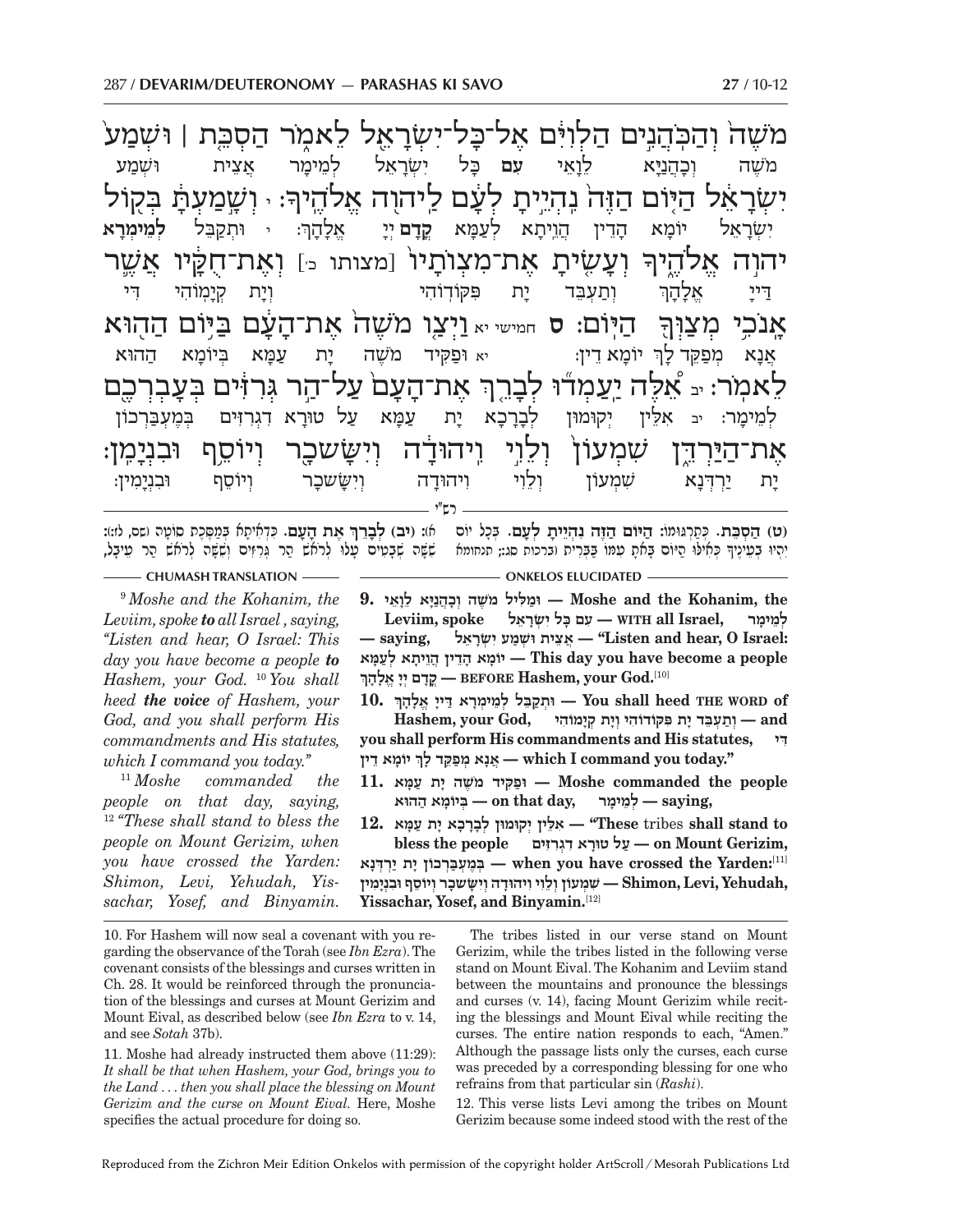מֹשֶׁה֙ וְהַכֹּהֲנִ֣ים הַלְוִיִּ֔ם אֶ֥ל כָּל־יִשְׂרָאֵ֖ל לֵאמֹ֑ר הַסְכֵּ֤ת ׀ וּשְׁמַע֙ יִשְׂרָאֵ֔ל הַיּ֤וֹם הַזֶּה֙ נִהְיֵ֣יתָ לְעָ֔ם לַיהוָ֖ה אֱלֹהֶֽיךָ׃ י וְשָׁ֣מַעְתָּ֔ בְּק֖וֹל יהוָ֣ה אֱלֹהֶ֑יךָ וְעָשִׂ֤יתָ אֶת־מִצְוֺתָו֙ [מצותו כ׳] וְאֶת־חֻקָּ֔יו אֲשֶׁ֛ר אָנֹכִ֥י מְצַוְּךָ֖ הַיּֽוֹם׃ ס חמישי יא וַיְצַ֤ו מֹשֶׁה֙ אֶת־הָעָ֔ם בַּיּ֥וֹם הַה֖וּא לֵאמֹֽר׃ יב אֵ֠לֶּה יַעַמְד֞וּ לְבָרֵ֤ךְ אֶת־הָעָם֙ עַל־הַ֣ר גְּרִזִּ֔ים בְּעָבְרְכֶ֖ם אֶת־הַיַּרְדֵּ֑ן שִׁמְעוֹן֙ וְלֵוִ֣י וִיהוּדָ֔ה וְיִשָּׂשכָ֖ר וְיוֹסֵ֥ף וּבִנְיָמִֽן׃

מֹשֶׁה וְכָהֲנַיָּא לֵוָאֵי **עִם** כָּל יִשְׂרָאֵל לְמֵימַר אֲצֵית וּשְׁמַע יִשְׂרָאֵל יוֹמָא הָדֵין הֲוֵיתָא לְעַמָּא **קֳדָם** יְיָ אֱלָהָךְ: י וּתְקַבֵּל **לְמֵימְרָא** דַּייָ אֱלָהָךְ וְתַעְבֵּד יָת פִּקּוֹדוֹהִי וְיָת קְיָמוֹהִי דִּי אֲנָא מְפַקֵּד לָךְ יוֹמָא דֵין: יא וּפַקֵּיד מֹשֶׁה יָת עַמָּא בְּיוֹמָא הַהוּא לְמֵימַר: יב אִלֵּין יְקוּמוּן לְבָרָכָא יָת עַמָּא עַל טוּרָא דִגְרִזִּים בְּמֶעְבַּרְכוֹן יָת יַרְדְּנָא שִׁמְעוֹן וְלֵוִי וִיהוּדָה וְיִשָּׂשכָר וְיוֹסֵף וּבִנְיָמִין:

רש״י

**(ט) הַסְכֵּת.** כְּתַרְגּוּמוֹ: **הַיּוֹם הַזֶּה נִהְיֵיתָ לְעָם.** בְּכָל יוֹם יִהְיוּ בְעֵינֶיךָ כְּאִלּוּ הַיּוֹם בָּאתָ עִמּוֹ בַּבְּרִית (ברכות סג:; תנחומא א): **(יב) לְבָרֵךְ אֶת הָעָם.** כִּדְאִיתָא בְּמַסֶּכֶת סוֹטָה (שם, לז:): שִׁשָּׁה שְׁבָטִים עָלוּ לְרֹאשׁ הַר גְּרִזִּים וְשִׁשָּׁה לְרֹאשׁ הַר עֵיבָל,

— CHUMASH TRANSLATION —

[9] *Moshe and the Kohanim, the Leviim, spoke **to** all Israel , saying, "Listen and hear, O Israel: This day you have become a people **to** Hashem, your God.* [10] *You shall heed **the voice** of Hashem, your God, and you shall perform His commandments and His statutes, which I command you today."*

[11] *Moshe commanded the people on that day, saying,* [12] *"These shall stand to bless the people on Mount Gerizim, when you have crossed the Yarden: Shimon, Levi, Yehudah, Yissachar, Yosef, and Binyamin.*

— ONKELOS ELUCIDATED —

**9.** **וּמַלִּיל מֹשֶׁה וְכָהֲנַיָּא לֵוָאֵי — Moshe and the Kohanim, the Leviim, spoke** **עִם כָּל יִשְׂרָאֵל — WITH all Israel,** **לְמֵימַר — saying,** **אֲצֵית וּשְׁמַע יִשְׂרָאֵל — "Listen and hear, O Israel:** **יוֹמָא הָדֵין הֲוֵיתָא לְעַמָּא — This day you have become a people** **קֳדָם יְיָ אֱלָהָךְ — BEFORE Hashem, your God.**[10]

**10.** **וּתְקַבֵּל לְמֵימְרָא דַּייָ אֱלָהָךְ — You shall heed THE WORD of Hashem, your God,** **וְתַעְבֵּד יָת פִּקּוֹדוֹהִי וְיָת קְיָמוֹהִי — and you shall perform His commandments and His statutes,** **דִּי אֲנָא מְפַקֵּד לָךְ יוֹמָא דֵין — which I command you today."**

**11.** **וּפַקֵּיד מֹשֶׁה יָת עַמָּא — Moshe commanded the people** **בְּיוֹמָא הַהוּא — on that day,** **לְמֵימַר — saying,**

**12.** **אִלֵּין יְקוּמוּן לְבָרָכָא יָת עַמָּא — "These** tribes **shall stand to bless the people** **עַל טוּרָא דִגְרִזִּים — on Mount Gerizim,** **בְּמֶעְבַּרְכוֹן יָת יַרְדְּנָא — when you have crossed the Yarden:**[11] **שִׁמְעוֹן וְלֵוִי וִיהוּדָה וְיִשָּׂשכָר וְיוֹסֵף וּבִנְיָמִין — Shimon, Levi, Yehudah, Yissachar, Yosef, and Binyamin.**[12]

---

10. For Hashem will now seal a covenant with you regarding the observance of the Torah (see *Ibn Ezra*). The covenant consists of the blessings and curses written in Ch. 28. It would be reinforced through the pronunciation of the blessings and curses at Mount Gerizim and Mount Eival, as described below (see *Ibn Ezra* to v. 14, and see *Sotah* 37b).

11. Moshe had already instructed them above (11:29): *It shall be that when Hashem, your God, brings you to the Land . . . then you shall place the blessing on Mount Gerizim and the curse on Mount Eival.* Here, Moshe specifies the actual procedure for doing so.

The tribes listed in our verse stand on Mount Gerizim, while the tribes listed in the following verse stand on Mount Eival. The Kohanim and Leviim stand between the mountains and pronounce the blessings and curses (v. 14), facing Mount Gerizim while reciting the blessings and Mount Eival while reciting the curses. The entire nation responds to each, "Amen." Although the passage lists only the curses, each curse was preceded by a corresponding blessing for one who refrains from that particular sin (*Rashi*).

12. This verse lists Levi among the tribes on Mount Gerizim because some indeed stood with the rest of the

Reproduced from the Zichron Meir Edition Onkelos with permission of the copyright holder ArtScroll / Mesorah Publications Ltd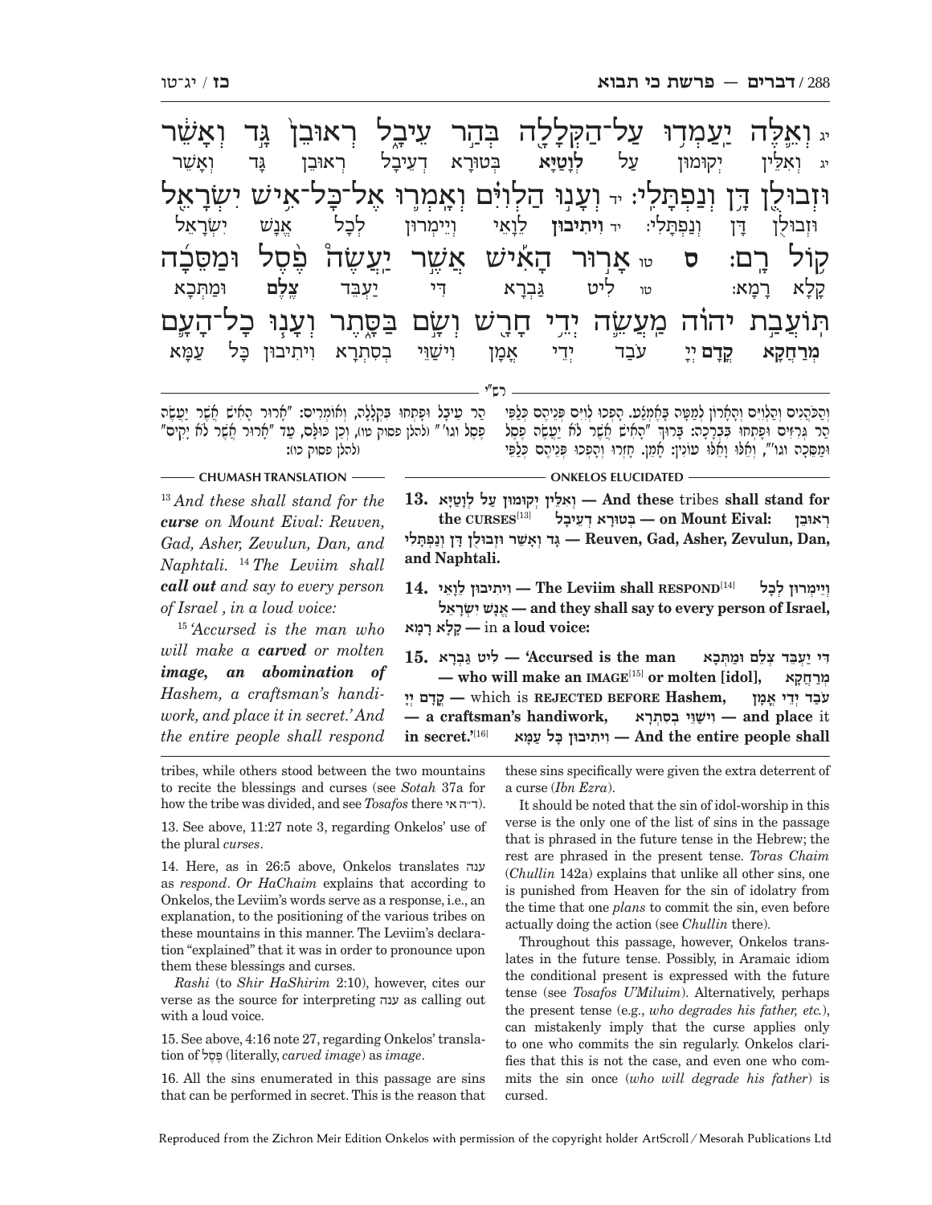יג וְאֵלֶּה יַעַמְדוּ עַל־הַקְּלָלָה בְּהַר עֵיבָל רְאוּבֵן גָּד וְאָשֵׁר וּזְבוּלֻן דָּן וְנַפְתָּלִי: יד וְעָנוּ הַלְוִיִּם וְאָמְרוּ אֶל־כָּל־אִישׁ יִשְׂרָאֵל קוֹל רָם: ס טו אָרוּר הָאִישׁ אֲשֶׁר יַעֲשֶׂה פֶסֶל וּמַסֵּכָה תּוֹעֲבַת יהוה מַעֲשֵׂה יְדֵי חָרָשׁ וְשָׂם בַּסָּתֶר וְעָנוּ כָל־הָעָם

יג וְאִלֵּין יְקוּמוּן עַל **לְוָטַיָּא** בְּטוּרָא דְעֵיבָל רְאוּבֵן גָּד וְאָשֵׁר וּזְבוּלֻן דָּן וְנַפְתָּלִי: יד **וִיתִיבוּן** לֵוָאֵי וְיֵימְרוּן לְכָל אֱנָשׁ יִשְׂרָאֵל קָלָא רָמָא: טו לִיט גַּבְרָא דִּי יַעְבֵּד **צְלֵם** וּמַתְּכָא **מְרַחֲקָא קֳדָם** יְיָ עֹבַד יְדֵי אֻמָּן וִישַׁוֵּי בְסִתְרָא וִיתִיבוּן כָּל עַמָּא

**רש"י**

וְהַכֹּהֲנִים וְהַלְוִיִּם וְהָאָרוֹן לְמַטָּה בָּאֶמְצַע. הָפְכוּ לְוִיִּם פְּנֵיהֶם כְּלַפֵּי הַר גְּרִזִּים וּפָתְחוּ בִּבְרָכָה: בָּרוּךְ "הָאִישׁ אֲשֶׁר לֹא יַעֲשֶׂה פֶסֶל וּמַסֵּכָה וגו'", וְאֵלּוּ וָאֵלּוּ עוֹנִין: אָמֵן. חָזְרוּ וְהָפְכוּ פְּנֵיהֶם כְּלַפֵּי הַר עֵיבָל וּפָתְחוּ בִּקְלָלָה, וְאוֹמְרִים: "אָרוּר הָאִישׁ אֲשֶׁר יַעֲשֶׂה פֶסֶל וגו'" (לְהַלָּן פסוק טו), וְכֵן כּוּלָּם, עַד "אָרוּר אֲשֶׁר לֹא יָקִים" (לְהַלָּן פסוק כו):

**CHUMASH TRANSLATION**

[13] *And these shall stand for the **curse** on Mount Eival: Reuven, Gad, Asher, Zevulun, Dan, and Naphtali.* [14] *The Leviim shall **call out** and say to every person of Israel , in a loud voice:*

[15] *'Accursed is the man who will make a **carved** or molten **image, an abomination of** Hashem, a craftsman's handiwork, and place it in secret.' And the entire people shall respond*

**ONKELOS ELUCIDATED**

**13.** וְאִלֵּין יְקוּמוּן עַל לְוָטַיָּא **— And these** tribes **shall stand for the CURSES**[13] בְּטוּרָא דְעֵיבָל **— on Mount Eival:** רְאוּבֵן גָּד וְאָשֵׁר וּזְבוּלֻן דָּן וְנַפְתָּלִי **— Reuven, Gad, Asher, Zevulun, Dan, and Naphtali.**

**14.** וִיתִיבוּן לֵוָאֵי **— The Leviim shall RESPOND**[14] וְיֵימְרוּן לְכָל אֱנָשׁ יִשְׂרָאֵל **— and they shall say to every person of Israel,** קָלָא רָמָא **—** in **a loud voice:**

**15.** לִיט גַּבְרָא **— 'Accursed is the man** דִּי יַעְבֵּד צְלֵם וּמַתְּכָא **— who will make an IMAGE**[15] **or molten [idol],** מְרַחֲקָא קֳדָם יְיָ **—** which is **REJECTED BEFORE Hashem,** עֹבַד יְדֵי אֻמָּן **— a craftsman's handiwork,** וִישַׁוֵּי בְסִתְרָא **— and place** it **in secret.'**[16] וִיתִיבוּן כָּל עַמָּא **— And the entire people shall**

tribes, while others stood between the two mountains to recite the blessings and curses (see *Sotah* 37a for how the tribe was divided, and see *Tosafos* there ד"ה אי).

13. See above, 11:27 note 3, regarding Onkelos' use of the plural *curses*.

14. Here, as in 26:5 above, Onkelos translates ענה as *respond*. *Or HaChaim* explains that according to Onkelos, the Leviim's words serve as a response, i.e., an explanation, to the positioning of the various tribes on these mountains in this manner. The Leviim's declaration "explained" that it was in order to pronounce upon them these blessings and curses.

*Rashi* (to *Shir HaShirim* 2:10), however, cites our verse as the source for interpreting ענה as calling out with a loud voice.

15. See above, 4:16 note 27, regarding Onkelos' translation of פֶּסֶל (literally, *carved image*) as *image*.

16. All the sins enumerated in this passage are sins that can be performed in secret. This is the reason that these sins specifically were given the extra deterrent of a curse (*Ibn Ezra*).

It should be noted that the sin of idol-worship in this verse is the only one of the list of sins in the passage that is phrased in the future tense in the Hebrew; the rest are phrased in the present tense. *Toras Chaim* (*Chullin* 142a) explains that unlike all other sins, one is punished from Heaven for the sin of idolatry from the time that one *plans* to commit the sin, even before actually doing the action (see *Chullin* there).

Throughout this passage, however, Onkelos translates in the future tense. Possibly, in Aramaic idiom the conditional present is expressed with the future tense (see *Tosafos U'Miluim*). Alternatively, perhaps the present tense (e.g., *who degrades his father, etc.*), can mistakenly imply that the curse applies only to one who commits the sin regularly. Onkelos clarifies that this is not the case, and even one who commits the sin once (*who will degrade his father*) is cursed.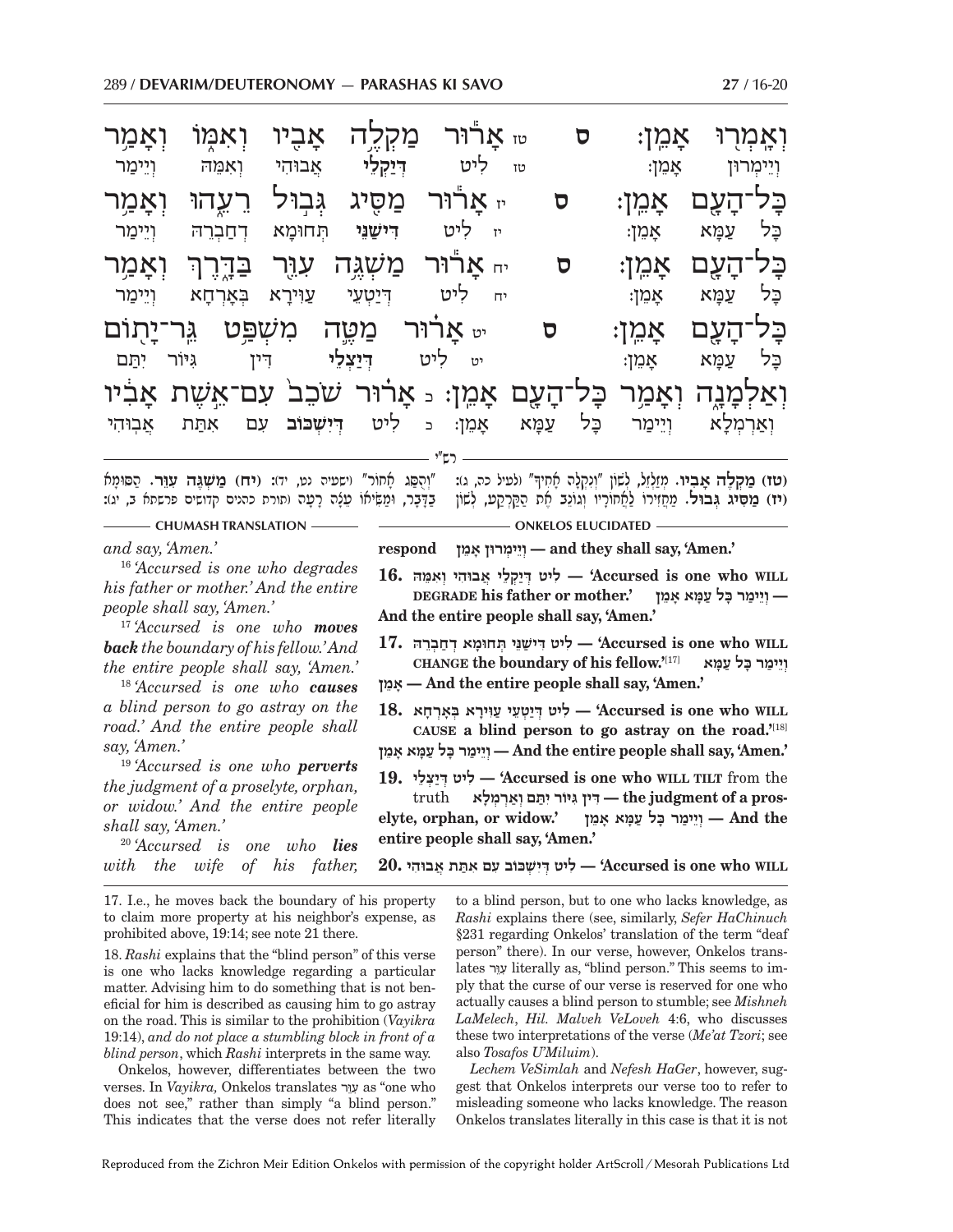וְאָמְרוּ אָמֵן: ס
וְיֵימְרוּן אָמֵן:

טז אָרוּר מַקְלֶה אָבִיו וְאִמּוֹ וְאָמַר כָּל־הָעָם אָמֵן: ס
טז לִיט דִּיקַלֵּי אֲבוּהִי וְאִמֵּהּ וְיֵימַר כָּל עַמָּא אָמֵן:

יז אָרוּר מַסִּיג גְּבוּל רֵעֵהוּ וְאָמַר כָּל־הָעָם אָמֵן: ס
יז לִיט דִּישַׁנֵּי תְּחוּמָא דְחַבְרֵהּ וְיֵימַר כָּל עַמָּא אָמֵן:

יח אָרוּר מַשְׁגֶּה עִוֵּר בַּדָּרֶךְ וְאָמַר כָּל־הָעָם אָמֵן: ס
יח לִיט דְּיַטְעֵי עַוִּירָא בְּאָרְחָא וְיֵימַר כָּל עַמָּא אָמֵן:

יט אָרוּר מַטֶּה מִשְׁפַּט גֵּר־יָתוֹם וְאַלְמָנָה וְאָמַר כָּל־הָעָם אָמֵן:
יט לִיט דְּיַצְלֵי דִּין גִּיּוֹר יְתַם וְאַרְמְלָא וְיֵימַר כָּל עַמָּא אָמֵן:

כ אָרוּר שֹׁכֵב עִם־אֵשֶׁת אָבִיו
כ לִיט דְּיִשְׁכּוּב עִם אִתַּת אֲבוּהִי

רש"י

(טז) מַקְלֶה אָבִיו. מְזַלְזֵל, לְשׁוֹן "וְנִקְלָה אָחִיךָ" (לעיל כה, ג): (יז) מַסִּיג גְּבוּל. מַחֲזִירוֹ לַאֲחוֹרָיו וְגוֹנֵב אֶת הַקַּרְקַע, לְשׁוֹן "וְהֻסַּג אָחוֹר" (ישעיה נט, יד): (יח) מַשְׁגֶּה עִוֵּר. הַסּוּמָא בַּדָּבָר, וּמַשִּׁיאוֹ עֵצָה רָעָה (תורת כהנים קדושים פרשתא ב, יג):

## CHUMASH TRANSLATION

and say, 'Amen.'

[16] 'Accursed is one who degrades his father or mother.' And the entire people shall say, 'Amen.'

[17] 'Accursed is one who ***moves back*** the boundary of his fellow.' And the entire people shall say, 'Amen.'

[18] 'Accursed is one who ***causes*** a blind person to go astray on the road.' And the entire people shall say, 'Amen.'

[19] 'Accursed is one who ***perverts*** the judgment of a proselyte, orphan, or widow.' And the entire people shall say, 'Amen.'

[20] 'Accursed is one who ***lies*** with the wife of his father,

## ONKELOS ELUCIDATED

**respond** וְיֵימְרוּן אָמֵן **— and they shall say, 'Amen.'**

**16.** לִיט דִּיקַלֵּי אֲבוּהִי וְאִמֵּהּ **— 'Accursed is one who WILL DEGRADE his father or mother.'** וְיֵימַר כָּל עַמָּא אָמֵן **— And the entire people shall say, 'Amen.'**

**17.** לִיט דִּישַׁנֵּי תְּחוּמָא דְחַבְרֵהּ **— 'Accursed is one who WILL CHANGE the boundary of his fellow.'**[17] וְיֵימַר כָּל עַמָּא אָמֵן **— And the entire people shall say, 'Amen.'**

**18.** לִיט דְּיַטְעֵי עַוִּירָא בְּאָרְחָא **— 'Accursed is one who WILL CAUSE a blind person to go astray on the road.'**[18] וְיֵימַר כָּל עַמָּא אָמֵן **— And the entire people shall say, 'Amen.'**

**19.** לִיט דְּיַצְלֵי **— 'Accursed is one who WILL TILT** from the truth דִּין גִּיּוֹר יְתַם וְאַרְמְלָא **— the judgment of a proselyte, orphan, or widow.'** וְיֵימַר כָּל עַמָּא אָמֵן **— And the entire people shall say, 'Amen.'**

**20.** לִיט דְּיִשְׁכּוּב עִם אִתַּת אֲבוּהִי **— 'Accursed is one who WILL**

---

17. I.e., he moves back the boundary of his property to claim more property at his neighbor's expense, as prohibited above, 19:14; see note 21 there.

18. *Rashi* explains that the "blind person" of this verse is one who lacks knowledge regarding a particular matter. Advising him to do something that is not beneficial for him is described as causing him to go astray on the road. This is similar to the prohibition (*Vayikra* 19:14), *and do not place a stumbling block in front of a blind person*, which *Rashi* interprets in the same way.

Onkelos, however, differentiates between the two verses. In *Vayikra,* Onkelos translates עִוֵּר as "one who does not see," rather than simply "a blind person." This indicates that the verse does not refer literally to a blind person, but to one who lacks knowledge, as *Rashi* explains there (see, similarly, *Sefer HaChinuch* §231 regarding Onkelos' translation of the term "deaf person" there). In our verse, however, Onkelos translates עִוֵּר literally as, "blind person." This seems to imply that the curse of our verse is reserved for one who actually causes a blind person to stumble; see *Mishneh LaMelech*, *Hil. Malveh VeLoveh* 4:6, who discusses these two interpretations of the verse (*Me'at Tzori*; see also *Tosafos U'Miluim*).

*Lechem VeSimlah* and *Nefesh HaGer*, however, suggest that Onkelos interprets our verse too to refer to misleading someone who lacks knowledge. The reason Onkelos translates literally in this case is that it is not

Reproduced from the Zichron Meir Edition Onkelos with permission of the copyright holder ArtScroll / Mesorah Publications Ltd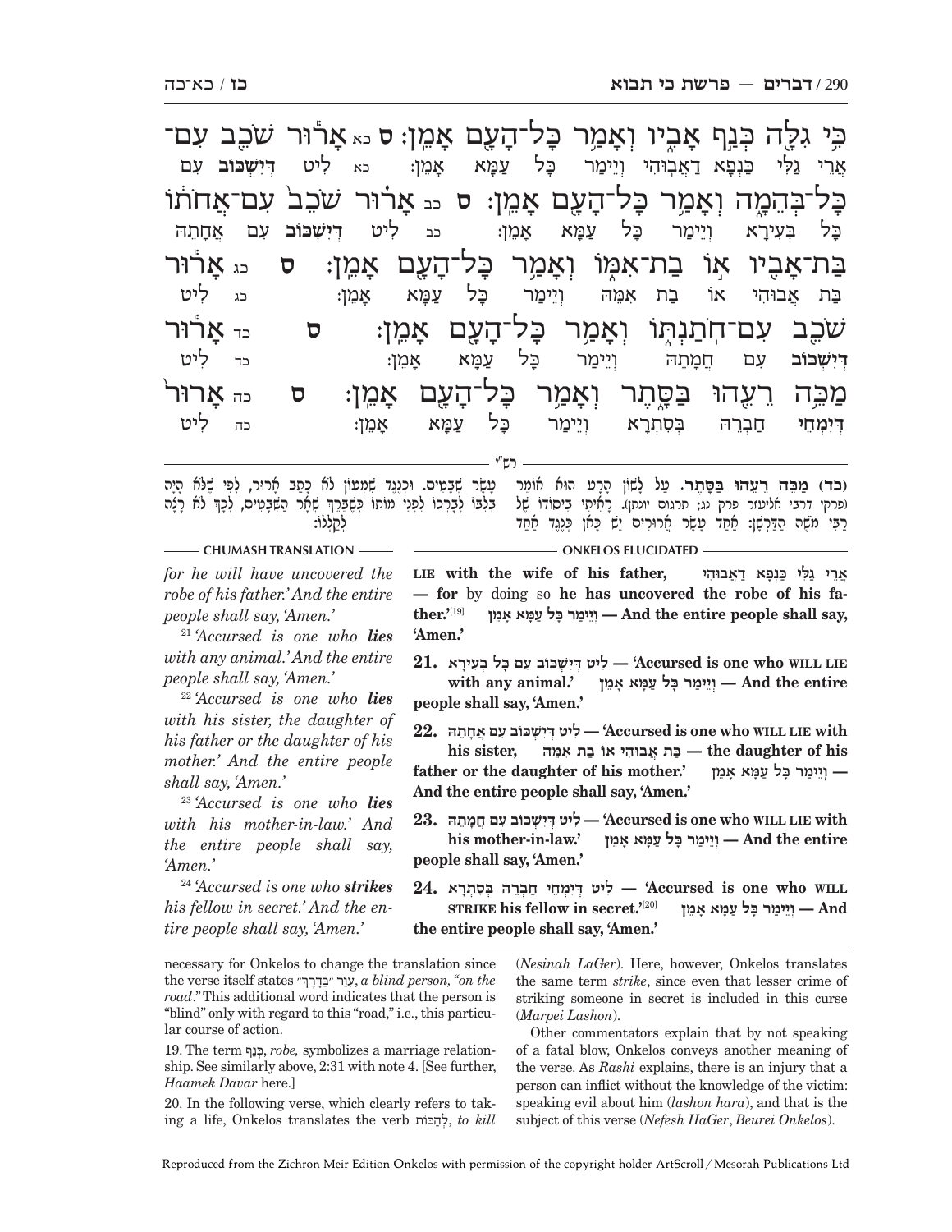כִּ֣י גִלָּ֖ה כְּנַ֣ף אָבִ֑יו וְאָמַ֥ר כָּל־הָעָ֖ם אָמֵֽן׃ ס כא אָר֕וּר שֹׁכֵ֖ב עִם־כָּל־בְּהֵמָ֑ה וְאָמַ֥ר כָּל־הָעָ֖ם אָמֵֽן׃ ס כב אָר֗וּר שֹׁכֵב֙ עִם־אֲחֹת֔וֹ בַּת־אָבִ֖יו א֣וֹ בַת־אִמּ֑וֹ וְאָמַ֥ר כָּל־הָעָ֖ם אָמֵֽן׃ ס כג אָר֕וּר שֹׁכֵ֖ב עִם־חֹֽתַנְתּ֑וֹ וְאָמַ֥ר כָּל־הָעָ֖ם אָמֵֽן׃ ס כד אָר֕וּר מַכֵּ֥ה רֵעֵ֖הוּ בַּסָּ֑תֶר וְאָמַ֥ר כָּל־הָעָ֖ם אָמֵֽן׃ ס כה אָרוּר֙

אֲרֵי גַלִּי כַּנְפָא דַאֲבוּהִי וְיֵימַר כָּל עַמָּא אָמֵן׃ כא לִיט דְּיִשְׁכּוֹב עִם כָּל בְּעִירָא וְיֵימַר כָּל עַמָּא אָמֵן׃ כב לִיט דְּיִשְׁכּוֹב עִם אֲחָתֵהּ בַּת אֲבוּהִי אוֹ בַת אִמֵּהּ וְיֵימַר כָּל עַמָּא אָמֵן׃ כג לִיט דְּיִשְׁכּוֹב עִם חֲמָתֵהּ וְיֵימַר כָּל עַמָּא אָמֵן׃ כד לִיט דְּיִמְחֵי חַבְרֵהּ בְּסִתְרָא וְיֵימַר כָּל עַמָּא אָמֵן׃ כה לִיט

**רש"י**

(כד) מַכֵּה רֵעֵהוּ בַּסָּתֶר. עַל לָשׁוֹן הָרָע הוּא אוֹמֵר (פרקי דרבי אליעזר פרק נג; תרגום יונתן). רָאִיתִי בִּיסוֹדוֹ שֶׁל רַבִּי מֹשֶׁה הַדַּרְשָׁן: אַחַד עָשָׂר אֲרוּרִים יֵשׁ כָּאן כְּנֶגֶד אַחַד עָשָׂר שְׁבָטִים. וּכְנֶגֶד שִׁמְעוֹן לֹא כָתַב אָרוּר, לְפִי שֶׁלֹּא הָיָה בְלִבּוֹ לְבָרְכוֹ לִפְנֵי מוֹתוֹ כְּשֶׁבֵּרַךְ שְׁאָר הַשְּׁבָטִים, לְכָךְ לֹא רָצָה לְקַלְּלוֹ:

**ONKELOS ELUCIDATED**

אֲרֵי גַלִּי כַּנְפָא דַאֲבוּהִי — **for** by doing so **he has uncovered the robe of his father.'**[19] וְיֵימַר כָּל עַמָּא אָמֵן — **And the entire people shall say, 'Amen.'**

**21.** לִיט דְּיִשְׁכּוֹב עִם כָּל בְּעִירָא — **'Accursed is one who WILL LIE with any animal.'** וְיֵימַר כָּל עַמָּא אָמֵן — **And the entire people shall say, 'Amen.'**

**22.** לִיט דְּיִשְׁכּוֹב עִם אֲחָתֵהּ — **'Accursed is one who WILL LIE with his sister,** בַּת אֲבוּהִי אוֹ בַת אִמֵּהּ — **the daughter of his father or the daughter of his mother.'** וְיֵימַר כָּל עַמָּא אָמֵן — **And the entire people shall say, 'Amen.'**

**23.** לִיט דְּיִשְׁכּוֹב עִם חֲמָתֵהּ — **'Accursed is one who WILL LIE with his mother-in-law.'** וְיֵימַר כָּל עַמָּא אָמֵן — **And the entire people shall say, 'Amen.'**

**24.** לִיט דְּיִמְחֵי חַבְרֵהּ בְּסִתְרָא — **'Accursed is one who WILL STRIKE his fellow in secret.'**[20] וְיֵימַר כָּל עַמָּא אָמֵן — **And the entire people shall say, 'Amen.'**

**CHUMASH TRANSLATION**

*for he will have uncovered the robe of his father.' And the entire people shall say, 'Amen.'*

[21] *'Accursed is one who **lies** with any animal.' And the entire people shall say, 'Amen.'*

[22] *'Accursed is one who **lies** with his sister, the daughter of his father or the daughter of his mother.' And the entire people shall say, 'Amen.'*

[23] *'Accursed is one who **lies** with his mother-in-law.' And the entire people shall say, 'Amen.'*

[24] *'Accursed is one who **strikes** his fellow in secret.' And the entire people shall say, 'Amen.'*

---

necessary for Onkelos to change the translation since the verse itself states עִוֵּר ״בַּדָּרֶךְ״, *a blind person, "on the road*." This additional word indicates that the person is "blind" only with regard to this "road," i.e., this particular course of action.

19. The term כְּנַף, *robe,* symbolizes a marriage relationship. See similarly above, 2:31 with note 4. [See further, *Haamek Davar* here.]

20. In the following verse, which clearly refers to taking a life, Onkelos translates the verb לְהַכּוֹת, *to kill* (*Nesinah LaGer*). Here, however, Onkelos translates the same term *strike*, since even that lesser crime of striking someone in secret is included in this curse (*Marpei Lashon*).

Other commentators explain that by not speaking of a fatal blow, Onkelos conveys another meaning of the verse. As *Rashi* explains, there is an injury that a person can inflict without the knowledge of the victim: speaking evil about him (*lashon hara*), and that is the subject of this verse (*Nefesh HaGer*, *Beurei Onkelos*).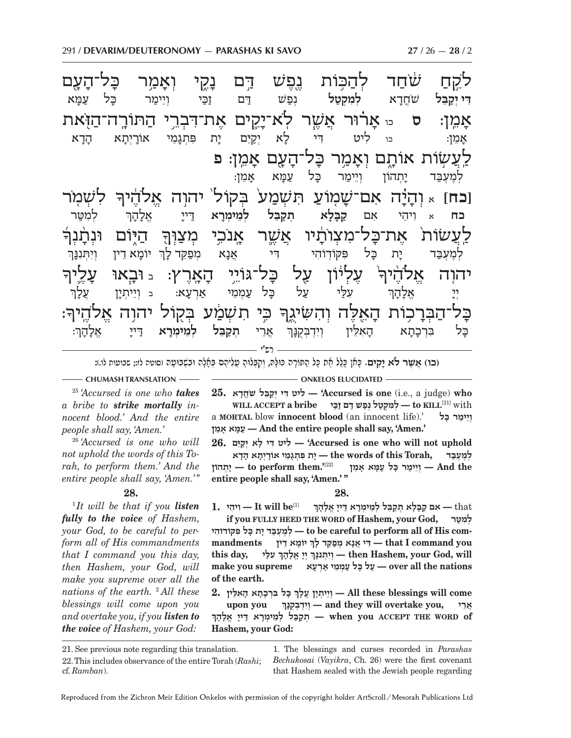לִקַּ֣חַ שֹׁ֔חַד לְהַכּ֣וֹת נֶ֖פֶשׁ דַּ֣ם נָקִ֑י וְאָמַ֥ר כָּל־הָעָ֖ם אָמֵֽן׃ ס
דִּי יְקַבֵּל שֹׁחֲדָא לְמִקְטַל נְפַשׁ דַּם זַכַּי וְיֵימַר כָּל עַמָּא אָמֵן:

כו אָר֗וּר אֲשֶׁ֧ר לֹא־יָקִ֛ים אֶת־דִּבְרֵ֥י הַתּוֹרָֽה־הַזֹּ֖את לַעֲשׂ֣וֹת אוֹתָ֑ם וְאָמַ֥ר כָּל־הָעָ֖ם אָמֵֽן׃ פ
כו לִיט דִּי לָא יְקַיֵּם יָת פִּתְגָמֵי אוֹרָיְתָא הָדָא לְמֶעְבַּד יָתְהוֹן וְיֵימַר כָּל עַמָּא אָמֵן:

**[כח]** א וְהָיָ֗ה אִם־שָׁמ֤וֹעַ תִּשְׁמַע֙ בְּקוֹל֙ יהוה אֱלֹהֶ֔יךָ לִשְׁמֹ֤ר לַעֲשׂוֹת֙ אֶת־כָּל־מִצְוֺתָ֔יו אֲשֶׁ֛ר אָנֹכִ֥י מְצַוְּךָ֖ הַיּ֑וֹם וּנְתָנְךָ֞ יהוה אֱלֹהֶ֗יךָ עֶלְי֔וֹן עַ֖ל כָּל־גּוֹיֵ֥י הָאָֽרֶץ׃
**כח** א וִיהֵי אִם קַבָּלָא תְּקַבֵּל לְמֵימְרָא דַּייָ אֱלָהָךְ לְמִטַּר לְמֶעְבַּד יָת כָּל פִּקּוֹדוֹהִי דִּי אֲנָא מְפַקֵּד לָךְ יוֹמָא דֵין וְיִתְּנִנָּךְ יְיָ אֱלָהָךְ עִלַּי עַל כָּל עַמְמֵי אַרְעָא:

ב וּבָ֥אוּ עָלֶ֛יךָ כָּל־הַבְּרָכ֥וֹת הָאֵ֖לֶּה וְהִשִּׂיגֻ֑ךָ כִּ֣י תִשְׁמַ֔ע בְּק֖וֹל יהוה אֱלֹהֶֽיךָ׃
ב וְיֵיתְיָן עֲלָךְ כָּל בִּרְכָתָא הָאִלֵּין וְיִדְבְּקֻנָּךְ אֲרֵי תְקַבֵּל לְמֵימְרָא דַּייָ אֱלָהָךְ:

רש"י

**(כו) אֲשֶׁר לֹא יָקִים.** כָּאן כָּלַל אֶת כָּל הַתּוֹרָה כֻּלָּהּ, וְקִבְּלוּהָ עֲלֵיהֶם בְּאָלָה וּבִשְׁבוּעָה (סוטה לז.; שבועות לו.):

**CHUMASH TRANSLATION**

[25] '*Accursed is one who* ***takes*** *a bribe to* ***strike mortally*** *innocent blood.' And the entire people shall say, 'Amen.'*

[26] '*Accursed is one who will not uphold the words of this Torah, to perform them.' And the entire people shall say, 'Amen.'"*

**28.**

[1] *It will be that if you* ***listen fully to the voice*** *of Hashem, your God, to be careful to perform all of His commandments that I command you this day, then Hashem, your God, will make you supreme over all the nations of the earth.* [2] *All these blessings will come upon you and overtake you, if you* ***listen to the voice*** *of Hashem, your God:*

**ONKELOS ELUCIDATED**

**25. לִיט דִּי יְקַבֵּל שֹׁחֲדָא — 'Accursed is one** (i.e., a judge) **who WILL ACCEPT a bribe לְמִקְטַל נְפַשׁ דַּם זַכַּי — to KILL**[21] with a **MORTAL** blow **innocent blood** (an innocent life).' **וְיֵימַר כָּל עַמָּא אָמֵן — And the entire people shall say, 'Amen.'**

**26. לִיט דִּי לָא יְקַיֵּם — 'Accursed is one who will not uphold יָת פִּתְגָמֵי אוֹרָיְתָא הָדָא — the words of this Torah, לְמֶעְבַּד יָתְהוֹן — to perform them.'**[22] **וְיֵימַר כָּל עַמָּא אָמֵן — And the entire people shall say, 'Amen.'"**

**28.**

**1. וִיהֵי — It will be**[1] that **אִם קַבָּלָא תְּקַבֵּל לְמֵימְרָא דַּייָ אֱלָהָךְ — if you FULLY HEED THE WORD of Hashem, your God, לְמִטַּר לְמֶעְבַּד יָת כָּל פִּקּוֹדוֹהִי — to be careful to perform all of His commandments דִּי אֲנָא מְפַקֵּד לָךְ יוֹמָא דֵין — that I command you this day, וְיִתְּנִנָּךְ יְיָ אֱלָהָךְ עִלַּי — then Hashem, your God, will make you supreme עַל כָּל עַמְמֵי אַרְעָא — over all the nations of the earth.**

**2. וְיֵיתְיָן עֲלָךְ כָּל בִּרְכָתָא הָאִלֵּין — All these blessings will come upon you וְיִדְבְּקֻנָּךְ — and they will overtake you, אֲרֵי תְקַבֵּל לְמֵימְרָא דַּייָ אֱלָהָךְ — when you ACCEPT THE WORD of Hashem, your God:**

---

21. See previous note regarding this translation.

22. This includes observance of the entire Torah (*Rashi*; cf. *Ramban*).

1. The blessings and curses recorded in *Parashas Bechukosai* (*Vayikra*, Ch. 26) were the first covenant that Hashem sealed with the Jewish people regarding

Reproduced from the Zichron Meir Edition Onkelos with permission of the copyright holder ArtScroll/Mesorah Publications Ltd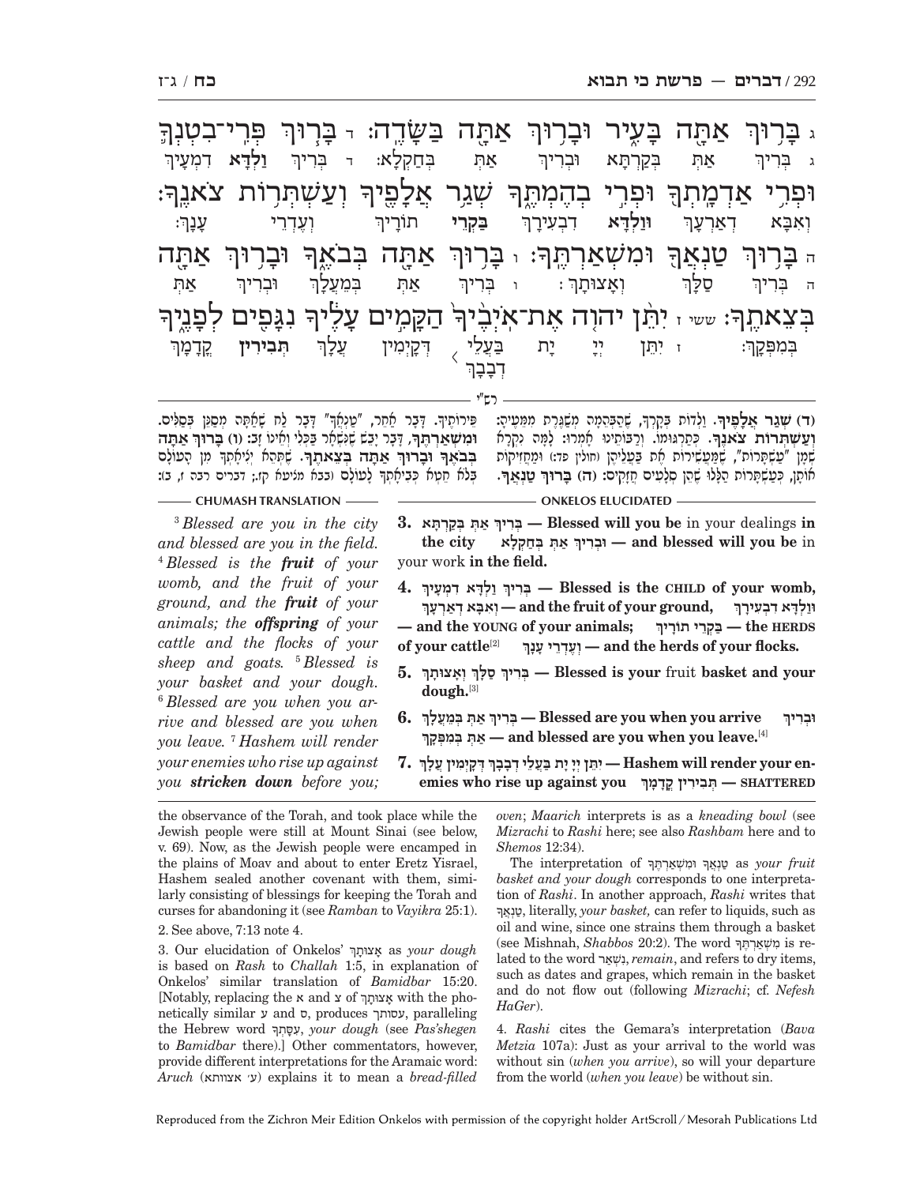ג בָּרוּךְ אַתָּה בָּעִיר וּבָרוּךְ אַתָּה בַּשָּׂדֶה: ד בָּרוּךְ פְּרִי־בִטְנְךָ וּפְרִי אַדְמָתְךָ וּפְרִי בְהֶמְתֶּךָ שְׁגַר אֲלָפֶיךָ וְעַשְׁתְּרוֹת צֹאנֶךָ: ה בָּרוּךְ טַנְאֲךָ וּמִשְׁאַרְתֶּךָ: ו בָּרוּךְ אַתָּה בְּבֹאֶךָ וּבָרוּךְ אַתָּה בְּצֵאתֶךָ: ששי ז יִתֵּן יהוה אֶת־אֹיְבֶיךָ הַקָּמִים עָלֶיךָ נִגָּפִים לְפָנֶיךָ

ג בְּרִיךְ אַתְּ בְּקַרְתָּא וּבְרִיךְ אַתְּ בְּחַקְלָא: ד בְּרִיךְ **וַלְדָּא** דִמְעָיךְ וְאִבָּא דְאַרְעָךְ **וּוַלְדָּא** דִבְעִירָךְ **בַּקְרֵי** תוֹרָיךְ וְעֶדְרֵי עָנָךְ: ה בְּרִיךְ סַלָּךְ וְאָצוּתָךְ: ו בְּרִיךְ אַתְּ בְּמֵעֲלָךְ וּבְרִיךְ אַתְּ בְּמִפְּקָךְ: ז יִתֵּן יְיָ יָת בַּעֲלֵי דְבָבָךְ דְּקָיְמִין עֲלָךְ **תְּבִירִין** קֳדָמָךְ

רש"י

**(ד) שְׁגַר אֲלָפֶיךָ.** וַלְדוֹת בְּקָרְךָ, שֶׁהַבְּהֵמָה מְשַׁגֶּרֶת מִמֵּעֶיהָ: **וְעַשְׁתְּרוֹת צֹאנֶךָ.** כְּתַרְגּוּמוֹ. וְרַבּוֹתֵינוּ אָמְרוּ: לָמָּה נִקְרָא שְׁמָן "עַשְׁתָּרוֹת", שֶׁמַּעֲשִׁירוֹת אֶת בַּעֲלֵיהֶן (חולין פד:) וּמַחֲזִיקוֹת אוֹתָן, כְּעַשְׁתָּרוֹת הַלָּלוּ שֶׁהֵן סְלָעִים חֲזָקִים: **(ה) בָּרוּךְ טַנְאֲךָ.** פֵּרוֹתֶיךָ. דָּבָר אַחֵר, "טַנְאֲךָ" דָּבָר לַח שֶׁאַתָּה מְסַנֵּן בְּסַלִּים. **וּמִשְׁאַרְתֶּךָ.** דָּבָר יָבֵשׁ שֶׁנִּשְׁאָר בַּכְּלִי וְאֵינוֹ זָב: **(ו) בָּרוּךְ אַתָּה בְּבֹאֶךָ וּבָרוּךְ אַתָּה בְּצֵאתֶךָ.** שֶׁתְּהֵא יְצִיאָתְךָ מִן הָעוֹלָם בְּלֹא חֵטְא כְּבִיאָתְךָ לָעוֹלָם (בבא מציעא קז.; דברים רבה ז, ה):

## ONKELOS ELUCIDATED

**3. בְּרִיךְ אַתְּ בְּקַרְתָּא — Blessed will you be** in your dealings **in the city וּבְרִיךְ אַתְּ בְּחַקְלָא — and blessed will you be** in your work **in the field.**

**4. בְּרִיךְ וַלְדָּא דִמְעָיךְ — Blessed is the CHILD of your womb, וְאִבָּא דְאַרְעָךְ — and the fruit of your ground, וּוַלְדָּא דִבְעִירָךְ — and the YOUNG of your animals; בַּקְרֵי תוֹרָיךְ — the HERDS of your cattle**[2] **וְעֶדְרֵי עָנָךְ — and the herds of your flocks.**

**5. בְּרִיךְ סַלָּךְ וְאָצוּתָךְ — Blessed is your** fruit **basket and your dough.**[3]

**6. בְּרִיךְ אַתְּ בְּמֵעֲלָךְ — Blessed are you when you arrive וּבְרִיךְ אַתְּ בְּמִפְּקָךְ — and blessed are you when you leave.**[4]

**7. יִתֵּן יְיָ יָת בַּעֲלֵי דְבָבָךְ דְּקָיְמִין עֲלָךְ — Hashem will render your enemies who rise up against you תְּבִירִין קֳדָמָךְ — SHATTERED**

## CHUMASH TRANSLATION

[3] *Blessed are you in the city and blessed are you in the field.* [4] *Blessed is the* ***fruit*** *of your womb, and the fruit of your ground, and the* ***fruit*** *of your animals; the* ***offspring*** *of your cattle and the flocks of your sheep and goats.* [5] *Blessed is your basket and your dough.* [6] *Blessed are you when you arrive and blessed are you when you leave.* [7] *Hashem will render your enemies who rise up against you* ***stricken down*** *before you;*

---

the observance of the Torah, and took place while the Jewish people were still at Mount Sinai (see below, v. 69). Now, as the Jewish people were encamped in the plains of Moav and about to enter Eretz Yisrael, Hashem sealed another covenant with them, similarly consisting of blessings for keeping the Torah and curses for abandoning it (see *Ramban* to *Vayikra* 25:1).

2. See above, 7:13 note 4.

3. Our elucidation of Onkelos' אָצוּתָךְ as *your dough* is based on *Rash* to *Challah* 1:5, in explanation of Onkelos' similar translation of *Bamidbar* 15:20. [Notably, replacing the א and צ of אָצוּתָךְ with the phonetically similar ע and ס, produces עסותך, paralleling the Hebrew word עִסָּתְךָ, *your dough* (see *Pas'shegen* to *Bamidbar* there).] Other commentators, however, provide different interpretations for the Aramaic word: *Aruch* (ע׳ אצוותא) explains it to mean a *bread-filled oven*; *Maarich* interprets is as a *kneading bowl* (see *Mizrachi* to *Rashi* here; see also *Rashbam* here and to *Shemos* 12:34).

The interpretation of טַנְאֲךָ וּמִשְׁאַרְתֶּךָ as *your fruit basket and your dough* corresponds to one interpretation of *Rashi*. In another approach, *Rashi* writes that טַנְאֲךָ, literally, *your basket,* can refer to liquids, such as oil and wine, since one strains them through a basket (see Mishnah, *Shabbos* 20:2). The word מִשְׁאַרְתֶּךָ is related to the word נִשְׁאַר, *remain*, and refers to dry items, such as dates and grapes, which remain in the basket and do not flow out (following *Mizrachi*; cf. *Nefesh HaGer*).

4. *Rashi* cites the Gemara's interpretation (*Bava Metzia* 107a): Just as your arrival to the world was without sin (*when you arrive*), so will your departure from the world (*when you leave*) be without sin.

Reproduced from the Zichron Meir Edition Onkelos with permission of the copyright holder ArtScroll / Mesorah Publications Ltd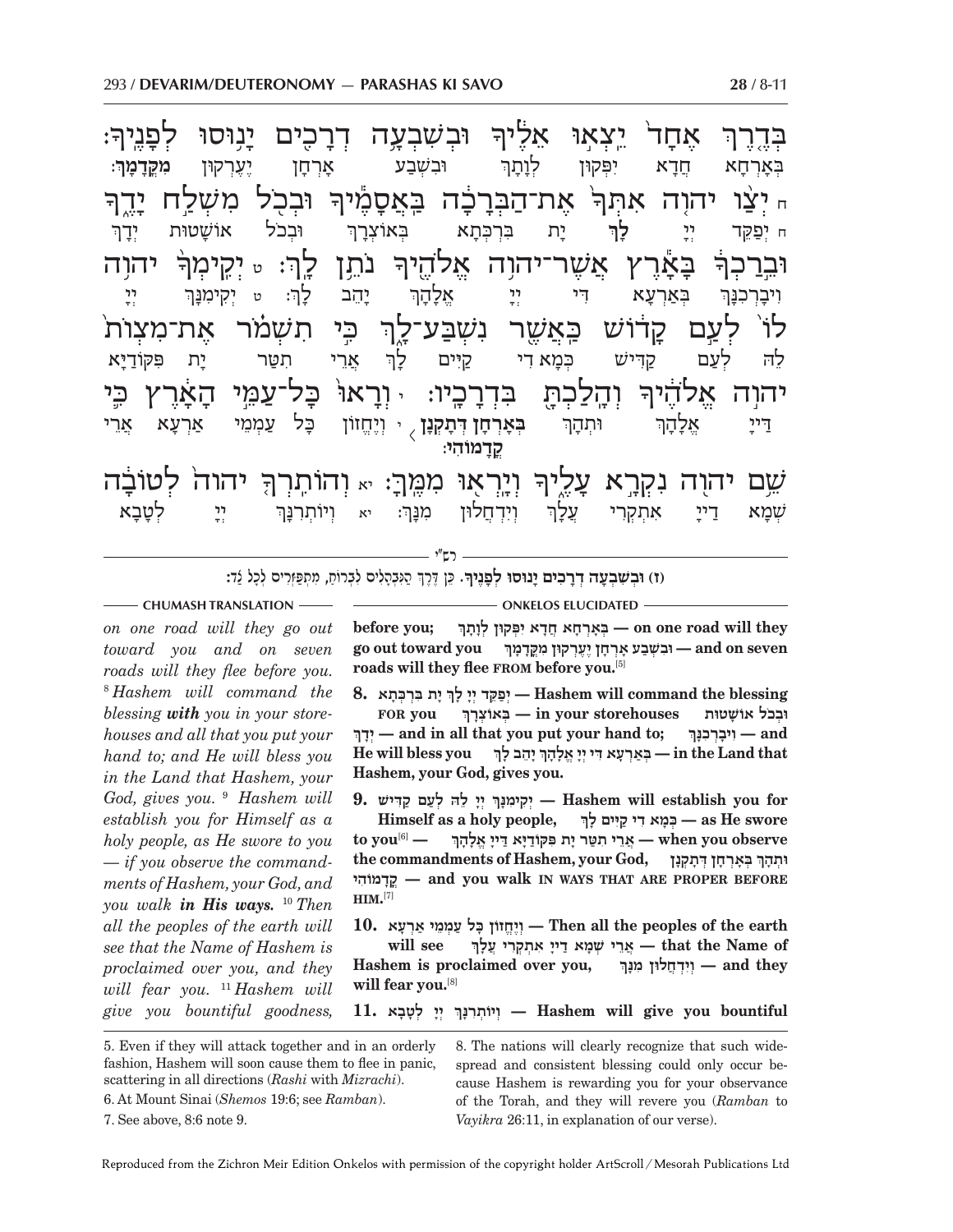בְּדֶ֨רֶךְ אֶחָ֜ד יֵצְא֣וּ אֵלֶ֗יךָ וּבְשִׁבְעָ֛ה דְרָכִ֖ים יָנ֥וּסוּ לְפָנֶֽיךָ׃
בְּאָרְחָא חֲדָא יִפְּקוּן לְוָתָךְ וּבִשְׁבַע אָרְחָן יֶעֶרְקוּן **מִקֳּדָמָךְ**׃

ח יְצַ֨ו יְהוָ֤ה אִתְּךָ֙ אֶת־הַבְּרָכָ֔ה בַּאֲסָמֶ֕יךָ וּבְכֹ֖ל מִשְׁלַ֣ח יָדֶ֑ךָ וּבֵ֣רַכְךָ֔ בָּאָ֕רֶץ אֲשֶׁר־יְהוָ֥ה אֱלֹהֶ֖יךָ נֹתֵ֥ן לָֽךְ׃
ח יְפַקֵּד יְיָ **לָךְ** יָת בִּרְכְתָא בְּאוֹצְרָךְ וּבְכֹל אוֹשָׁטוּת יְדָךְ וִיבָרְכִנָּךְ בְּאַרְעָא דִּי יְיָ אֱלָהָךְ יָהֵב לָךְ׃

ט יְקִֽימְךָ֨ יְהוָ֥ה לוֹ֙ לְעַ֣ם קָד֔וֹשׁ כַּאֲשֶׁ֖ר נִֽשְׁבַּֽע־לָ֑ךְ כִּ֣י תִשְׁמֹ֗ר אֶת־מִצְוֺת֙ יְהוָ֣ה אֱלֹהֶ֔יךָ וְהָלַכְתָּ֖ בִּדְרָכָֽיו׃
ט יְקִימִנָּךְ יְיָ לֵהּ לְעַם קַדִּישׁ כְּמָא דִי קַיֵּים לָךְ אֲרֵי תִטַּר יָת פִּקּוֹדַיָּא דַּייָ אֱלָהָךְ וּתְהָךְ **בְּאָרְחָן דְּתָקְנָן קֳדָמוֹהִי**׃

י וְרָאוּ֙ כָּל־עַמֵּ֣י הָאָ֔רֶץ כִּ֛י שֵׁ֥ם יְהוָ֖ה נִקְרָ֣א עָלֶ֑יךָ וְיָֽרְא֖וּ מִמֶּֽךָּ׃
י וְיֶחֱזוּן כָּל עַמְמֵי אַרְעָא אֲרֵי שְׁמָא דַּייָ אִתְקְרִי עֲלָךְ וְיִדְחֲלוּן מִנָּךְ׃

יא וְהוֹתִֽרְךָ֤ יְהוָה֙ לְטוֹבָ֔ה
יא וְיוֹתְרִנָּךְ יְיָ לְטָבָא

---

רש"י

**(ז) וּבְשִׁבְעָה דְרָכִים יָנוּסוּ לְפָנֶיךָ.** כֵּן דֶּרֶךְ הַנִּבְהָלִים לִבְרוֹחַ, מִתְפַּזְּרִים לְכָל צַד:

---

**CHUMASH TRANSLATION**

*on one road will they go out toward you and on seven roads will they flee before you.* [8] *Hashem will command the blessing* ***with*** *you in your storehouses and all that you put your hand to; and He will bless you in the Land that Hashem, your God, gives you.* [9] *Hashem will establish you for Himself as a holy people, as He swore to you — if you observe the commandments of Hashem, your God, and you walk* ***in His ways.*** [10] *Then all the peoples of the earth will see that the Name of Hashem is proclaimed over you, and they will fear you.* [11] *Hashem will give you bountiful goodness,*

**ONKELOS ELUCIDATED**

**before you; בְּאָרְחָא חֲדָא יִפְּקוּן לְוָתָךְ — on one road will they go out toward you וּבִשְׁבַע אָרְחָן יֶעֶרְקוּן מִקֳּדָמָךְ — and on seven roads will they flee FROM before you.**[5]

**8. יְפַקֵּד יְיָ לָךְ יָת בִּרְכְתָא — Hashem will command the blessing FOR you בְּאוֹצְרָךְ — in your storehouses וּבְכֹל אוֹשָׁטוּת יְדָךְ — and in all that you put your hand to; וִיבָרְכִנָּךְ — and He will bless you בְּאַרְעָא דִּי יְיָ אֱלָהָךְ יָהֵב לָךְ — in the Land that Hashem, your God, gives you.**

**9. יְקִימִנָּךְ יְיָ לֵהּ לְעַם קַדִּישׁ — Hashem will establish you for Himself as a holy people, כְּמָא דִי קַיֵּים לָךְ — as He swore to you**[6] **— אֲרֵי תִטַּר יָת פִּקּוֹדַיָּא דַּייָ אֱלָהָךְ — when you observe the commandments of Hashem, your God, וּתְהָךְ בְּאָרְחָן דְּתָקְנָן קֳדָמוֹהִי — and you walk IN WAYS THAT ARE PROPER BEFORE HIM.**[7]

**10. וְיֶחֱזוּן כָּל עַמְמֵי אַרְעָא — Then all the peoples of the earth will see אֲרֵי שְׁמָא דַּייָ אִתְקְרִי עֲלָךְ — that the Name of Hashem is proclaimed over you, וְיִדְחֲלוּן מִנָּךְ — and they will fear you.**[8]

**11. וְיוֹתְרִנָּךְ יְיָ לְטָבָא — Hashem will give you bountiful**

---

5. Even if they will attack together and in an orderly fashion, Hashem will soon cause them to flee in panic, scattering in all directions (*Rashi* with *Mizrachi*).

6. At Mount Sinai (*Shemos* 19:6; see *Ramban*).

7. See above, 8:6 note 9.

8. The nations will clearly recognize that such widespread and consistent blessing could only occur because Hashem is rewarding you for your observance of the Torah, and they will revere you (*Ramban* to *Vayikra* 26:11, in explanation of our verse).

Reproduced from the Zichron Meir Edition Onkelos with permission of the copyright holder ArtScroll/Mesorah Publications Ltd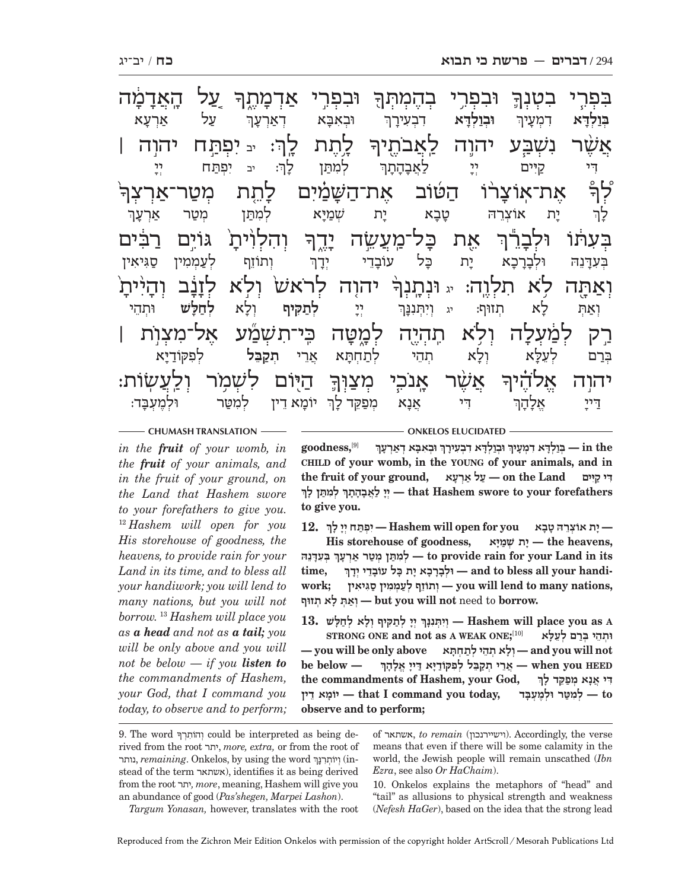בִּפְרִי בִטְנְךָ וּבִפְרִי בְהֶמְתְּךָ וּבִפְרִי אַדְמָתֶךָ עַל הָאֲדָמָה
בְּוַלְדָּא דִמְעָיךְ וּבְוַלְדָּא דִבְעִירָךְ וּבְאִבָּא דְאַרְעָךְ עַל אַרְעָא

אֲשֶׁר נִשְׁבַּע יהוה לַאֲבֹתֶיךָ לָתֶת לָךְ: יב יִפְתַּח יהוה |
דִּי קַיִּים יְיָ לַאֲבָהָתָךְ לְמִתַּן לָךְ: יב יִפְתַּח יְיָ

לְךָ אֶת־אוֹצָרוֹ הַטּוֹב אֶת־הַשָּׁמַיִם לָתֵת מְטַר־אַרְצְךָ
לָךְ יָת אוֹצְרֵהּ טָבָא יָת שְׁמַיָּא לְמִתַּן מְטַר אַרְעָךְ

בְּעִתּוֹ וּלְבָרֵךְ אֵת כָּל־מַעֲשֵׂה יָדֶךָ וְהִלְוִיתָ גּוֹיִם רַבִּים
בְּעִדָּנֵהּ וּלְבָרָכָא יָת כָּל עוֹבָדֵי יְדָךְ וְתוֹזֵיף לְעַמְמִין סַגִּיאִין

וְאַתָּה לֹא תִלְוֶה: יג וּנְתָנְךָ יהוה לְרֹאשׁ וְלֹא לְזָנָב וְהָיִיתָ
וְאַתְּ לָא תְזוּף: יג וְיִתְּנִנָּךְ יְיָ **לְתַקִּיף** וְלָא **לְחַלָּשׁ** וּתְהֵי

רַק לְמַעְלָה וְלֹא תִהְיֶה לְמָטָּה כִּי־תִשְׁמַע אֶל־מִצְוֹת |
בְּרַם לְעֵלָּא וְלָא תְהֵי לְתַחְתָּא אֲרֵי **תְקַבֵּל** לְפִקּוֹדַיָּא

יהוה אֱלֹהֶיךָ אֲשֶׁר אָנֹכִי מְצַוְּךָ הַיּוֹם לִשְׁמֹר וְלַעֲשׂוֹת:
דַּייָ אֱלָהָךְ דִּי אֲנָא מְפַקֵּד לָךְ יוֹמָא דֵין לְמִטַּר וּלְמֶעְבַּד:

**CHUMASH TRANSLATION**

*in the **fruit** of your womb, in the **fruit** of your animals, and in the fruit of your ground, on the Land that Hashem swore to your forefathers to give you.* [12] *Hashem will open for you His storehouse of goodness, the heavens, to provide rain for your Land in its time, and to bless all your handiwork; you will lend to many nations, but you will not borrow.* [13] *Hashem will place you as **a head** and not as **a tail;** you will be only above and you will not be below — if you **listen to** the commandments of Hashem, your God, that I command you today, to observe and to perform;*

**ONKELOS ELUCIDATED**

**goodness,**[9] **בְּוַלְדָּא דִמְעָיךְ וּבְוַלְדָּא דִבְעִירָךְ וּבְאִבָּא דְאַרְעָךְ — in the CHILD of your womb, in the YOUNG of your animals, and in the fruit of your ground, עַל אַרְעָא — on the Land דִּי קַיִּים יְיָ לַאֲבָהָתָךְ לְמִתַּן לָךְ — that Hashem swore to your forefathers to give you.**

**12. יִפְתַּח יְיָ לָךְ — Hashem will open for you יָת אוֹצְרֵהּ טָבָא — His storehouse of goodness, יָת שְׁמַיָּא — the heavens, לְמִתַּן מְטַר אַרְעָךְ בְּעִדָּנֵהּ — to provide rain for your Land in its time, וּלְבָרָכָא יָת כָּל עוֹבָדֵי יְדָךְ — and to bless all your handiwork; וְתוֹזֵיף לְעַמְמִין סַגִּיאִין — you will lend to many nations, וְאַתְּ לָא תְזוּף — but you will not** need to **borrow.**

**13. וְיִתְּנִנָּךְ יְיָ לְתַקִּיף וְלָא לְחַלָּשׁ — Hashem will place you as A STRONG ONE and not as A WEAK ONE;**[10] **וּתְהֵי בְּרַם לְעֵלָּא — you will be only above וְלָא תְהֵי לְתַחְתָּא — and you will not be below — אֲרֵי תְקַבֵּל לְפִקּוֹדַיָּא דַּייָ אֱלָהָךְ — when you HEED the commandments of Hashem, your God, דִּי אֲנָא מְפַקֵּד לָךְ יוֹמָא דֵין — that I command you today, לְמִטַּר וּלְמֶעְבַּד — to observe and to perform;**

---

9. The word וְהוֹתִרְךָ could be interpreted as being derived from the root יתר, *more, extra,* or from the root of נותר, *remaining*. Onkelos, by using the word וְיוֹתְרִנָּךְ (instead of the term אשתאר), identifies it as being derived from the root יתר, *more*, meaning, Hashem will give you an abundance of good (*Pas'shegen, Marpei Lashon*).

*Targum Yonasan,* however, translates with the root of אשתאר, *to remain* (וישיירנכון). Accordingly, the verse means that even if there will be some calamity in the world, the Jewish people will remain unscathed (*Ibn Ezra*, see also *Or HaChaim*).

10. Onkelos explains the metaphors of "head" and "tail" as allusions to physical strength and weakness (*Nefesh HaGer*), based on the idea that the strong lead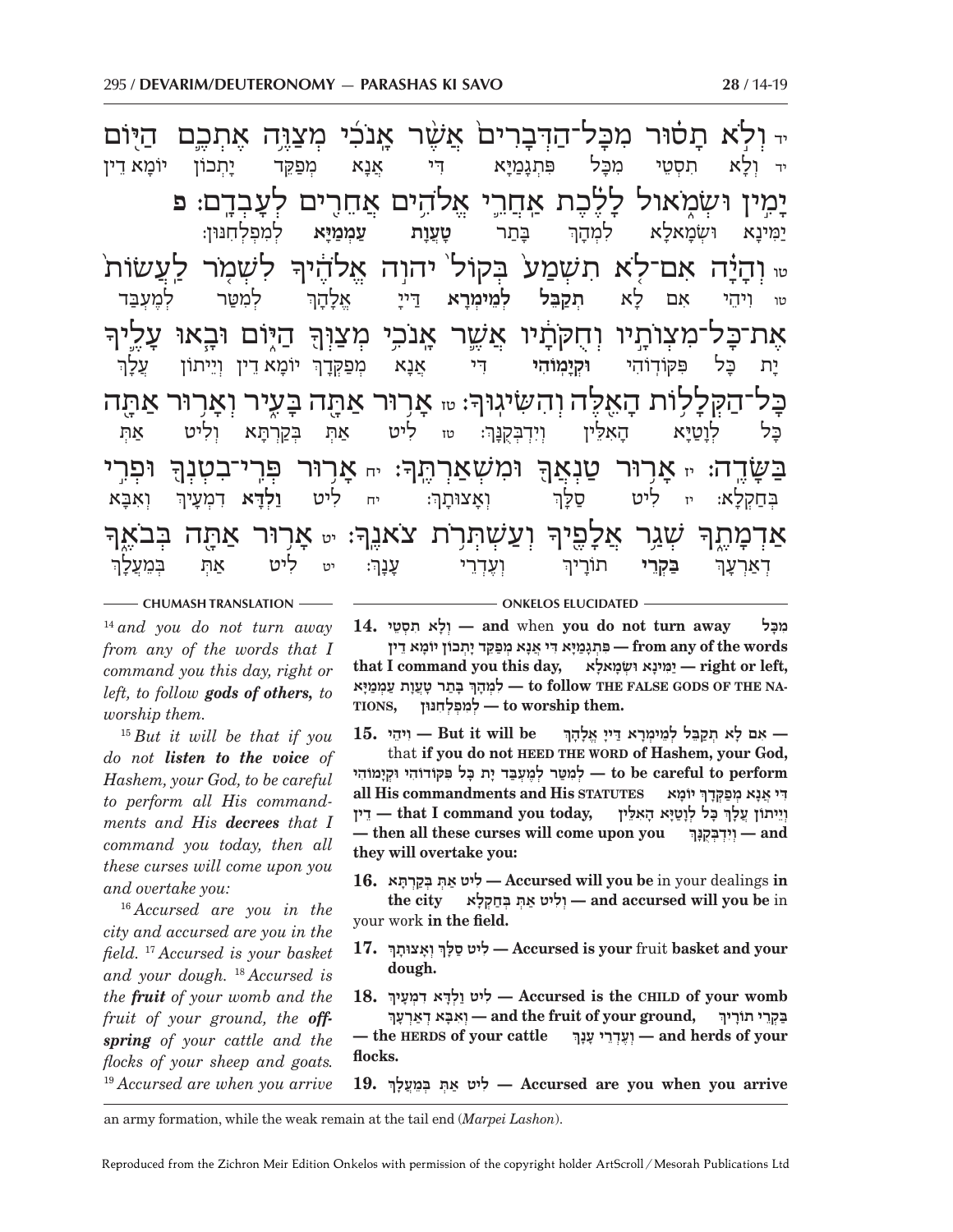יד וְלֹא תָסוּר מִכָּל־הַדְּבָרִים אֲשֶׁר אָנֹכִי מְצַוֶּה אֶתְכֶם הַיּוֹם יָמִין וּשְׂמֹאול לָלֶכֶת אַחֲרֵי אֱלֹהִים אֲחֵרִים לְעָבְדָם׃ פ

יד וְלָא תִסְטֵי מִכָּל פִּתְגָמַיָּא דִּי אֲנָא מְפַקֵּד יָתְכוֹן יוֹמָא דֵין יַמִּינָא וּשְׂמָאלָא לִמְהָךְ בָּתַר **טָעֲוָת עַמְמַיָּא** לְמִפְלְחְהוֹן׃

טו וְהָיָה אִם־לֹא תִשְׁמַע בְּקוֹל יהוה אֱלֹהֶיךָ לִשְׁמֹר לַעֲשׂוֹת אֶת־כָּל־מִצְוֹתָיו וְחֻקֹּתָיו אֲשֶׁר אָנֹכִי מְצַוְּךָ הַיּוֹם וּבָאוּ עָלֶיךָ כָּל־הַקְּלָלוֹת הָאֵלֶּה וְהִשִּׂיגוּךָ׃

טו וִיהֵי אִם לָא **תְקַבֵּל לְמֵימְרָא** דַּייָ אֱלָהָךְ לְמִטַּר לְמֶעְבַּד יָת כָּל פִּקּוֹדוֹהִי **וּקְיָמוֹהִי** דִּי אֲנָא מְפַקְּדָךְ יוֹמָא דֵין וְיֵיתוֹן עֲלָךְ כָּל לְוָטַיָּא הָאִלֵּין וְיִדְבְּקֻנָּךְ׃

טז אָרוּר אַתָּה בָּעִיר וְאָרוּר אַתָּה בַּשָּׂדֶה׃

טז לִיט אַתְּ בְּקַרְתָּא וְלִיט אַתְּ בְּחַקְלָא׃

יז אָרוּר טַנְאֲךָ וּמִשְׁאַרְתֶּךָ׃

יז לִיט סַלָּךְ וְאָצוּתָךְ׃

יח אָרוּר פְּרִי־בִטְנְךָ וּפְרִי אַדְמָתֶךָ שְׁגַר אֲלָפֶיךָ וְעַשְׁתְּרֹת צֹאנֶךָ׃

יח לִיט **וַלְדָּא** דִמְעָיךְ וְאִבָּא דְאַרְעָךְ **בַּקְרֵי** תוֹרָיךְ וְעֶדְרֵי עָנָךְ׃

יט אָרוּר אַתָּה בְּבֹאֶךָ

יט לִיט אַתְּ בְּמֵעֲלָךְ

---

### CHUMASH TRANSLATION

[14] *and you do not turn away from any of the words that I command you this day, right or left, to follow **gods of others,** to worship them.*

[15] *But it will be that if you do not **listen to the voice** of Hashem, your God, to be careful to perform all His commandments and His **decrees** that I command you today, then all these curses will come upon you and overtake you:*

[16] *Accursed are you in the city and accursed are you in the field.* [17] *Accursed is your basket and your dough.* [18] *Accursed is the **fruit** of your womb and the fruit of your ground, the **offspring** of your cattle and the flocks of your sheep and goats.* [19] *Accursed are when you arrive*

### ONKELOS ELUCIDATED

**14. וְלָא תִסְטֵי — and** when **you do not turn away מִכָּל פִּתְגָמַיָּא דִּי אֲנָא מְפַקֵּד יָתְכוֹן יוֹמָא דֵין — from any of the words that I command you this day, יַמִּינָא וּשְׂמָאלָא — right or left, לִמְהָךְ בָּתַר טָעֲוָת עַמְמַיָּא — to follow THE FALSE GODS OF THE NATIONS, לְמִפְלְחְהוֹן — to worship them.**

**15. וִיהֵי — But it will be** that **אִם לָא תְקַבֵּל לְמֵימְרָא דַּייָ אֱלָהָךְ — if you do not HEED THE WORD of Hashem, your God, לְמִטַּר לְמֶעְבַּד יָת כָּל פִּקּוֹדוֹהִי וּקְיָמוֹהִי — to be careful to perform all His commandments and His STATUTES דִּי אֲנָא מְפַקְּדָךְ יוֹמָא דֵין — that I command you today, וְיֵיתוֹן עֲלָךְ כָּל לְוָטַיָּא הָאִלֵּין — then all these curses will come upon you וְיִדְבְּקֻנָּךְ — and they will overtake you:**

**16. לִיט אַתְּ בְּקַרְתָּא — Accursed will you be** in your dealings **in the city וְלִיט אַתְּ בְּחַקְלָא — and accursed will you be** in your work **in the field.**

**17. לִיט סַלָּךְ וְאָצוּתָךְ — Accursed is your** fruit **basket and your dough.**

**18. לִיט וַלְדָּא דִמְעָיךְ — Accursed is the CHILD of your womb וְאִבָּא דְאַרְעָךְ — and the fruit of your ground, בַּקְרֵי תוֹרָיךְ — the HERDS of your cattle וְעֶדְרֵי עָנָךְ — and herds of your flocks.**

**19. לִיט אַתְּ בְּמֵעֲלָךְ — Accursed are you when you arrive**

---

an army formation, while the weak remain at the tail end (*Marpei Lashon*).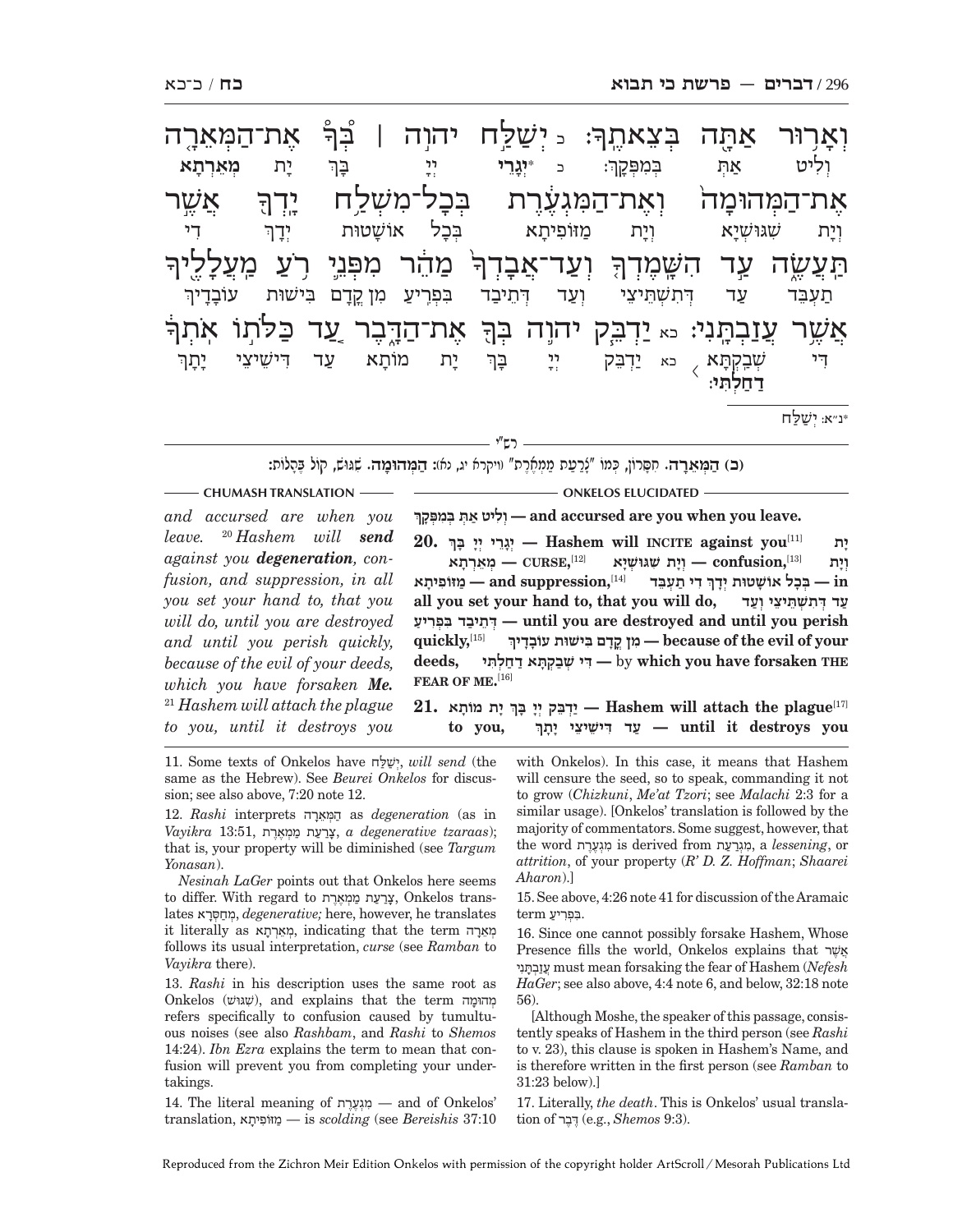וְאָר֥וּר אַתָּ֖ה בְּצֵאתֶֽךָ׃ כ יְשַׁלַּ֣ח יְהֹוָ֣ה ׀ בְּ֠ךָ֠ אֶת־הַמְּאֵרָ֤ה אֶת־הַמְּהוּמָה֙ וְאֶת־הַמִּגְעֶ֔רֶת בְּכָל־מִשְׁלַ֥ח יָדְךָ֖ אֲשֶׁ֣ר תַּעֲשֶׂ֑ה עַ֣ד הִשָּׁמֶדְךָ֤ וְעַד־אֲבָדְךָ֙ מַהֵ֔ר מִפְּנֵ֛י רֹ֥עַ מַעֲלָלֶ֖יךָ אֲשֶׁ֥ר עֲזַבְתָּֽנִי׃ כא יַדְבֵּ֧ק יְהֹוָ֛ה בְּךָ֖ אֶת־הַדָּ֑בֶר עַ֚ד כַּלֹּת֣וֹ אֹֽתְךָ֔

וְלִיט אַתְּ בְּמִפְּקָךְ׃ כ *יְגָרֵי יְיָ בָּךְ יָת מְאֵרְתָא וְיָת שִׁגּוּשְׁיָא וְיָת מַזּוֹפִיתָא בְּכָל אוֹשָׁטוּת יְדָךְ דִּי תַעְבֵּד עַד דְּתִשְׁתֵּיצֵי וְעַד דְּתֵיבַד בִּפְרִיעַ מִן קֳדָם בִּישׁוּת עוֹבָדָיךְ דִּי שְׁבַקְתָּא דַחַלְתִּי׃ כא יַדְבֵּק יְיָ בָּךְ יָת מוֹתָא עַד דִּישֵׁיצֵי יָתָךְ

*נ״א: יְשַׁלַּח

**רש״י**

**(כ) הַמְּאֵרָה.** חִסָּרוֹן, כְּמוֹ "צָרַעַת מַמְאֶרֶת" (ויקרא יג, נא): **הַמְּהוּמָה.** שִׁגּוּשׁ, קוֹל בֶּהָלוֹת:

**CHUMASH TRANSLATION**

*and accursed are when you leave.* [20] *Hashem will **send** against you **degeneration**, confusion, and suppression, in all you set your hand to, that you will do, until you are destroyed and until you perish quickly, because of the evil of your deeds, which you have forsaken **Me**.* [21] *Hashem will attach the plague to you, until it destroys you*

**ONKELOS ELUCIDATED**

**וְלִיט אַתְּ בְּמִפְּקָךְ — and accursed are you when you leave.**

**20.** **יְגָרֵי יְיָ בָּךְ — Hashem will INCITE against you**[11] **יָת מְאֵרְתָא — CURSE,**[12] **וְיָת שִׁגּוּשְׁיָא — confusion,**[13] **וְיָת מַזּוֹפִיתָא — and suppression,**[14] **בְּכָל אוֹשָׁטוּת יְדָךְ דִּי תַעְבֵּד — in all you set your hand to, that you will do,** **עַד דְּתִשְׁתֵּיצֵי וְעַד דְּתֵיבַד בִּפְרִיעַ — until you are destroyed and until you perish quickly,**[15] **מִן קֳדָם בִּישׁוּת עוֹבָדָיךְ — because of the evil of your deeds,** **דִּי שְׁבַקְתָּא דַחַלְתִּי — by which you have forsaken THE FEAR OF ME.**[16]

**21.** **יַדְבֵּק יְיָ בָּךְ יָת מוֹתָא — Hashem will attach the plague**[17] **to you,** **עַד דִּישֵׁיצֵי יָתָךְ — until it destroys you**

11. Some texts of Onkelos have יְשַׁלַּח, *will send* (the same as the Hebrew). See *Beurei Onkelos* for discussion; see also above, 7:20 note 12.

12. *Rashi* interprets הַמְּאֵרָה as *degeneration* (as in *Vayikra* 13:51, צָרַעַת מַמְאֶרֶת, *a degenerative tzaaras*); that is, your property will be diminished (see *Targum Yonasan*).

*Nesinah LaGer* points out that Onkelos here seems to differ. With regard to צָרַעַת מַמְאֶרֶת, Onkelos translates מְחַסְּרָא, *degenerative;* here, however, he translates it literally as מְאֵרְתָא, indicating that the term מְאֵרָה follows its usual interpretation, *curse* (see *Ramban* to *Vayikra* there).

13. *Rashi* in his description uses the same root as Onkelos (שִׁגּוּשׁ), and explains that the term מְהוּמָה refers specifically to confusion caused by tumultuous noises (see also *Rashbam*, and *Rashi* to *Shemos* 14:24). *Ibn Ezra* explains the term to mean that confusion will prevent you from completing your undertakings.

14. The literal meaning of מִגְעֶרֶת — and of Onkelos' translation, מַזּוֹפִיתָא — is *scolding* (see *Bereishis* 37:10 with Onkelos). In this case, it means that Hashem will censure the seed, so to speak, commanding it not to grow (*Chizkuni*, *Me'at Tzori*; see *Malachi* 2:3 for a similar usage). [Onkelos' translation is followed by the majority of commentators. Some suggest, however, that the word מִגְעֶרֶת is derived from מִגְרַעַת, a *lessening*, or *attrition*, of your property (*R' D. Z. Hoffman*; *Shaarei Aharon*).]

15. See above, 4:26 note 41 for discussion of the Aramaic term בִּפְרִיעַ.

16. Since one cannot possibly forsake Hashem, Whose Presence fills the world, Onkelos explains that אֲשֶׁר עֲזַבְתָּנִי must mean forsaking the fear of Hashem (*Nefesh HaGer*; see also above, 4:4 note 6, and below, 32:18 note 56).

[Although Moshe, the speaker of this passage, consistently speaks of Hashem in the third person (see *Rashi* to v. 23), this clause is spoken in Hashem's Name, and is therefore written in the first person (see *Ramban* to 31:23 below).]

17. Literally, *the death*. This is Onkelos' usual translation of דֶּבֶר (e.g., *Shemos* 9:3).

Reproduced from the Zichron Meir Edition Onkelos with permission of the copyright holder ArtScroll / Mesorah Publications Ltd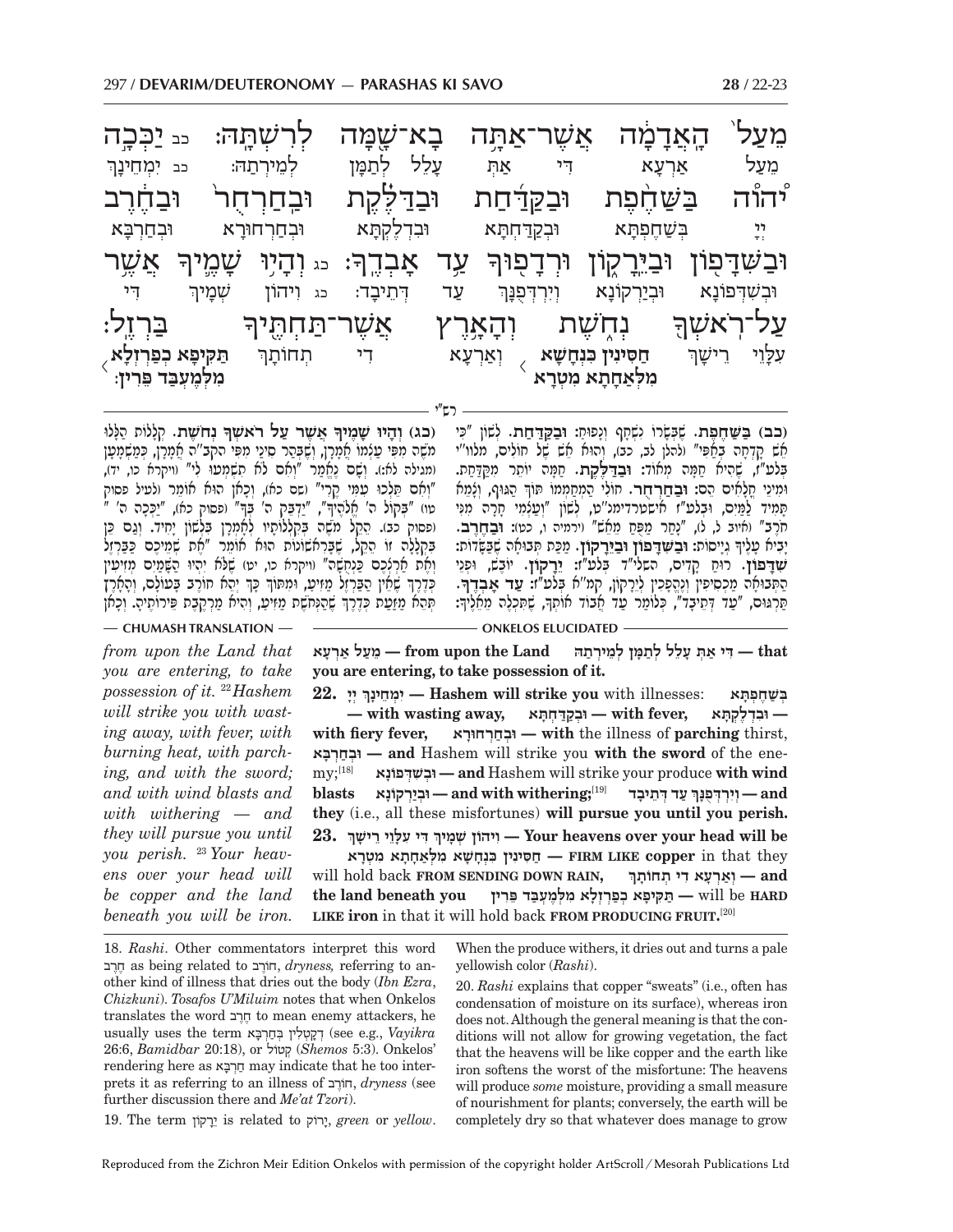מֵעַל֙ הָֽאֲדָמָ֔ה אֲשֶׁר־אַתָּ֥ה בָא־שָׁ֖מָּה לְרִשְׁתָּֽהּ׃ כב יַכְּכָ֣ה
מֵעַל אַרְעָא דִּי אַתְּ עָלֵל לְתַמָּן לְמֵירְתַהּ׃ כב יִמְחֵינָךְ

יְהוָ֡ה בַּשַּׁחֶ֣פֶת וּבַקַּדַּ֩חַת֩ וּבַדַּלֶּ֨קֶת וּבַֽחַרְחֻ֜ר וּבַחֶ֗רֶב
יְיָ בְּשַׁחֶפְתָּא וּבְקַדַּחְתָּא וּבְדַלֶּקְתָּא וּבְחַרְחוּרָא וּבְחַרְבָּא

וּבַשִּׁדָּפ֖וֹן וּבַיֵּרָק֑וֹן וּרְדָפ֖וּךָ עַ֥ד אָבְדֶֽךָ׃ כג וְהָי֥וּ שָׁמֶ֛יךָ אֲשֶׁ֥ר
וּבְשִׁדְפוֹנָא וּבְיַרְקוֹנָא וְיִרְדְּפֻנָּךְ עַד דְּתֵיבַד׃ כג וִיהוֹן שְׁמָיךְ דִּי

עַל־רֹאשְׁךָ֖ נְחֹ֑שֶׁת וְהָאָ֥רֶץ אֲשֶׁר־תַּחְתֶּ֖יךָ בַּרְזֶֽל׃
עִלָּוֵי רֵישָׁךְ **חֲסִינִין כִּנְחָשָׁא מִלְּאַחָתָא מִטְרָא** וְאַרְעָא דִּי תְחוֹתָךְ **תַּקִּיפָא כְּפַרְזְלָא מִלְּמֶעְבַּד פֵּירִין׃**

— רש״י —

**(כב) בַּשַּׁחֶפֶת.** שֶׁבְּשָׂרוֹ נִשְׁחָף וְנָפוּחַ: **וּבַקַּדַּחַת.** לְשׁוֹן "כִּי אֵשׁ קָדְחָה בְאַפִּי" (להלן לב, כב), וְהוּא אֵשׁ שֶׁל חוֹלִים, מלוו״י בְּלַע״ז, שֶׁהִיא חַמָּה מְאֹד: **וּבַדַּלֶּקֶת.** חַמָּה יוֹתֵר מִקַּדַּחַת. וּמִינֵי חֳלָאִים הֵם: **וּבַחַרְחֻר.** חוֹלִי הַמְחַמְּמוֹ תּוֹךְ הַגּוּף, וְצָמֵא תָּמִיד לַמַּיִם, וּבְלַע״ז אישטרדימנ״ט, לְשׁוֹן "וְעַצְמִי חָרָה מִנִּי חֹרֶב" (איוב ל, ל), "נִחַר מַפֻּחַ מֵאֵשׁ" (ירמיה ו, כט): **וּבַחֶרֶב.** יָבִיא עָלֶיךָ גְּיָיסוֹת: **וּבַשִּׁדָּפוֹן וּבַיֵּרָקוֹן.** מַכַּת תְּבוּאָה שֶׁבַּשָּׂדוֹת: **שִׁדָּפוֹן.** רוּחַ קָדִים, הסלי״ר בְּלַע״ז: **יֵרָקוֹן.** יוֹבֶשׁ, וּפְנֵי הַתְּבוּאָה מַכְסִיפִין וְהֶפְכִין לְיֵרָקוֹן, קמ״א בְּלַע״ז: **עַד אָבְדֶךָ.** תַּרְגּוּמוֹ, "עַד דְּתֵיבַד", כְּלוֹמַר עַד אֲבוֹד אוֹתְךָ, שֶׁתִּכְלֶה מֵאֵלֶיךָ:

**(כג) וְהָיוּ שָׁמֶיךָ אֲשֶׁר עַל רֹאשְׁךָ נְחֹשֶׁת.** קְלָלוֹת הַלָּלוּ מֹשֶׁה מִפִּי עַצְמוֹ אֲמָרָן, וְשֶׁבְּסֵפֶר סִינַי מִפִּי הַקָּבָּ״ה אֲמָרָן, כְּמַשְׁמָעָן (מגילה לא:). וְשָׁם נֶאֱמַר "וְאִם לֹא תִשְׁמְעוּ לִי" (ויקרא כו, יד), "וְאִם תֵּלְכוּ עִמִּי קֶרִי" (שם כא), וְכָאן הוּא אוֹמֵר (לעיל פסוק טו) "בְּקוֹל ה' אֱלֹהֶיךָ", "יַדְבֵּק ה' בְּךָ" (פסוק כא), "יַכְּכָה ה'" (פסוק כב). הֵקֵל מֹשֶׁה בִּקְלָלוֹתָיו לְאָמְרָן בִּלְשׁוֹן יָחִיד. וְגַם כֵּן בִּקְלָלָה זוֹ הֵקֵל, שֶׁבָּרִאשׁוֹנוֹת הוּא אוֹמֵר "אֶת שְׁמֵיכֶם כַּבַּרְזֶל וְאֶת אַרְצְכֶם כַּנְּחֻשָׁה" (ויקרא כו, יט) שֶׁלֹּא יִהְיוּ הַשָּׁמַיִם מְזִיעִין כְּדֶרֶךְ שֶׁאֵין הַבַּרְזֶל מַזִּיעַ, וּמִתּוֹךְ כָּךְ יְהֵא חוֹרֶב בָּעוֹלָם, וְהָאָרֶץ תְּהֵא מַזַּעַת כְּדֶרֶךְ שֶׁהַנְּחֹשֶׁת מַזִּיעַ, וְהִיא מְרַקֶּבֶת פֵּירוֹתֶיהָ. וְכָאן

— CHUMASH TRANSLATION —

*from upon the Land that you are entering, to take possession of it.* [22]*Hashem will strike you with wasting away, with fever, with burning heat, with parching, and with the sword; and with wind blasts and with withering — and they will pursue you until you perish.* [23]*Your heavens over your head will be copper and the land beneath you will be iron.*

— ONKELOS ELUCIDATED —

**that** — דִּי אַתְּ עָלֵל לְתַמָּן לְמֵירְתַהּ **from upon the Land** — מֵעַל אַרְעָא **you are entering, to take possession of it.**

**22.** יִמְחֵינָךְ יְיָ — **Hashem will strike you** with illnesses: בְּשַׁחֶפְתָּא — **with wasting away,** וּבְקַדַּחְתָּא — **with fever,** וּבְדַלֶּקְתָּא — **with fiery fever,** וּבְחַרְחוּרָא — **with** the illness of **parching** thirst, וּבְחַרְבָּא — **and** Hashem will strike you **with the sword** of the enemy;[18] וּבְשִׁדְפוֹנָא — **and** Hashem will strike your produce **with wind blasts** וּבְיַרְקוֹנָא — **and with withering;**[19] וְיִרְדְּפֻנָּךְ עַד דְּתֵיבַד — **and they** (i.e., all these misfortunes) **will pursue you until you perish.**

**23.** וִיהוֹן שְׁמָיךְ דִּי עִלָּוֵי רֵישָׁךְ — **Your heavens over your head will be** חֲסִינִין כִּנְחָשָׁא מִלְּאַחָתָא מִטְרָא — **FIRM LIKE copper** in that they will hold back **FROM SENDING DOWN RAIN,** וְאַרְעָא דִּי תְחוֹתָךְ — **and the land beneath you** תַּקִּיפָא כְּפַרְזְלָא מִלְּמֶעְבַּד פֵּירִין — will be **HARD LIKE iron** in that it will hold back **FROM PRODUCING FRUIT.**[20]

18. *Rashi*. Other commentators interpret this word חֶרֶב as being related to חוֹרֶב, *dryness,* referring to another kind of illness that dries out the body (*Ibn Ezra*, *Chizkuni*). *Tosafos U'Miluim* notes that when Onkelos translates the word חֶרֶב to mean enemy attackers, he usually uses the term דְּקָטְלִין בְּחַרְבָּא (see e.g., *Vayikra* 26:6, *Bamidbar* 20:18), or קְטוֹל (*Shemos* 5:3). Onkelos' rendering here as חַרְבָּא may indicate that he too interprets it as referring to an illness of חוֹרֶב, *dryness* (see further discussion there and *Me'at Tzori*).

19. The term יֵרָקוֹן is related to יָרוֹק, *green* or *yellow*. When the produce withers, it dries out and turns a pale yellowish color (*Rashi*).

20. *Rashi* explains that copper "sweats" (i.e., often has condensation of moisture on its surface), whereas iron does not. Although the general meaning is that the conditions will not allow for growing vegetation, the fact that the heavens will be like copper and the earth like iron softens the worst of the misfortune: The heavens will produce *some* moisture, providing a small measure of nourishment for plants; conversely, the earth will be completely dry so that whatever does manage to grow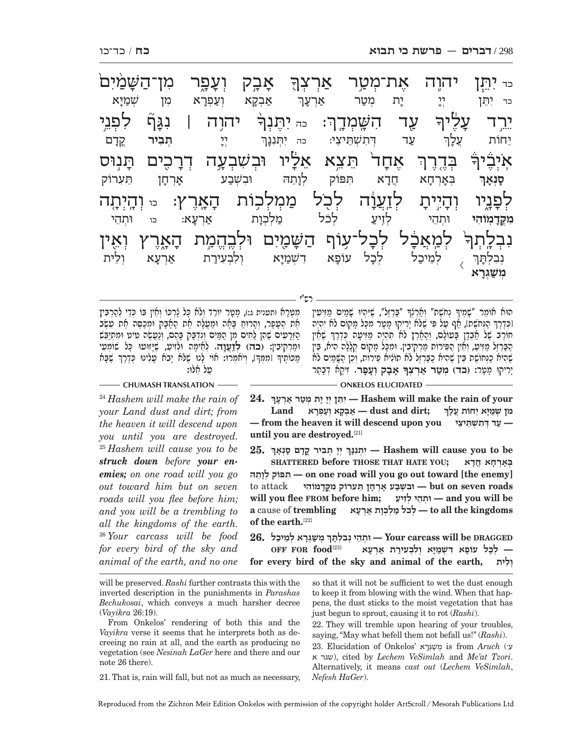כד יִתֵּ֧ן יְהוָ֛ה אֶת־מְטַ֥ר אַרְצְךָ֖ אָבָ֣ק וְעָפָ֑ר מִן־הַשָּׁמַ֨יִם֙ יֵרֵ֣ד עָלֶ֔יךָ עַ֖ד הִשָּׁמְדָֽךְ׃ כה יִתֶּנְךָ֨ יְהוָ֥ה ׀ נִגָּף֮ לִפְנֵ֣י אֹיְבֶיךָ֒ בְּדֶ֤רֶךְ אֶחָד֙ תֵּצֵ֣א אֵלָ֔יו וּבְשִׁבְעָ֥ה דְרָכִ֖ים תָּנ֣וּס לְפָנָ֑יו וְהָיִ֣יתָ לְזַעֲוָ֔ה לְכֹ֖ל מַמְלְכ֥וֹת הָאָֽרֶץ׃ כו וְהָיְתָ֤ה נִבְלָֽתְךָ֙ לְמַאֲכָ֔ל לְכָל־ע֥וֹף הַשָּׁמַ֖יִם וּלְבֶהֱמַ֣ת הָאָ֑רֶץ וְאֵ֖ין

כד יִתֵּן יְיָ יָת מְטַר אַרְעָךְ אַבְקָא וְעַפְרָא מִן שְׁמַיָּא יֵחוֹת עֲלָךְ עַד דְּתִשְׁתֵּיצֵי: כה יִתְּנִנָּךְ יְיָ **תְּבִיר** קֳדָם **סָנְאָךְ** בְּאָרְחָא חֲדָא תִּפּוֹק לְוָתֵהּ וּבְשִׁבְעָא אָרְחָן תֵּעֲרוֹק **מִקֳּדָמוֹהִי** וּתְהֵי לְזִיעַ לְכֹל מַלְכְוָת אַרְעָא: כו וּתְהֵי נִבְלְתָּךְ **מְשַׁגְּרָא** לְמֵיכַל לְכָל עוֹפָא דִשְׁמַיָּא וְלִבְעִירַת אַרְעָא וְלֵית

רש״י

הוּא אוֹמֵר "שְׁמֵיכֶם כַּנְּחֹשֶׁת" וְאַרְצְכֶם "כַּבַּרְזֶל", שֶׁיִּהְיוּ שָׁמַיִם מַזִּיעִין כְּדֶרֶךְ הַנְּחֹשֶׁת, אַף עַל פִּי שֶׁלֹּא יֵרִיקוּ מָטָר מִכָּל מָקוֹם לֹא יְהֵא חוֹרֶב בָּעוֹלָם, וְהָאָרֶץ לֹא תְּהֵא מַזִּיעָה כְּדֶרֶךְ שֶׁאֵין הַבַּרְזֶל מַזִּיעַ, וְאֵין הַפֵּירוֹת מַרְקִיבִין. וּמִכָּל מָקוֹם קְלָלָה הִיא, בֵּין שֶׁהִיא כִּנְחֹשֶׁת בֵּין שֶׁהִיא כַּבַּרְזֶל לֹא תּוֹצִיא פֵּירוֹת, וְכֵן הַשָּׁמַיִם לֹא יֵרִיקוּ מָטָר: **(כד) מְטַר אַרְצְךָ אָבָק וְעָפָר.** זִיקָא דְּבָתַר מִטְרָא (תענית ג:), מָטָר יוֹרֵד וְלֹא כָּל צָרְכּוֹ וְאֵין בּוֹ כְּדֵי לְהַרְבִּיץ אֶת הֶעָפָר, וְהָרוּחַ בָּאָה וּמַעֲלָה אֶת הָאָבָק וּמְכַסָּה אֶת עֵשֶׂב הַזְּרָעִים שֶׁהֵן לַחִים מִן הַמַּיִם וְנִדְבַּק בָּהֶם, וְנַעֲשֶׂה טִיט וּמִתְיַבֵּשׁ וּמַרְקִיבִין: **(כה) לְזַעֲוָה.** לְאֵימָה וּלְזִיעַ, שֶׁיָּזוּעוּ כָּל שׁוֹמְעֵי מַכּוֹתֶיךָ מִמְּךָ, וְיֹאמְרוּ: אוֹי לָנוּ שֶׁלֹּא יָבֹא עָלֵינוּ כְּדֶרֶךְ שֶׁבָּא עַל אֵלּוּ:

**CHUMASH TRANSLATION**

[24] *Hashem will make the rain of your Land dust and dirt; from the heaven it will descend upon you until you are destroyed.* [25] *Hashem will cause you to be **struck down** before **your enemies;** on one road will you go out toward him but on seven roads will you flee before him; and you will be a trembling to all the kingdoms of the earth.* [26] *Your carcass will be food for every bird of the sky and animal of the earth, and no one*

**ONKELOS ELUCIDATED**

**24. יִתֵּן יְיָ יָת מְטַר אַרְעָךְ — Hashem will make the rain of your Land; אַבְקָא וְעַפְרָא — dust and dirt; מִן שְׁמַיָּא יֵחוֹת עֲלָךְ — from the heaven it will descend upon you; עַד דְּתִשְׁתֵּיצֵי — until you are destroyed.**[21]

**25. יִתְּנִנָּךְ יְיָ תְּבִיר קֳדָם סָנְאָךְ — Hashem will cause you to be SHATTERED before THOSE THAT HATE YOU; בְּאָרְחָא חֲדָא תִּפּוֹק לְוָתֵהּ — on one road will you go out toward [the enemy]** to attack **וּבְשִׁבְעָא אָרְחָן תֵּעֲרוֹק מִקֳּדָמוֹהִי — but on seven roads will you flee FROM before him; וּתְהֵי לְזִיעַ — and you will be a** cause of **trembling לְכֹל מַלְכְוָת אַרְעָא — to all the kingdoms of the earth.**[22]

**26. וּתְהֵי נִבְלְתָּךְ מְשַׁגְּרָא לְמֵיכַל — Your carcass will be DRAGGED OFF FOR food**[23] **לְכָל עוֹפָא דִשְׁמַיָּא וְלִבְעִירַת אַרְעָא — for every bird of the sky and animal of the earth, וְלֵית**

---

will be preserved. *Rashi* further contrasts this with the inverted description in the punishments in *Parashas Bechukosai*, which conveys a much harsher decree (*Vayikra* 26:19).

From Onkelos' rendering of both this and the *Vayikra* verse it seems that he interprets both as decreeing no rain at all, and the earth as producing no vegetation (see *Nesinah LaGer* here and there and our note 26 there).

21. That is, rain will fall, but not as much as necessary, so that it will not be sufficient to wet the dust enough to keep it from blowing with the wind. When that happens, the dust sticks to the moist vegetation that has just begun to sprout, causing it to rot (*Rashi*).

22. They will tremble upon hearing of your troubles, saying, "May what befell them not befall us!" (*Rashi*).

23. Elucidation of Onkelos' מְשַׁגְּרָא is from *Aruch* (ע׳ שגר א), cited by *Lechem VeSimlah* and *Me'at Tzori*. Alternatively, it means *cast out* (*Lechem VeSimlah*, *Nefesh HaGer*).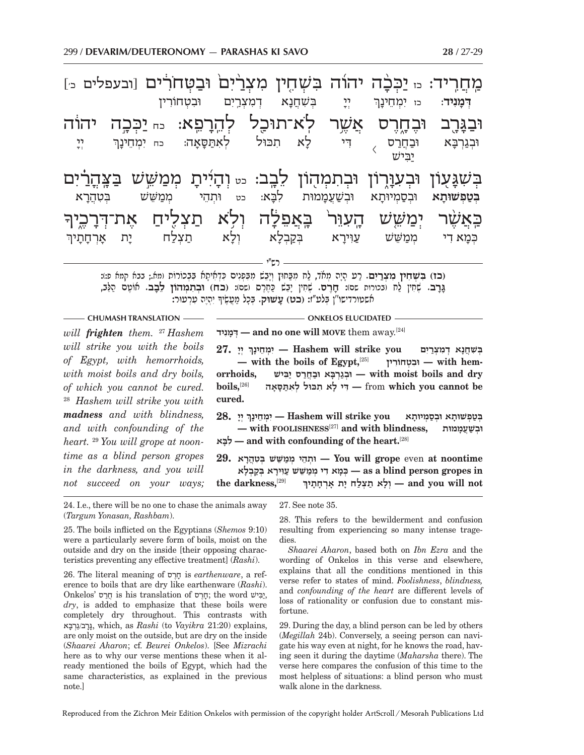מַחֲרִיד׃ כז יַכְּכָה יהוה בִּשְׁחִין מִצְרַיִם וּבַטְּחֹרִים [ובעפלים כ׳] וּבַגָּרָב וּבֶחָרֶס אֲשֶׁר לֹא־תוּכַל לְהֵרָפֵא׃ כח יַכְּכָה יהוה בְּשִׁגָּעוֹן וּבְעִוָּרוֹן וּבְתִמְהוֹן לֵבָב׃ כט וְהָיִיתָ מְמַשֵּׁשׁ בַּצָּהֳרַיִם כַּאֲשֶׁר יְמַשֵּׁשׁ הָעִוֵּר בָּאֲפֵלָה וְלֹא תַצְלִיחַ אֶת־דְּרָכֶיךָ

דְּמָנִיד׃ כז יְמַחֵינָךְ יְיָ בִּשְׁחֲנָא דְמִצְרַיִם וּבִטְחוֹרִין וּבְגַרְבָּא וּבַחֲרַס יַבִּישׁ דִּי לָא תִכּוּל לְאִתַּסָּאָה׃ כח יְמַחֵינָךְ יְיָ בְּטַפְשׁוּתָא וּבְסַמְיוּתָא וּבְשַׁעֲמָמוּת לִבָּא׃ כט וּתְהֵי מְמַשֵּׁשׁ בְּטִהֲרָא כְּמָא דִי מְמַשֵּׁשׁ עַוִּירָא בְּקַבְלָא וְלָא תַצְלַח יָת אָרְחָתָיךְ

רש״י

**(כז) בִּשְׁחִין מִצְרַיִם.** רַע הָיָה מְאֹד, לַח מִבַּחוּץ וְיָבֵשׁ מִבִּפְנִים כִּדְאִיתָא בִּבְכוֹרוֹת (מא.; בבא קמא פ:): **גָּרָב.** שְׁחִין לַח (בכורות שם): **חָרֶס.** שְׁחִין יָבֵשׁ כַּחֶרֶס (שם): **(כח) וּבְתִמְהוֹן לֵבָב.** אוֹטֶם הַלֵּב, אשטורדישו״ן בְּלַעַ״ז: **(כט) עָשׁוּק.** בְּכָל מַעֲשֶׂיךָ יִהְיֶה עִרְעוּר:

**CHUMASH TRANSLATION**

*will **frighten** them.* [27] *Hashem will strike you with the boils of Egypt, with hemorrhoids, with moist boils and dry boils, of which you cannot be cured.* [28] *Hashem will strike you with **madness** and with blindness, and with confounding of the heart.* [29] *You will grope at noontime as a blind person gropes in the darkness, and you will not succeed on your ways;*

**ONKELOS ELUCIDATED**

דְּמָנִיד — **and no one will MOVE** them away.[24]

**27.** יְמַחֵינָךְ יְיָ — **Hashem will strike you** בִּשְׁחֲנָא דְמִצְרַיִם — **with the boils of Egypt,**[25] וּבִטְחוֹרִין — **with hemorrhoids,** וּבְגַרְבָּא וּבַחֲרַס יַבִּישׁ — **with moist boils and dry boils,**[26] דִּי לָא תִכּוּל לְאִתַּסָּאָה — from **which you cannot be cured.**

**28.** יְמַחֵינָךְ יְיָ — **Hashem will strike you** בְּטַפְשׁוּתָא וּבְסַמְיוּתָא וּבְשַׁעֲמָמוּת — **with FOOLISHNESS**[27] **and with blindness,** לִבָּא — **and with confounding of the heart.**[28]

**29.** וּתְהֵי מְמַשֵּׁשׁ בְּטִהֲרָא — **You will grope** even **at noontime** כְּמָא דִי מְמַשֵּׁשׁ עַוִּירָא בְּקַבְלָא — **as a blind person gropes in the darkness,**[29] וְלָא תַצְלַח יָת אָרְחָתָיךְ — **and you will not**

---

24. I.e., there will be no one to chase the animals away (*Targum Yonasan, Rashbam*).

25. The boils inflicted on the Egyptians (*Shemos* 9:10) were a particularly severe form of boils, moist on the outside and dry on the inside [their opposing characteristics preventing any effective treatment] (*Rashi*).

26. The literal meaning of חֶרֶס is *earthenware*, a reference to boils that are dry like earthenware (*Rashi*). Onkelos' חֲרַס is his translation of חֶרֶס; the word יַבִּישׁ, *dry*, is added to emphasize that these boils were completely dry throughout. This contrasts with גָּרָב/גַּרְבָּא, which, as *Rashi* (to *Vayikra* 21:20) explains, are only moist on the outside, but are dry on the inside (*Shaarei Aharon*; cf. *Beurei Onkelos*). [See *Mizrachi* here as to why our verse mentions these when it already mentioned the boils of Egypt, which had the same characteristics, as explained in the previous note.]

27. See note 35.

28. This refers to the bewilderment and confusion resulting from experiencing so many intense tragedies.

*Shaarei Aharon*, based both on *Ibn Ezra* and the wording of Onkelos in this verse and elsewhere, explains that all the conditions mentioned in this verse refer to states of mind. *Foolishness*, *blindness*, and *confounding of the heart* are different levels of loss of rationality or confusion due to constant misfortune.

29. During the day, a blind person can be led by others (*Megillah* 24b). Conversely, a seeing person can navigate his way even at night, for he knows the road, having seen it during the daytime (*Maharsha* there). The verse here compares the confusion of this time to the most helpless of situations: a blind person who must walk alone in the darkness.

Reproduced from the Zichron Meir Edition Onkelos with permission of the copyright holder ArtScroll / Mesorah Publications Ltd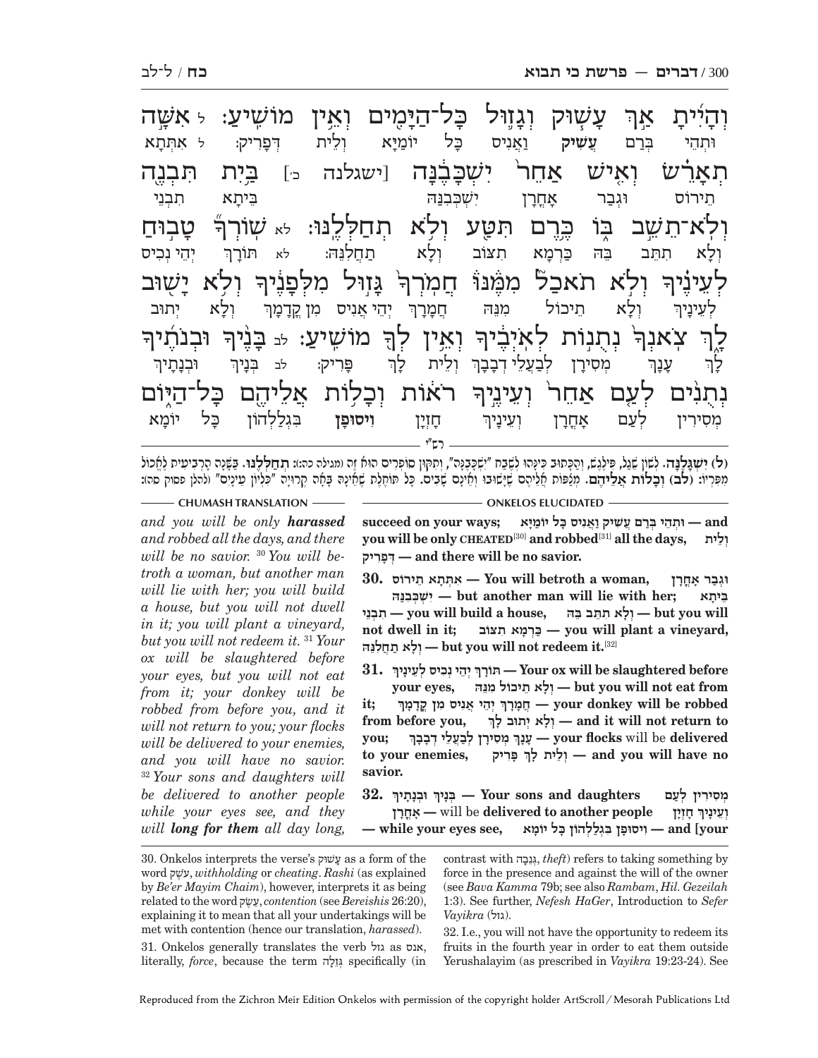וְהָיִיתָ אַךְ עָשׁוּק וְגָזוּל כָּל־הַיָּמִים וְאֵין מוֹשִׁיעַ: ל אִשָּׁה תְאָרֵשׂ וְאִישׁ אַחֵר יִשְׁכָּבֶנָּה [ישגלנה כ׳] בַּיִת תִּבְנֶה וְלֹא־תֵשֵׁב בּוֹ כֶּרֶם תִּטַּע וְלֹא תְחַלְּלֶנּוּ: לא שׁוֹרְךָ טָבוּחַ לְעֵינֶיךָ וְלֹא תֹאכַל מִמֶּנּוּ חֲמֹרְךָ גָּזוּל מִלְּפָנֶיךָ וְלֹא יָשׁוּב לָךְ צֹאנְךָ נְתֻנוֹת לְאֹיְבֶיךָ וְאֵין לְךָ מוֹשִׁיעַ: לב בָּנֶיךָ וּבְנֹתֶיךָ נְתֻנִים לְעַם אַחֵר וְעֵינֶיךָ רֹאוֹת וְכָלוֹת אֲלֵיהֶם כָּל־הַיּוֹם

וּתְהֵי בְּרַם עֲשִׁיק וַאֲנִיס כָּל יוֹמַיָּא וְלֵית דְּפָרִיק: ל אִתְּתָא תֵירוֹס וּגְבַר אָחֳרָן יִשְׁכְּבִנַּהּ בֵּיתָא תִבְנֵי וְלָא תִתֵּב בֵּהּ כַּרְמָא תִצּוֹב וְלָא תַחֲלְנֵהּ: לא תּוֹרָךְ יְהֵי נְכִיס לְעֵינָךְ וְלָא תֵיכוֹל מִנֵּהּ חֲמָרָךְ יְהֵי אֲנִיס מִן קֳדָמָךְ וְלָא יְתוּב לָךְ עָנָךְ מְסִירָן לְבַעֲלֵי דְבָבָךְ וְלֵית לָךְ פָּרִיק: לב בְּנָיךְ וּבְנָתָיךְ מְסִירִין לְעַם אָחֳרָן וְעֵינָיךְ חָזְיָן וִיסוּפָן בִּגְלַלְהוֹן כָּל יוֹמָא

רש״י

(ל) יִשְׁגָּלֶנָּה. לְשׁוֹן שֵׁגַל, פִּילֶגֶשׁ, וְהַכָּתוּב כִּינָּהוּ לְשֶׁבַח "יִשְׁכָּבֶנָּה", וְתִקּוּן סוֹפְרִים הוּא זֶה (מגילה כה:): תְּחַלְּלֶנּוּ. בַּשָּׁנָה הָרְבִיעִית לֶאֱכוֹל מִפֵּרוֹתָיו: (לב) וְכָלוֹת אֲלֵיהֶם. מְצַפּוֹת אֲלֵיהֶם שֶׁיָּשׁוּבוּ וְאֵינָם שָׁבִים. כָּל תּוֹחֶלֶת שֶׁאֵינָהּ בָּאָה קְרוּיָה "כִּלְיוֹן עֵינַיִם" (להלן פסוק סה):

**CHUMASH TRANSLATION**

*and you will be only **harassed** and robbed all the days, and there will be no savior.* [30] *You will betroth a woman, but another man will lie with her; you will build a house, but you will not dwell in it; you will plant a vineyard, but you will not redeem it.* [31] *Your ox will be slaughtered before your eyes, but you will not eat from it; your donkey will be robbed from before you, and it will not return to you; your flocks will be delivered to your enemies, and you will have no savior.* [32] *Your sons and daughters will be delivered to another people while your eyes see, and they will **long for them** all day long,*

**ONKELOS ELUCIDATED**

**succeed on your ways;** וּתְהֵי בְּרַם עֲשִׁיק וַאֲנִיס כָּל יוֹמַיָּא — **and you will be only CHEATED**[30] **and robbed**[31] **all the days,** וְלֵית דְּפָרִיק — **and there will be no savior.**

**30.** אִתְּתָא תֵירוֹס — **You will betroth a woman,** וּגְבַר אָחֳרָן יִשְׁכְּבִנַּהּ — **but another man will lie with her;** בֵּיתָא תִבְנֵי — **you will build a house,** וְלָא תִתֵּב בֵּהּ — **but you will not dwell in it;** כַּרְמָא תִצּוֹב — **you will plant a vineyard,** וְלָא תַחֲלְנֵהּ — **but you will not redeem it.**[32]

**31.** תּוֹרָךְ יְהֵי נְכִיס לְעֵינָךְ — **Your ox will be slaughtered before your eyes,** וְלָא תֵיכוֹל מִנֵּהּ — **but you will not eat from it;** חֲמָרָךְ יְהֵי אֲנִיס מִן קֳדָמָךְ — **your donkey will be robbed from before you,** וְלָא יְתוּב לָךְ — **and it will not return to you;** עָנָךְ מְסִירָן לְבַעֲלֵי דְבָבָךְ — **your flocks** will be **delivered to your enemies,** וְלֵית לָךְ פָּרִיק — **and you will have no savior.**

**32.** בְּנָיךְ וּבְנָתָיךְ — **Your sons and daughters** מְסִירִין לְעַם אָחֳרָן — will be **delivered to another people** וְעֵינָיךְ חָזְיָן — **while your eyes see,** וִיסוּפָן בִּגְלַלְהוֹן כָּל יוֹמָא — **and [your**

---

30. Onkelos interprets the verse's עָשׁוּק as a form of the word עֹשֶׁק, *withholding* or *cheating*. *Rashi* (as explained by *Be'er Mayim Chaim*), however, interprets it as being related to the word עֵשֶׂק, *contention* (see *Bereishis* 26:20), explaining it to mean that all your undertakings will be met with contention (hence our translation, *harassed*).

31. Onkelos generally translates the verb גזל as אנס, literally, *force*, because the term גְּזֵלָה specifically (in contrast with גְּנֵבָה, *theft*) refers to taking something by force in the presence and against the will of the owner (see *Bava Kamma* 79b; see also *Rambam*, *Hil. Gezeilah* 1:3). See further, *Nefesh HaGer*, Introduction to *Sefer Vayikra* (גזל).

32. I.e., you will not have the opportunity to redeem its fruits in the fourth year in order to eat them outside Yerushalayim (as prescribed in *Vayikra* 19:23-24). See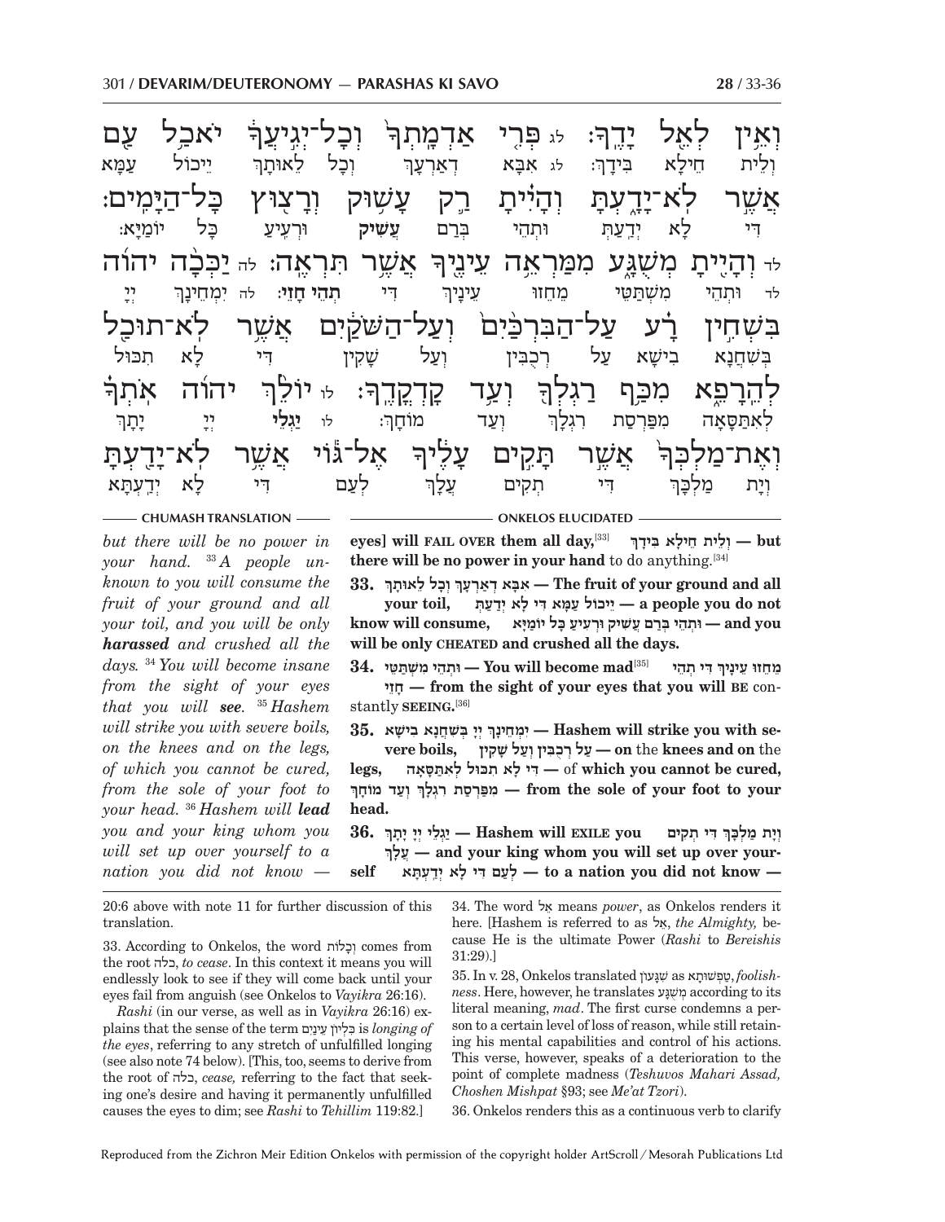וְאֵ֥ין לְאֵ֖ל יָדֶֽךָ׃ לג פְּרִ֤י אַדְמָֽתְךָ֙ וְכָל־יְגִ֣יעֲךָ֔ יֹאכַ֥ל עַ֖ם אֲשֶׁ֣ר לֹא־יָדָ֑עְתָּ וְהָיִ֗יתָ רַ֛ק עָשׁ֥וּק וְרָצ֖וּץ כָּל־הַיָּמִֽים׃ לד וְהָיִ֖יתָ מְשֻׁגָּ֑ע מִמַּרְאֵ֥ה עֵינֶ֖יךָ אֲשֶׁ֥ר תִּרְאֶֽה׃ לה יַכְּכָ֨ה יְהֹוָ֜ה בִּשְׁחִ֣ין רָ֗ע עַל־הַבִּרְכַּ֙יִם֙ וְעַל־הַשֹּׁקַ֔יִם אֲשֶׁ֥ר לֹא־תוּכַ֖ל לְהֵרָפֵ֑א מִכַּ֥ף רַגְלְךָ֖ וְעַ֥ד קָדְקֳדֶֽךָ׃ לו יוֹלֵ֨ךְ יְהֹוָ֜ה אֹתְךָ֗ וְאֶת־מַלְכְּךָ֙ אֲשֶׁ֣ר תָּקִ֣ים עָלֶ֔יךָ אֶל־גּ֕וֹי אֲשֶׁ֥ר לֹא־יָדַ֖עְתָּ

וְלֵית חֵילָא בִּידָךְ: לג אִבָּא דְאַרְעָךְ וְכָל לֵאוּתָךְ יֵיכוֹל עַמָּא דִּי לָא יְדַעְתְּ וּתְהֵי בְּרַם **עֲשִׁיק** וּרְעִיעַ כָּל יוֹמַיָּא: לד וּתְהֵי מִשְׁתַּטֵּי מֵחֱזוּ עֵינָךְ דִּי **תְהֵי חָזֵי**: לה יִמְחֵינָךְ יְיָ בְּשִׁחֲנָא בִישָׁא עַל רִכְבִּין וְעַל שָׁקִין דִּי לָא תִכּוּל לְאִתַּסָּאָה מִפַּרְסַת רִגְלָךְ וְעַד מוֹחָךְ: לו **יַגְלֵי** יְיָ יָתָךְ וְיָת מַלְכָּךְ דִּי תְקִים עֲלָךְ לְעַם דִּי לָא יְדַעְתָּא

**CHUMASH TRANSLATION**

*but there will be no power in your hand.* [33] *A people unknown to you will consume the fruit of your ground and all your toil, and you will be only **harassed** and crushed all the days.* [34] *You will become insane from the sight of your eyes that you will **see**.* [35] *Hashem will strike you with severe boils, on the knees and on the legs, of which you cannot be cured, from the sole of your foot to your head.* [36] *Hashem will **lead** you and your king whom you will set up over yourself to a nation you did not know —*

**ONKELOS ELUCIDATED**

**eyes] will FAIL OVER them all day,**[33] **וְלֵית חֵילָא בִּידָךְ — but there will be no power in your hand** to do anything.[34]

**33. אִבָּא דְאַרְעָךְ וְכָל לֵאוּתָךְ — The fruit of your ground and all your toil, יֵיכוֹל עַמָּא דִּי לָא יְדַעְתְּ — a people you do not know will consume, וּתְהֵי בְּרַם עֲשִׁיק וּרְעִיעַ כָּל יוֹמַיָּא — and you will be only CHEATED and crushed all the days.**

**34. וּתְהֵי מִשְׁתַּטֵּי — You will become mad**[35] **מֵחֱזוּ עֵינָךְ דִּי תְהֵי חָזֵי — from the sight of your eyes that you will BE** constantly **SEEING.**[36]

**35. יִמְחֵינָךְ יְיָ בְּשִׁחֲנָא בִישָׁא — Hashem will strike you with severe boils, עַל רִכְבִּין וְעַל שָׁקִין — on** the **knees and on** the **legs, דִּי לָא תִכּוּל לְאִתַּסָּאָה —** of **which you cannot be cured, מִפַּרְסַת רִגְלָךְ וְעַד מוֹחָךְ — from the sole of your foot to your head.**

**36. וְיָת מַלְכָּךְ דִּי תְקִים — Hashem will EXILE you יַגְלֵי יְיָ יָתָךְ עֲלָךְ — and your king whom you will set up over yourself לְעַם דִּי לָא יְדַעְתָּא — to a nation you did not know —**

---

20:6 above with note 11 for further discussion of this translation.

33. According to Onkelos, the word וְכָלוֹת comes from the root כלה, *to cease*. In this context it means you will endlessly look to see if they will come back until your eyes fail from anguish (see Onkelos to *Vayikra* 26:16).

*Rashi* (in our verse, as well as in *Vayikra* 26:16) explains that the sense of the term כִּלְיוֹן עֵינַיִם is *longing of the eyes*, referring to any stretch of unfulfilled longing (see also note 74 below). [This, too, seems to derive from the root of כלה, *cease*, referring to the fact that seeking one's desire and having it permanently unfulfilled causes the eyes to dim; see *Rashi* to *Tehillim* 119:82.]

34. The word אֵל means *power*, as Onkelos renders it here. [Hashem is referred to as אֵל, *the Almighty*, because He is the ultimate Power (*Rashi* to *Bereishis* 31:29).]

35. In v. 28, Onkelos translated שִׁגָּעוֹן as טַפְשׁוּתָא, *foolishness*. Here, however, he translates מְשֻׁגָּע according to its literal meaning, *mad*. The first curse condemns a person to a certain level of loss of reason, while still retaining his mental capabilities and control of his actions. This verse, however, speaks of a deterioration to the point of complete madness (*Teshuvos Mahari Assad, Choshen Mishpat* §93; see *Me'at Tzori*).

36. Onkelos renders this as a continuous verb to clarify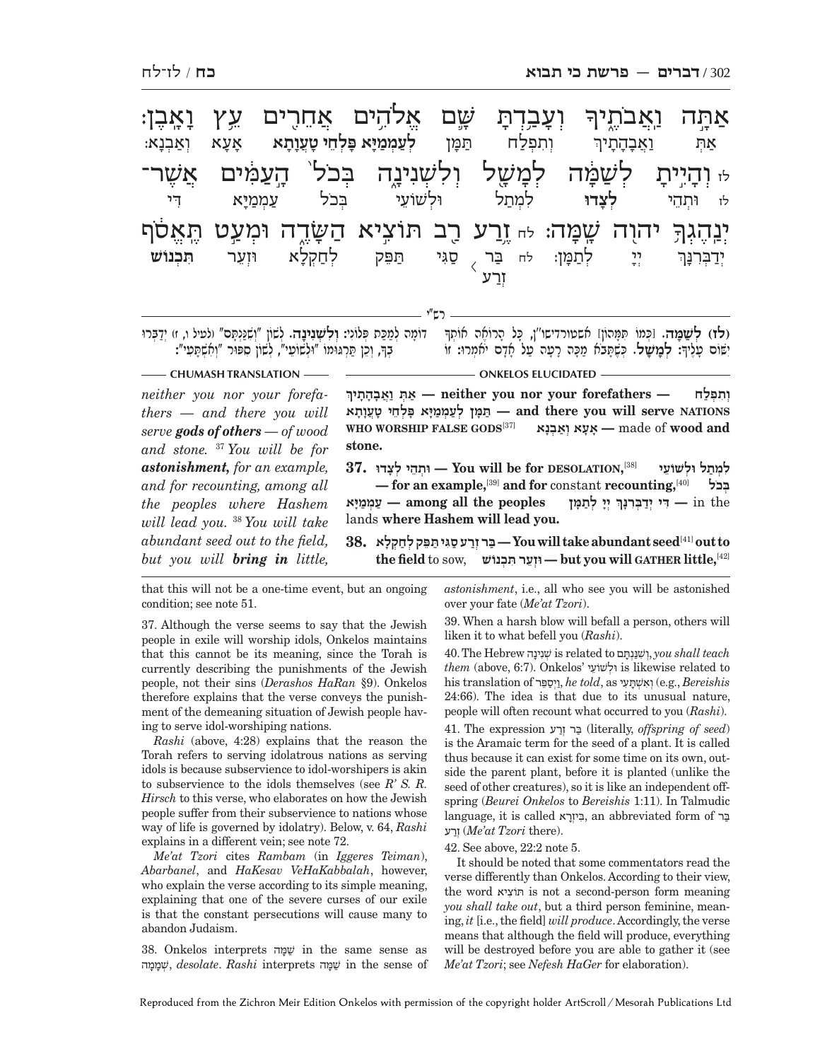אַתָּה וַאֲבֹתֶיךָ וְעָבַדְתָּ שָּׁם אֱלֹהִים אֲחֵרִים עֵץ וָאָבֶן׃
אַתְּ וַאֲבָהָתָיךְ וְתִפְלַח תַּמָּן **לְעַמְמַיָּא פָּלְחֵי טָעֲוָתָא** אָעָא וְאַבְנָא׃

לז וְהָיִיתָ לְשַׁמָּה לְמָשָׁל וְלִשְׁנִינָה בְּכֹל הָעַמִּים אֲשֶׁר־יְנַהֶגְךָ יהוה שָׁמָּה׃
לז וּתְהֵי **לְצַדוּ** לְמַתַל וּלְשׁוֹעִי בְּכֹל עַמְמַיָּא דִּי יְדַבְּרִנָּךְ יְיָ לְתַמָּן׃

לח זֶרַע רַב תּוֹצִיא הַשָּׂדֶה וּמְעַט תֶּאֱסֹף
לח בַּר זְרַע סַגִּי תַּפֵּק לְחַקְלָא וּזְעֵר **תִּכְנוֹשׁ**

רש״י

**(לז) לְשַׁמָּה.** כְּמוֹ תִּמָּהוֹן [אשטורדישו״ן], כָּל רוֹאֶה אוֹתְךָ יִשּׁוֹם עָלֶיךָ: **לְמָשָׁל.** כְּשֶׁתָּבֹא מַכָּה רָעָה עַל אָדָם יֹאמְרוּ: זוֹ דּוֹמָה לְמַכַּת פְּלוֹנִי: **וְלִשְׁנִינָה.** לְשׁוֹן "וְשִׁנַּנְתָּם" (לעיל ו, ז) יְדַבְּרוּ בְךָ, וְכֵן תַּרְגּוּמוֹ "וּלְשׁוֹעִי", לְשׁוֹן סִפּוּר "וְאִשְׁתָּעִי":

**CHUMASH TRANSLATION**

*neither you nor your forefathers — and there you will serve **gods of others** — of wood and stone.* [37] *You will be for **astonishment**, for an example, and for recounting, among all the peoples where Hashem will lead you.* [38] *You will take abundant seed out to the field, but you will **bring in** little,*

**ONKELOS ELUCIDATED**

**וְתִפְלַח — אַתְּ וַאֲבָהָתָיךְ — neither you nor your forefathers — תַּמָּן לְעַמְמַיָּא פָּלְחֵי טָעֲוָתָא — and there you will serve NATIONS WHO WORSHIP FALSE GODS**[37] **אָעָא וְאַבְנָא —** made of **wood and stone.**

**37. וּתְהֵי לְצַדוּ — You will be for DESOLATION,**[38] **לְמַתַל וּלְשׁוֹעִי — for an example,**[39] **and for** constant **recounting,**[40] **בְּכֹל עַמְמַיָּא — among all the peoples דִּי יְדַבְּרִנָּךְ יְיָ לְתַמָּן —** in the lands **where Hashem will lead you.**

**38. בַּר זְרַע סַגִּי תַּפֵּק לְחַקְלָא — You will take abundant seed**[41] **out to the field** to sow, **וּזְעֵר תִּכְנוֹשׁ — but you will GATHER little,**[42]

that this will not be a one-time event, but an ongoing condition; see note 51.

37. Although the verse seems to say that the Jewish people in exile will worship idols, Onkelos maintains that this cannot be its meaning, since the Torah is currently describing the punishments of the Jewish people, not their sins (*Derashos HaRan* §9). Onkelos therefore explains that the verse conveys the punishment of the demeaning situation of Jewish people having to serve idol-worshiping nations.

*Rashi* (above, 4:28) explains that the reason the Torah refers to serving idolatrous nations as serving idols is because subservience to idol-worshipers is akin to subservience to the idols themselves (see *R' S. R. Hirsch* to this verse, who elaborates on how the Jewish people suffer from their subservience to nations whose way of life is governed by idolatry). Below, v. 64, *Rashi* explains in a different vein; see note 72.

*Me'at Tzori* cites *Rambam* (in *Iggeres Teiman*), *Abarbanel*, and *HaKesav VeHaKabbalah*, however, who explain the verse according to its simple meaning, explaining that one of the severe curses of our exile is that the constant persecutions will cause many to abandon Judaism.

38. Onkelos interprets שַׁמָּה in the same sense as שְׁמָמָה, *desolate*. *Rashi* interprets שַׁמָּה in the sense of *astonishment*, i.e., all who see you will be astonished over your fate (*Me'at Tzori*).

39. When a harsh blow will befall a person, others will liken it to what befell you (*Rashi*).

40. The Hebrew שְׁנִינָה is related to וְשִׁנַּנְתָּם, *you shall teach them* (above, 6:7). Onkelos' וּלְשׁוֹעִי is likewise related to his translation of וַיְסַפֵּר, *he told*, as וְאִשְׁתָּעִי (e.g., *Bereishis* 24:66). The idea is that due to its unusual nature, people will often recount what occurred to you (*Rashi*).

41. The expression בַּר זְרַע (literally, *offspring of seed*) is the Aramaic term for the seed of a plant. It is called thus because it can exist for some time on its own, outside the parent plant, before it is planted (unlike the seed of other creatures), so it is like an independent offspring (*Beurei Onkelos* to *Bereishis* 1:11). In Talmudic language, it is called בִּיזְרָא, an abbreviated form of בַּר זְרַע (*Me'at Tzori* there).

42. See above, 22:2 note 5.

It should be noted that some commentators read the verse differently than Onkelos. According to their view, the word תּוֹצִיא is not a second-person form meaning *you shall take out*, but a third person feminine, meaning, *it* [i.e., the field] *will produce*. Accordingly, the verse means that although the field will produce, everything will be destroyed before you are able to gather it (see *Me'at Tzori*; see *Nefesh HaGer* for elaboration).

Reproduced from the Zichron Meir Edition Onkelos with permission of the copyright holder ArtScroll / Mesorah Publications Ltd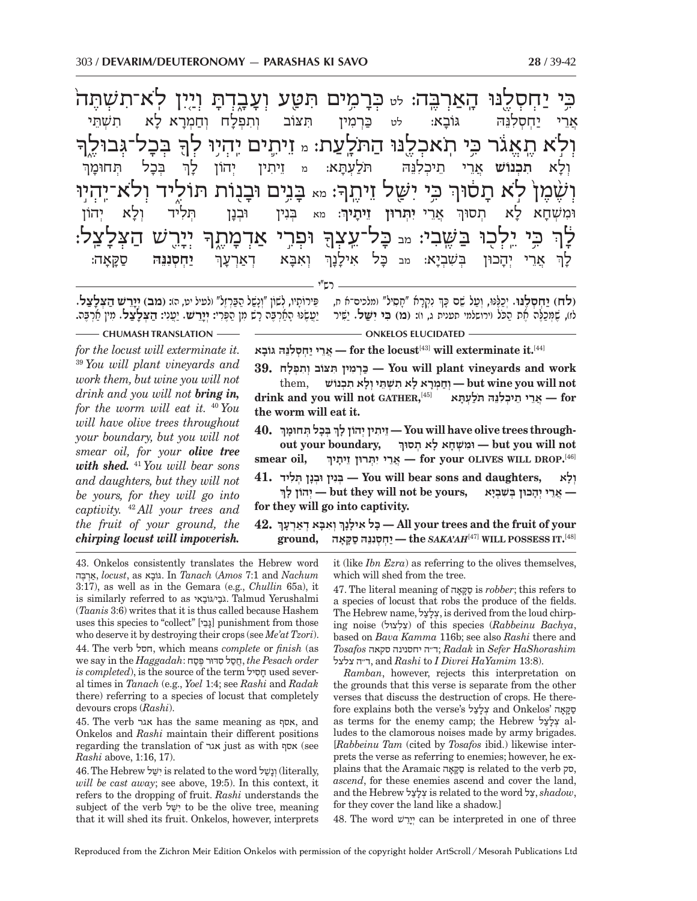כִּי יַחְסְלֶנּוּ הָאַרְבֶּה: לט כְּרָמִים תִּטַּע וְעָבָדְתָּ וְיַיִן לֹא־תִשְׁתֶּה
אֲרֵי יַחְסְלִנֵּהּ גּוֹבָא: לט כַּרְמִין תִּצּוֹב וְתִפְלַח וְחַמְרָא לָא תִשְׁתֵּי
וְלֹא תֶאֱגֹר כִּי תֹאכְלֶנּוּ הַתֹּלָעַת: מ זֵיתִים יִהְיוּ לְךָ בְּכָל־גְּבוּלֶךָ
וְלָא **תִכְנוֹשׁ** אֲרֵי תֵיכְלִנֵּהּ תּוֹלַעְתָּא: מ זֵיתִין יְהוֹן לָךְ בְּכָל תְּחוּמָךְ
וְשֶׁמֶן לֹא תָסוּךְ כִּי יִשַּׁל זֵיתֶךָ: מא בָּנִים וּבָנוֹת תּוֹלִיד וְלֹא־יִהְיוּ
וּמִשְׁחָא לָא תְסוּךְ אֲרֵי **יִתְּרוּן זֵיתָיךְ**: מא בְּנִין וּבְנָן תּוֹלִיד וְלָא יְהוֹן
לָךְ כִּי יֵלְכוּ בַּשֶּׁבִי: מב כָּל־עֵצְךָ וּפְרִי אַדְמָתֶךָ יְיָרֵשׁ הַצְּלָצַל:
לָךְ אֲרֵי יְהָכוּן בְּשִׁבְיָא: מב כָּל אִילָנָךְ וְאִבָּא דְאַרְעָךְ **יַחְסְנִנֵּהּ** סַקָּאָה:

רש"י

**(לח) יַחְסְלֶנּוּ.** יְכַלֶּנּוּ, וְעַל שֵׁם כָּךְ נִקְרָא "חָסִיל" (מלכים־א ח, לז), שֶׁמְּכַלֶּה אֶת הַכֹּל (ירושלמי תענית ג, ו): **(מ) כִּי יִשַּׁל.** יַשִּׁיר פֵּירוֹתָיו, לְשׁוֹן "וְנָשַׁל הַבַּרְזֶל" (לעיל יט, ה): **(מב) יְיָרֵשׁ הַצְּלָצַל.** יַעֲשֶׂנּוּ הָאַרְבֶּה רָשׁ מִן הַפֵּרִי: **יְיָרֵשׁ.** יַעֲנִי: **הַצְּלָצַל.** מִין אַרְבֶּה.

**CHUMASH TRANSLATION**

*for the locust will exterminate it.* [39] *You will plant vineyards and work them, but wine you will not drink and you will not* ***bring in,*** *for the worm will eat it.* [40] *You will have olive trees throughout your boundary, but you will not smear oil, for your* ***olive tree with shed.*** [41] *You will bear sons and daughters, but they will not be yours, for they will go into captivity.* [42] *All your trees and the fruit of your ground, the* ***chirping locust will impoverish.***

**ONKELOS ELUCIDATED**

**אֲרֵי יַחְסְלִנֵּהּ גּוֹבָא — for the locust**[43] **will exterminate it.**[44]

**39. כַּרְמִין תִּצּוֹב וְתִפְלַח — You will plant vineyards and work** them, **וְחַמְרָא לָא תִשְׁתֵּי וְלָא תִכְנוֹשׁ — but wine you will not drink and you will not GATHER,**[45] **אֲרֵי תֵיכְלִנֵּהּ תּוֹלַעְתָּא — for the worm will eat it.**

**40. זֵיתִין יְהוֹן לָךְ בְּכָל תְּחוּמָךְ — You will have olive trees throughout your boundary, וּמִשְׁחָא לָא תְסוּךְ — but you will not smear oil, אֲרֵי יִתְּרוּן זֵיתָיךְ — for your OLIVES WILL DROP.**[46]

**41. בְּנִין וּבְנָן תּוֹלִיד — You will bear sons and daughters, וְלָא יְהוֹן לָךְ — but they will not be yours, אֲרֵי יְהָכוּן בְּשִׁבְיָא — for they will go into captivity.**

**42. כָּל אִילָנָךְ וְאִבָּא דְאַרְעָךְ — All your trees and the fruit of your ground, יַחְסְנִנֵּהּ סַקָּאָה — the *SAKA'AH*[47] WILL POSSESS IT.**[48]

---

43. Onkelos consistently translates the Hebrew word אַרְבֶּה, *locust*, as גּוֹבָא. In *Tanach* (*Amos* 7:1 and *Nachum* 3:17), as well as in the Gemara (e.g., *Chullin* 65a), it is similarly referred to as גּוֹבַי/גּוֹבָאי. Talmud Yerushalmi (*Taanis* 3:6) writes that it is thus called because Hashem uses this species to "collect" [גָּבֵי] punishment from those who deserve it by destroying their crops (see *Me'at Tzori*).

44. The verb חסל, which means *complete* or *finish* (as we say in the *Haggadah*: חֲסַל סִדּוּר פֶּסַח, *the Pesach order is completed*), is the source of the term חָסִיל used several times in *Tanach* (e.g., *Yoel* 1:4; see *Rashi* and *Radak* there) referring to a species of locust that completely devours crops (*Rashi*).

45. The verb אגר has the same meaning as אסף, and Onkelos and *Rashi* maintain their different positions regarding the translation of אגר just as with אסף (see *Rashi* above, 1:16, 17).

46. The Hebrew יִשַּׁל is related to the word וְנָשַׁל (literally, *will be cast away*; see above, 19:5). In this context, it refers to the dropping of fruit. *Rashi* understands the subject of the verb יִשַּׁל to be the olive tree, meaning that it will shed its fruit. Onkelos, however, interprets it (like *Ibn Ezra*) as referring to the olives themselves, which will shed from the tree.

47. The literal meaning of סַקָּאָה is *robber*; this refers to a species of locust that robs the produce of the fields. The Hebrew name, צְלָצַל, is derived from the loud chirping noise (צלצול) of this species (*Rabbeinu Bachya*, based on *Bava Kamma* 116b; see also *Rashi* there and *Tosafos* ד"ה יחסנינה סקאה; *Radak* in *Sefer HaShorashim* ד"ה צלצל, and *Rashi* to *I Divrei HaYamim* 13:8).

*Ramban*, however, rejects this interpretation on the grounds that this verse is separate from the other verses that discuss the destruction of crops. He therefore explains both the verse's צְלָצַל and Onkelos' סַקָּאָה as terms for the enemy camp; the Hebrew צְלָצַל alludes to the clamorous noises made by army brigades. [*Rabbeinu Tam* (cited by *Tosafos* ibid.) likewise interprets the verse as referring to enemies; however, he explains that the Aramaic סַקָּאָה is related to the verb סק, *ascend*, for these enemies ascend and cover the land, and the Hebrew צְלָצַל is related to the word צל, *shadow*, for they cover the land like a shadow.]

48. The word יְיָרֵשׁ can be interpreted in one of three

Reproduced from the Zichron Meir Edition Onkelos with permission of the copyright holder ArtScroll/Mesorah Publications Ltd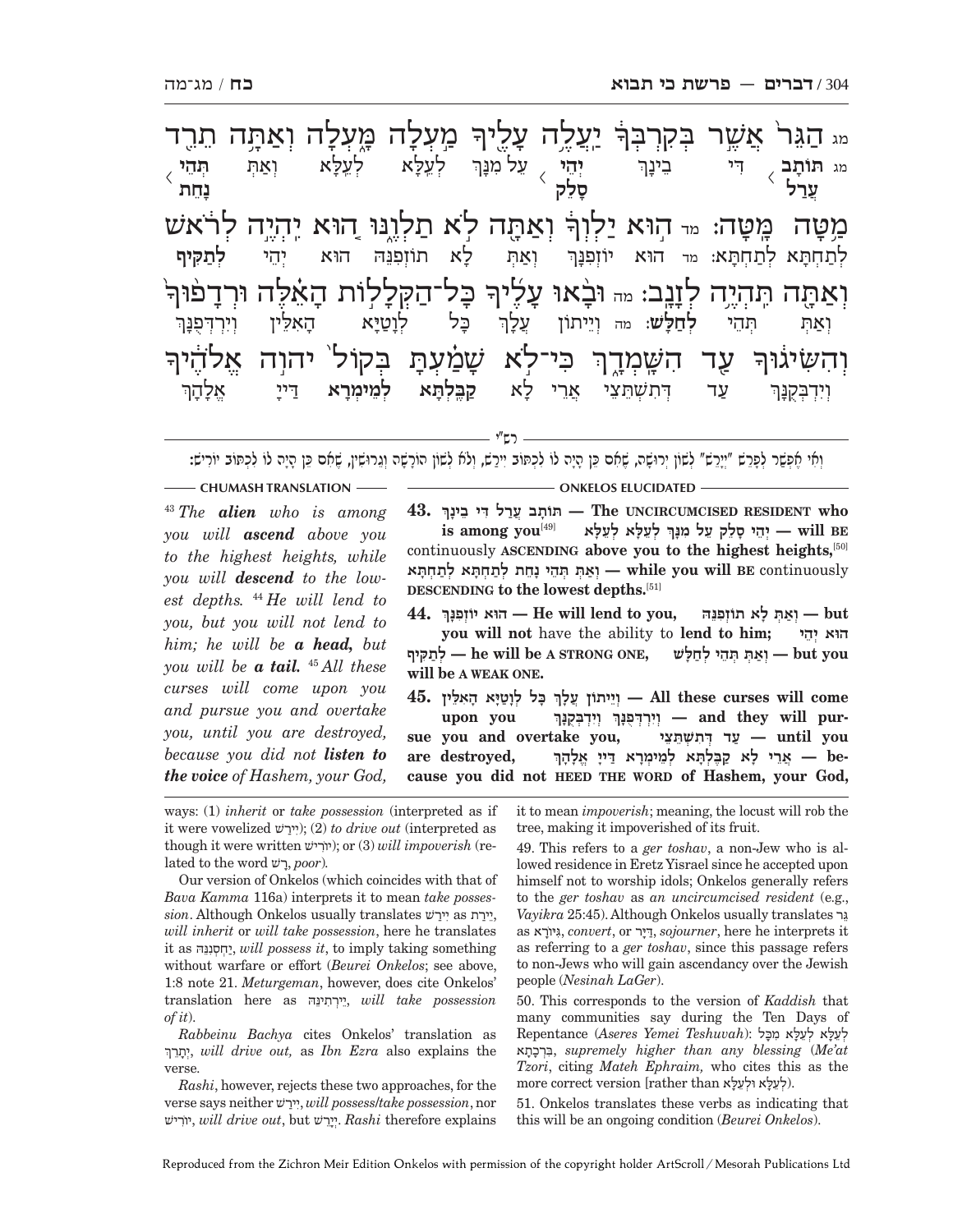מג הַגֵּר֙ אֲשֶׁ֣ר בְּקִרְבְּךָ֔ יַעֲלֶ֥ה עָלֶ֖יךָ מַ֣עְלָה מָּ֑עְלָה וְאַתָּ֥ה תֵרֵ֖ד מַ֥טָּה מָּֽטָּה׃ מד ה֚וּא יַלְוְךָ֔ וְאַתָּ֖ה לֹ֣א תַלְוֶ֑נּוּ ה֚וּא יִהְיֶ֣ה לְרֹ֔אשׁ וְאַתָּ֖ה תִּהְיֶ֥ה לְזָנָֽב׃ מה וּבָ֨אוּ עָלֶ֜יךָ כָּל־הַקְּלָל֣וֹת הָאֵ֗לֶּה וּרְדָפ֙וּךָ֙ וְהִשִּׂיג֔וּךָ עַ֖ד הִשָּֽׁמְדָ֑ךְ כִּי־לֹ֣א שָׁמַ֗עְתָּ בְּקוֹל֙ יהוה אֱלֹהֶ֔יךָ

מג תּוֹתָב עֲרַל דִּי בֵינָךְ יְהֵי סָלֵק עַל מִנָּךְ לְעֵלָּא לְעֵלָּא וְאַתְּ תְּהֵי נָחֵת לְתַחְתָּא לְתַחְתָּא׃ מד הוּא יוֹזְפִנָּךְ וְאַתְּ לָא תוֹזְפִנֵּהּ הוּא יְהֵי לְתַקִּיף וְאַתְּ תְּהֵי לְחַלָּשׁ׃ מה וְיֵיתוֹן עֲלָךְ כָּל לְוָטַיָּא הָאִלֵּין וְיִרְדְּפֻנָּךְ וְיִדְבְּקֻנָּךְ עַד דְּתִשְׁתֵּצֵי אֲרֵי לָא קַבֵּלְתָּא לְמֵימְרָא דַּייָ אֱלָהָךְ

רש"י

וְאִי אֶפְשָׁר לְפָרֵשׁ "יְיָרֵשׁ" לְשׁוֹן יְרוּשָּׁה, שֶׁאִם כֵּן הָיָה לוֹ לִכְתּוֹב יִירַשׁ, וְלֹא לְשׁוֹן הוֹרָשָׁה וְגֵרוּשִׁין, שֶׁאִם כֵּן הָיָה לוֹ לִכְתּוֹב יוֹרִישׁ:

**CHUMASH TRANSLATION**

43 *The **alien** who is among you will **ascend** above you to the highest heights, while you will **descend** to the lowest depths.* 44 *He will lend to you, but you will not lend to him; he will be **a head,** but you will be **a tail.*** 45 *All these curses will come upon you and pursue you and overtake you, until you are destroyed, because you did not **listen to the voice** of Hashem, your God,*

**ONKELOS ELUCIDATED**

**43. תּוֹתָב עֲרַל דִּי בֵינָךְ — The UNCIRCUMCISED RESIDENT who is among you**[49] **יְהֵי סָלֵק עַל מִנָּךְ לְעֵלָּא לְעֵלָּא — will BE** continuously **ASCENDING above you to the highest heights,**[50] **וְאַתְּ תְּהֵי נָחֵת לְתַחְתָּא לְתַחְתָּא — while you will BE** continuously **DESCENDING to the lowest depths.**[51]

**44. הוּא יוֹזְפִנָּךְ — He will lend to you, וְאַתְּ לָא תוֹזְפִנֵּהּ — but you will not** have the ability to **lend to him; הוּא יְהֵי לְתַקִּיף — he will be A STRONG ONE, וְאַתְּ תְּהֵי לְחַלָּשׁ — but you will be A WEAK ONE.**

**45. וְיֵיתוֹן עֲלָךְ כָּל לְוָטַיָּא הָאִלֵּין — All these curses will come upon you וְיִרְדְּפֻנָּךְ וְיִדְבְּקֻנָּךְ — and they will pursue you and overtake you, עַד דְּתִשְׁתֵּצֵי — until you are destroyed, אֲרֵי לָא קַבֵּלְתָּא לְמֵימְרָא דַּייָ אֱלָהָךְ — because you did not HEED THE WORD of Hashem, your God,**

---

ways: (1) *inherit* or *take possession* (interpreted as if it were vowelized יִירַשׁ); (2) *to drive out* (interpreted as though it were written יוֹרִישׁ); or (3) *will impoverish* (related to the word רָשׁ, *poor*).

Our version of Onkelos (which coincides with that of *Bava Kamma* 116a) interprets it to mean *take possession*. Although Onkelos usually translates יירשׁ as יֵירַת, *will inherit* or *will take possession*, here he translates it as יַחְסְנִנֵּהּ, *will possess it*, to imply taking something without warfare or effort (*Beurei Onkelos*; see above, 1:8 note 21. *Meturgeman*, however, does cite Onkelos' translation here as יֵירְתִינֵּהּ, *will take possession of it*).

*Rabbeinu Bachya* cites Onkelos' translation as יָתָרֵךְ, *will drive out,* as *Ibn Ezra* also explains the verse.

*Rashi*, however, rejects these two approaches, for the verse says neither יִירַשׁ, *will possess/take possession*, nor יוֹרִישׁ, *will drive out*, but יְיָרֵשׁ. *Rashi* therefore explains it to mean *impoverish*; meaning, the locust will rob the tree, making it impoverished of its fruit.

49. This refers to a *ger toshav*, a non-Jew who is allowed residence in Eretz Yisrael since he accepted upon himself not to worship idols; Onkelos generally refers to the *ger toshav* as *an uncircumcised resident* (e.g., *Vayikra* 25:45). Although Onkelos usually translates גֵּר as גִּיּוֹרָא, *convert*, or דַּיָּר, *sojourner*, here he interprets it as referring to a *ger toshav*, since this passage refers to non-Jews who will gain ascendancy over the Jewish people (*Nesinah LaGer*).

50. This corresponds to the version of *Kaddish* that many communities say during the Ten Days of Repentance (*Aseres Yemei Teshuvah*): לְעֵלָּא לְעֵלָּא מִכָּל בִּרְכָתָא, *supremely higher than any blessing* (*Me'at Tzori*, citing *Mateh Ephraim,* who cites this as the more correct version [rather than לְעֵלָּא וּלְעֵלָּא]).

51. Onkelos translates these verbs as indicating that this will be an ongoing condition (*Beurei Onkelos*).

Reproduced from the Zichron Meir Edition Onkelos with permission of the copyright holder ArtScroll / Mesorah Publications Ltd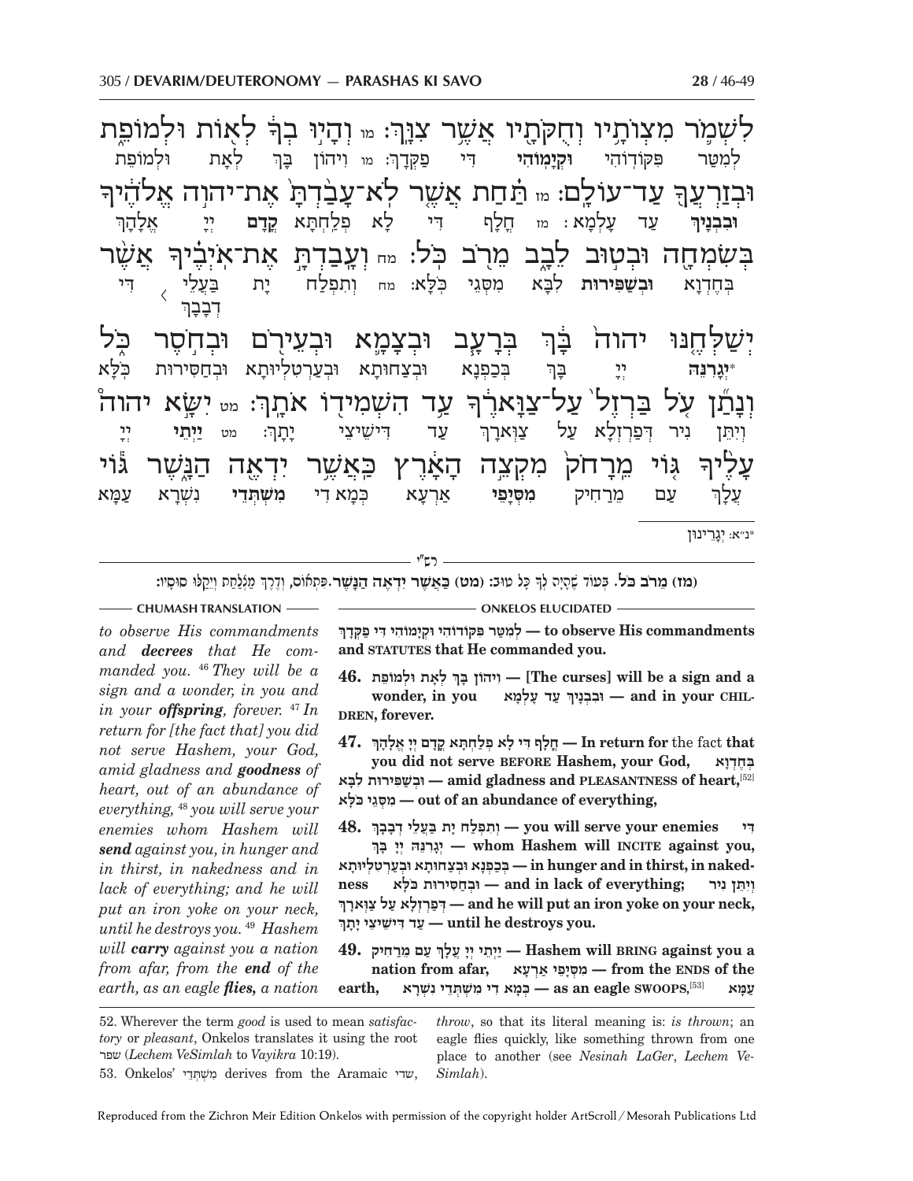לִשְׁמֹ֛ר מִצְוֺתָ֥יו וְחֻקֹּתָ֖יו אֲשֶׁ֥ר צִוָּֽךְ׃ מו וְהָי֣וּ בְךָ֔ לְא֖וֹת וּלְמוֹפֵ֑ת

לְמִטַּר פִּקּוֹדוֹהִי **וּקְיָמוֹהִי** דִּי פַקְדָךְ: מו וִיהוֹן בָּךְ לְאָת וּלְמוֹפֵת

וּֽבְזַרְעֲךָ֖ עַד־עוֹלָֽם׃ מז תַּ֗חַת אֲשֶׁ֤ר לֹא־עָבַ֙דְתָּ֙ אֶת־יְהוָ֣ה אֱלֹהֶ֔יךָ

**וּבִבְנָיךְ** עַד עָלְמָא: מז חֲלָף דִּי לָא פְלַחְתָּא **קֳדָם** יְיָ אֱלָהָךְ

בְּשִׂמְחָ֖ה וּבְט֣וּב לֵבָ֑ב מֵרֹ֖ב כֹּֽל׃ מח וְעָבַדְתָּ֣ אֶת־אֹיְבֶ֗יךָ אֲשֶׁ֨ר

בְּחֶדְוָא **וּבְשַׁפִּירוּת** לִבָּא מִסְּגֵי כֹּלָּא: מח וְתִפְלַח יָת בַּעֲלֵי דְבָבָךְ דִּי

יְשַׁלְּחֶ֤נּוּ יְהוָה֙ בָּ֔ךְ בְּרָעָ֧ב וּבְצָמָ֛א וּבְעֵירֹ֖ם וּבְחֹ֣סֶר כֹּ֑ל

*****יְגָרְנֵהּ** יְיָ בָּךְ בְּכַפְנָא וּבְצַחוּתָא וּבְעַרְטְלָיוּתָא וּבְחֲסִירוּת כֹּלָּא

וְנָתַ֞ן עֹ֤ל בַּרְזֶל֙ עַל־צַוָּארֶ֔ךָ עַ֥ד הִשְׁמִיד֖וֹ אֹתָֽךְ׃ מט יִשָּׂ֣א יְהוָה֩

וְיִתֵּן נִיר דְּפַרְזְלָא עַל צַוְּארָךְ עַד דִּישֵׁיצֵי יָתָךְ: מט **יַיְתֵי** יְיָ

עָלֶ֨יךָ גּ֤וֹי מֵֽרָחֹק֙ מִקְצֵ֣ה הָאָ֔רֶץ כַּאֲשֶׁ֥ר יִדְאֶ֖ה הַנָּ֑שֶׁר גּ֕וֹי

עֲלָךְ עַם מֵרַחִיק **מִסְּיָפֵי** אַרְעָא כְּמָא דִּי **מִשְׁתְּדֵי** נִשְׁרָא עַמָּא

*נ"א: יְגָרֵינוּן

רש"י

**(מז) מֵרֹב כֹּל.** בְּעוֹד שֶׁהָיָה לְךָ כָּל טוּב: **(מט) כַּאֲשֶׁר יִדְאֶה הַנָּשֶׁר.** פִּתְאֹם, וְדֶרֶךְ מַפָּלַת וְיִקְלוּ סוּסָיו:

**CHUMASH TRANSLATION**

*to observe His commandments and **decrees** that He commanded you.* [46] *They will be a sign and a wonder, in you and in your **offspring**, forever.* [47] *In return for [the fact that] you did not serve Hashem, your God, amid gladness and **goodness** of heart, out of an abundance of everything,* [48] *you will serve your enemies whom Hashem will **send** against you, in hunger and in thirst, in nakedness and in lack of everything; and he will put an iron yoke on your neck, until he destroys you.* [49] *Hashem will **carry** against you a nation from afar, from the **end** of the earth, as an eagle **flies,** a nation*

**ONKELOS ELUCIDATED**

**לְמִטַּר פִּקּוֹדוֹהִי וּקְיָמוֹהִי דִּי פַקְדָךְ — to observe His commandments and STATUTES that He commanded you.**

**46. וִיהוֹן בָּךְ לְאָת וּלְמוֹפֵת — [The curses] will be a sign and a wonder, in you וּבִבְנָיךְ עַד עָלְמָא — and in your CHILDREN, forever.**

**47. חֲלָף דִּי לָא פְלַחְתָּא קֳדָם יְיָ אֱלָהָךְ — In return for** the fact **that you did not serve BEFORE Hashem, your God, בְּחֶדְוָא וּבְשַׁפִּירוּת לִבָּא — amid gladness and PLEASANTNESS of heart,**[52] **מִסְּגֵי כֹּלָּא — out of an abundance of everything,**

**48. וְתִפְלַח יָת בַּעֲלֵי דְבָבָךְ — you will serve your enemies דִּי יְגָרְנֵהּ יְיָ בָּךְ — whom Hashem will INCITE against you, בְּכַפְנָא וּבְצַחוּתָא וּבְעַרְטְלָיוּתָא — in hunger and in thirst, in nakedness וּבְחֲסִירוּת כֹּלָּא — and in lack of everything; וְיִתֵּן נִיר דְּפַרְזְלָא עַל צַוְּארָךְ — and he will put an iron yoke on your neck, עַד דִּישֵׁיצֵי יָתָךְ — until he destroys you.**

**49. יַיְתֵי יְיָ עֲלָךְ עַם מֵרַחִיק — Hashem will BRING against you a nation from afar, מִסְּיָפֵי אַרְעָא — from the ENDS of the earth, כְּמָא דִּי מִשְׁתְּדֵי נִשְׁרָא — as an eagle SWOOPS,**[53] **עַמָּא**

52. Wherever the term *good* is used to mean *satisfactory* or *pleasant*, Onkelos translates it using the root שפר (*Lechem VeSimlah* to *Vayikra* 10:19).

53. Onkelos' מִשְׁתְּדֵי derives from the Aramaic שדי, *throw*, so that its literal meaning is: *is thrown*; an eagle flies quickly, like something thrown from one place to another (see *Nesinah LaGer*, *Lechem VeSimlah*).

Reproduced from the Zichron Meir Edition Onkelos with permission of the copyright holder ArtScroll/Mesorah Publications Ltd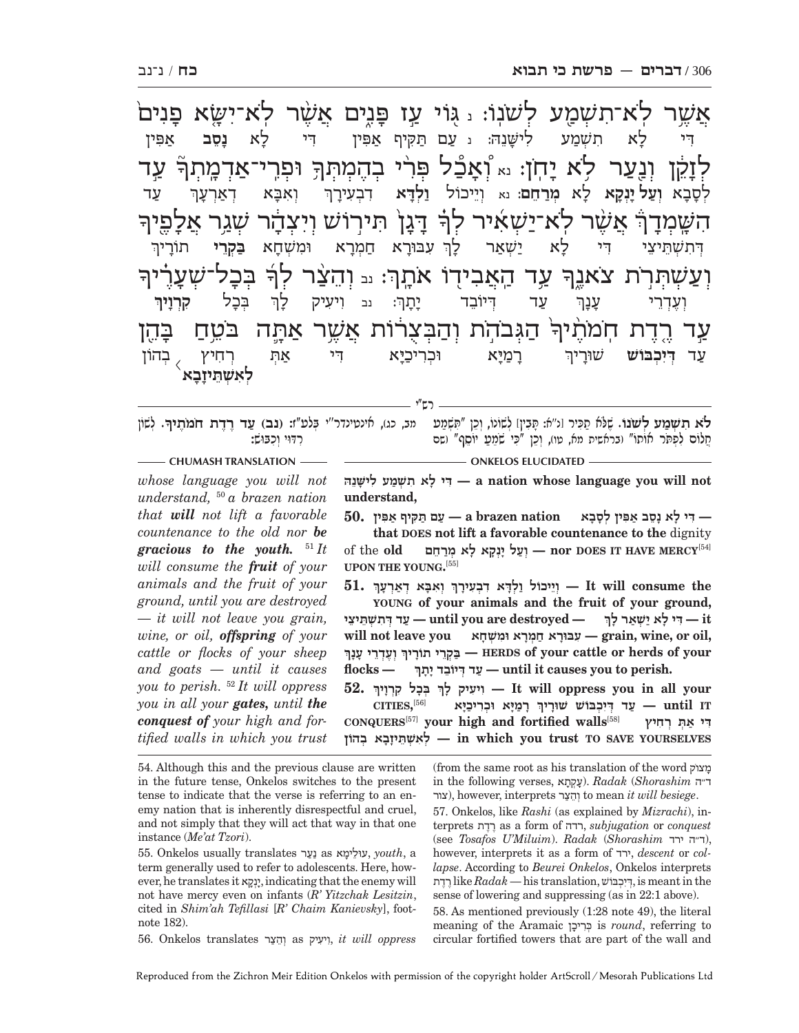אֲשֶׁ֥ר לֹא־תִשְׁמַ֖ע לְשֹׁנֽוֹ׃ נ גּ֖וֹי עַ֣ז פָּנִ֑ים אֲשֶׁ֨ר לֹא־יִשָּׂ֤א פָנִים֙ לְזָקֵ֔ן וְנַ֖עַר לֹ֥א יָחֹֽן׃ נא וְ֠אָכַל פְּרִ֨י בְהֶמְתְּךָ֥ וּפְרִֽי־אַדְמָתְךָ֮ עַ֣ד הִשָּֽׁמְדָךְ֒ אֲשֶׁ֨ר לֹא־יַשְׁאִ֜יר לְךָ֗ דָּגָן֙ תִּיר֣וֹשׁ וְיִצְהָ֔ר שְׁגַ֥ר אֲלָפֶ֖יךָ וְעַשְׁתְּרֹ֣ת צֹאנֶ֑ךָ עַ֥ד הַאֲבִיד֖וֹ אֹתָֽךְ׃ נב וְהֵצַ֨ר לְךָ֜ בְּכָל־שְׁעָרֶ֗יךָ עַ֣ד רֶ֤דֶת חֹמֹתֶ֙יךָ֙ הַגְּבֹהֹ֣ת וְהַבְּצֻר֔וֹת אֲשֶׁ֥ר אַתָּ֖ה בֹּטֵ֣חַ בָּהֵ֑ן

דִּי לָא תִשְׁמַע לִישָׁנֵהּ: נ עַם תַּקִּיף אַפִּין דִּי לָא **נָסֵב** אַפִּין לְסָבָא **וְעַל יָנְקָא** לָא **מְרַחֵם**: נא וְיֵיכוֹל **וַלְדָּא** דִבְעִירָךְ וְאִבָּא דְאַרְעָךְ עַד דְּתִשְׁתֵּיצֵי דִּי לָא יַשְׁאַר לָךְ עִבוּרָא חֲמַרָא וּמִשְׁחָא **בַּקְרֵי** תוֹרָיךְ וְעֶדְרֵי עָנָךְ עַד דְּיוֹבֵד יָתָךְ: נב וִיעִיק לָךְ בְּכָל **קִרְוָיךְ** עַד **דְּיִכְבּוֹשׁ** שׁוּרָיךְ רָמַיָּא וּכְרִיכַיָּא דִּי אַתְּ רְחִיץ ⟨**לְאִשְׁתֵּיזָבָא**⟩ בְּהוֹן

רש"י

**לֹא תִשְׁמַע לְשֹׁנוֹ.** שֶׁלֹּא תַכִּיר [נ"א: תָּבִין] לְשׁוֹנוֹ, וְכֵן "תִּשְׁמַע חֲלוֹם לִפְתֹּר אֹתוֹ" (בראשית מא, טו), וְכֵן "כִּי שֹׁמֵעַ יוֹסֵף" (שם מב, כג), אֶנְטֶנְדְּר"א בְּלַעַ"ז: **(נב) עַד רֶדֶת חֹמֹתֶיךָ.** לְשׁוֹן רִדּוּי וְכִבּוּשׁ:

**— ONKELOS ELUCIDATED —**

**דִּי לָא תִשְׁמַע לִישָׁנֵהּ — a nation whose language you will not understand,**

**50. עַם תַּקִּיף אַפִּין — a brazen nation דִּי לָא נָסֵב אַפִּין לְסָבָא — that DOES not lift a favorable countenance to the** dignity of the **old וְעַל יָנְקָא לָא מְרַחֵם — nor DOES IT HAVE MERCY**[54] **UPON THE YOUNG.**[55]

**51. וְיֵיכוֹל וַלְדָּא דִבְעִירָךְ וְאִבָּא דְאַרְעָךְ — It will consume the YOUNG of your animals and the fruit of your ground, עַד דְּתִשְׁתֵּיצֵי — until you are destroyed — דִּי לָא יַשְׁאַר לָךְ — it will not leave you עִבוּרָא חֲמַרָא וּמִשְׁחָא — grain, wine, or oil, בַּקְרֵי תוֹרָיךְ וְעֶדְרֵי עָנָךְ — HERDS of your cattle or herds of your flocks — עַד דְּיוֹבֵד יָתָךְ — until it causes you to perish.**

**52. וִיעִיק לָךְ בְּכָל קִרְוָיךְ — It will oppress you in all your CITIES,**[56] **עַד דְּיִכְבּוֹשׁ שׁוּרָיךְ רָמַיָּא וּכְרִיכַיָּא — until IT CONQUERS**[57] **your high and fortified walls**[58] **דִּי אַתְּ רְחִיץ לְאִשְׁתֵּיזָבָא בְּהוֹן — in which you trust TO SAVE YOURSELVES**

**— CHUMASH TRANSLATION —**

*whose language you will not understand,* [50] *a brazen nation that* ***will*** *not lift a favorable countenance to the old nor* ***be gracious to the youth.*** [51] *It will consume the* ***fruit*** *of your animals and the fruit of your ground, until you are destroyed — it will not leave you grain, wine, or oil,* ***offspring*** *of your cattle or flocks of your sheep and goats — until it causes you to perish.* [52] *It will oppress you in all your* ***gates,*** *until* ***the conquest of*** *your high and fortified walls in which you trust*

---

54. Although this and the previous clause are written in the future tense, Onkelos switches to the present tense to indicate that the verse is referring to an enemy nation that is inherently disrespectful and cruel, and not simply that they will act that way in that one instance (*Me'at Tzori*).

55. Onkelos usually translates נַעַר as עוּלֵימָא, *youth*, a term generally used to refer to adolescents. Here, however, he translates it יָנְקָא, indicating that the enemy will not have mercy even on infants (*R' Yitzchak Lesitzin*, cited in *Shim'ah Tefillasi* [*R' Chaim Kanievsky*], footnote 182).

56. Onkelos translates וְהֵצַר as וִיעִיק, *it will oppress* (from the same root as his translation of the word מָצוֹק in the following verses, עָקְתָא). *Radak* (*Shorashim* ד"ה צור), however, interprets וְהֵצַר to mean *it will besiege*.

57. Onkelos, like *Rashi* (as explained by *Mizrachi*), interprets רֶדֶת as a form of רדה, *subjugation* or *conquest* (see *Tosafos U'Miluim*). *Radak* (*Shorashim* ד"ה ירד), however, interprets it as a form of ירד, *descent* or *collapse*. According to *Beurei Onkelos*, Onkelos interprets רֶדֶת like *Radak* — his translation, דְּיִכְבּוֹשׁ, is meant in the sense of lowering and suppressing (as in 22:1 above).

58. As mentioned previously (1:28 note 49), the literal meaning of the Aramaic כְּרִיכָן is *round*, referring to circular fortified towers that are part of the wall and

Reproduced from the Zichron Meir Edition Onkelos with permission of the copyright holder ArtScroll / Mesorah Publications Ltd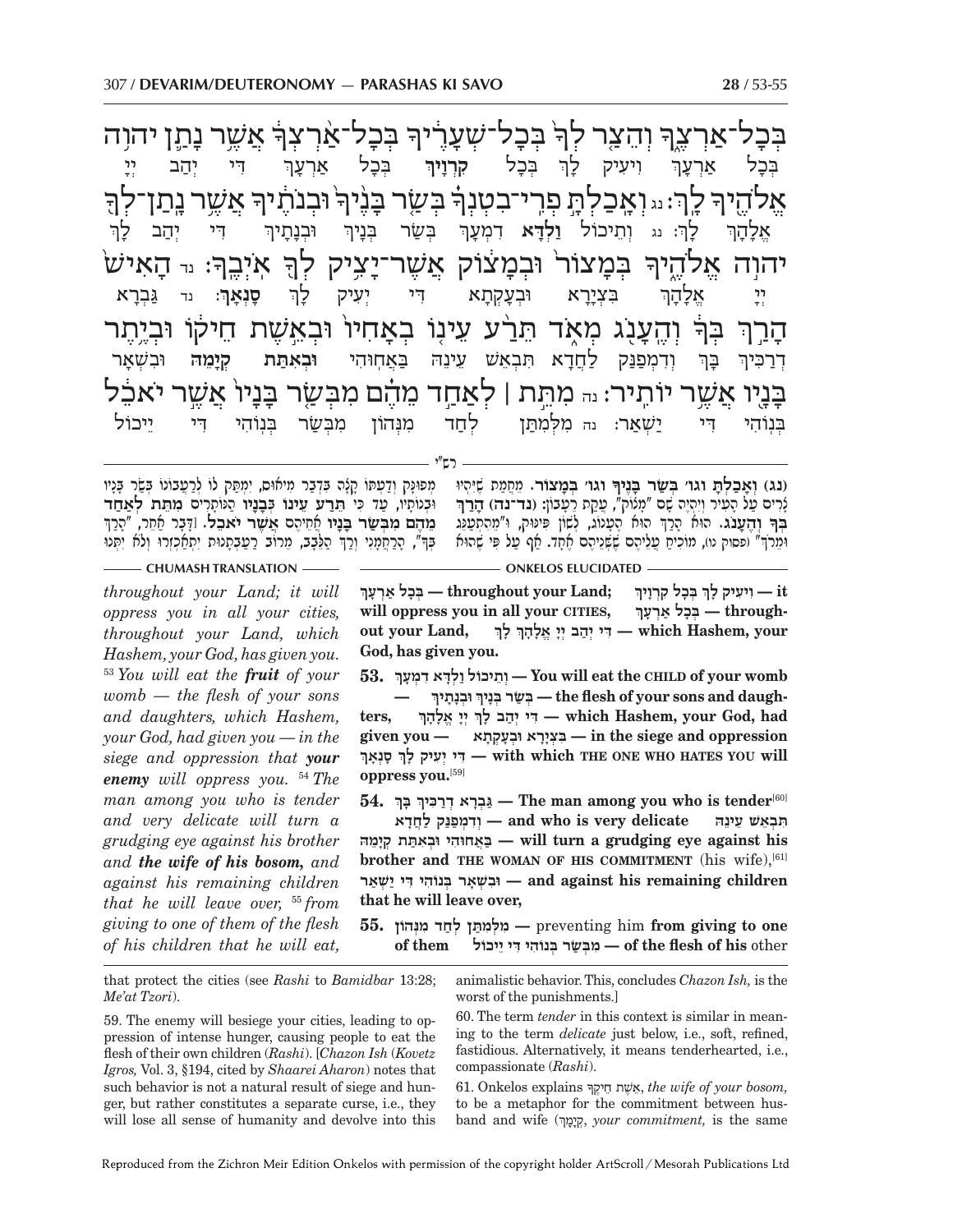בְּכָל־אַרְצֶךָ וְהֵצַר לְךָ בְּכָל־שְׁעָרֶיךָ בְּכָל־אַרְצְךָ אֲשֶׁר נָתַן יהוה
בְּכָל אַרְעָךְ וִיעִיק לָךְ בְּכָל **קִרְוָיךְ** בְּכָל אַרְעָךְ דִּי יְהַב יְיָ

אֱלֹהֶיךָ לָךְ: נג וְאָכַלְתָּ פְרִי־בִטְנְךָ בְּשַׂר בָּנֶיךָ וּבְנֹתֶיךָ אֲשֶׁר נָתַן־לְךָ
אֱלָהָךְ לָךְ: נג וְתֵיכוֹל **וַלְדָּא** דִמְעָךְ בְּשַׂר בְּנָיךְ וּבְנָתָיךְ דִּי יְהַב לָךְ

יהוה אֱלֹהֶיךָ בְּמָצוֹר וּבְמָצוֹק אֲשֶׁר־יָצִיק לְךָ אֹיְבֶךָ: נד הָאִישׁ
יְיָ אֱלָהָךְ בִּצְיָרָא וּבְעָקְתָא דִּי יְעִיק לָךְ **סָנְאָךְ**: נד גַּבְרָא

הָרַךְ בְּךָ וְהֶעָנֹג מְאֹד תֵּרַע עֵינוֹ בְאָחִיו וּבְאֵשֶׁת חֵיקוֹ וּבְיֶתֶר
דְּרַכִּיךְ בָּךְ וּדְמְפַנַּק לַחֲדָא תִּבְאַשׁ עֵינֵהּ בַּאֲחוּהִי **וּבְאִתַּת קְיָמֵהּ** וּבִשְׁאָר

בָּנָיו אֲשֶׁר יוֹתִיר: נה מִתֵּת | לְאַחַד מֵהֶם מִבְּשַׂר בָּנָיו אֲשֶׁר יֹאכֵל
בְּנוֹהִי דִּי יַשְׁאַר: נה מִלְּמִתַּן לְחַד מִנְּהוֹן מִבְּשַׂר בְּנוֹהִי דִּי יֵיכוֹל

---

רש"י

(נג) וְאָכַלְתָּ וגו' בְּשַׂר בָּנֶיךָ וגו' בְּמָצוֹר. מֵחֲמַת שֶׁיִּהְיוּ צָרִים עַל הָעִיר וְיִהְיֶה שָׁם "מָצוֹק", עָקַת רְעָבוֹן: (נד-נה) הָרַךְ בְּךָ וְהֶעָנֹג. הוּא הָרַךְ הוּא הֶעָנוֹג, לְשׁוֹן פִּנּוּק, וּ"מִתְעַנֵּג וּמֵרֵךְ" (פסוק נו), מוֹכִיחַ עֲלֵיהֶם שֶׁשְּׁנֵיהֶם אֶחָד. אַף עַל פִּי שֶׁהוּא מְפוּנָּק וְדַעְתּוֹ קָצָה בְּדָבָר מִיאוּס, יִמְתַּק לוֹ לְרַעֲבוֹנוֹ בְּשַׂר בָּנָיו וּבְנוֹתָיו, עַד כִּי תֵּרַע עֵינוֹ בְּבָנָיו הַנּוֹתָרִים מִתֵּת לְאַחַד מֵהֶם מִבְּשַׂר בָּנָיו אֲשֶׁר יֹאכֵל. [דָּבָר אַחֵר, "הָרַךְ בְּךָ", הָרַחֲמָנִי וְרַךְ הַלֵּבָב, מֵרוֹב רַעַבְתָּנוּת יִתְאַכְזֵר וְלֹא יִתְּנוּ

---

**CHUMASH TRANSLATION**

*throughout your Land; it will oppress you in all your cities, throughout your Land, which Hashem, your God, has given you.* [53] *You will eat the* ***fruit*** *of your womb — the flesh of your sons and daughters, which Hashem, your God, had given you — in the siege and oppression that* ***your enemy*** *will oppress you.* [54] *The man among you who is tender and very delicate will turn a grudging eye against his brother and* ***the wife of his bosom,*** *and against his remaining children that he will leave over,* [55] *from giving to one of them of the flesh of his children that he will eat,*

**ONKELOS ELUCIDATED**

**בְּכָל אַרְעָךְ — throughout your Land; וִיעִיק לָךְ בְּכָל קִרְוָיךְ — it will oppress you in all your CITIES, בְּכָל אַרְעָךְ — throughout your Land, דִּי יְהַב יְיָ אֱלָהָךְ לָךְ — which Hashem, your God, has given you.**

**53. וְתֵיכוֹל וַלְדָּא דִמְעָךְ — You will eat the CHILD of your womb — בְּשַׂר בְּנָיךְ וּבְנָתָיךְ — the flesh of your sons and daughters, דִּי יְהַב לָךְ יְיָ אֱלָהָךְ — which Hashem, your God, had given you — בִּצְיָרָא וּבְעָקְתָא — in the siege and oppression דִּי יְעִיק לָךְ סָנְאָךְ — with which THE ONE WHO HATES YOU will oppress you.**[59]

**54. גַּבְרָא דְרַכִּיךְ בָּךְ — The man among you who is tender**[60] **וּדְמְפַנַּק לַחֲדָא — and who is very delicate תִּבְאַשׁ עֵינֵהּ בַּאֲחוּהִי וּבְאִתַּת קְיָמֵהּ — will turn a grudging eye against his brother and THE WOMAN OF HIS COMMITMENT** (his wife),[61] **וּבִשְׁאָר בְּנוֹהִי דִּי יַשְׁאַר — and against his remaining children that he will leave over,**

**55. מִלְּמִתַּן לְחַד מִנְּהוֹן** — preventing him **from giving to one of them מִבְּשַׂר בְּנוֹהִי דִּי יֵיכוֹל — of the flesh of his** other

---

that protect the cities (see *Rashi* to *Bamidbar* 13:28; *Me'at Tzori*).

59. The enemy will besiege your cities, leading to oppression of intense hunger, causing people to eat the flesh of their own children (*Rashi*). [*Chazon Ish* (*Kovetz Igros,* Vol. 3, §194, cited by *Shaarei Aharon*) notes that such behavior is not a natural result of siege and hunger, but rather constitutes a separate curse, i.e., they will lose all sense of humanity and devolve into this animalistic behavior. This, concludes *Chazon Ish,* is the worst of the punishments.]

60. The term *tender* in this context is similar in meaning to the term *delicate* just below, i.e., soft, refined, fastidious. Alternatively, it means tenderhearted, i.e., compassionate (*Rashi*).

61. Onkelos explains אֵשֶׁת חֵיקֶךָ, *the wife of your bosom,* to be a metaphor for the commitment between husband and wife (קְיָמָךְ, *your commitment,* is the same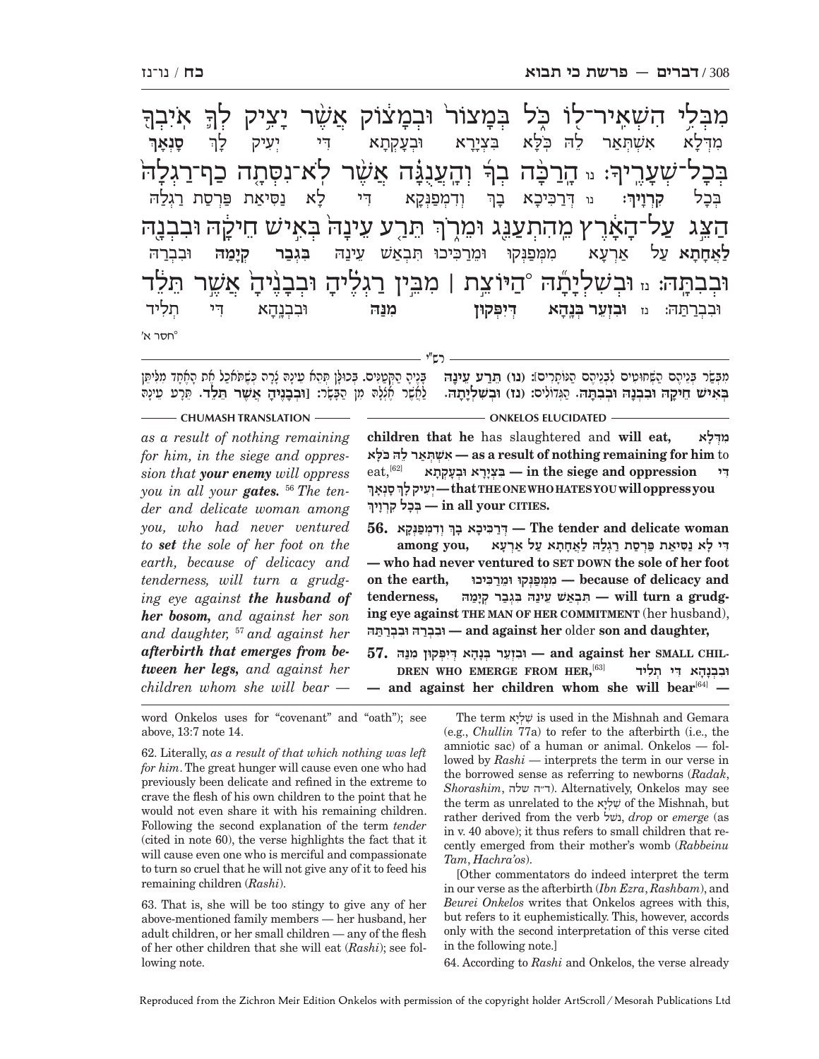מִבְּלִי הִשְׁאִיר־לוֹ כֹּל בְּמָצוֹר וּבְמָצוֹק אֲשֶׁר יָצִיק לְךָ אֹיִבְךָ
מִדְּלָא אִשְׁתְּאַר לֵהּ כִּלָּא בִּצְיָרָא וּבְעָקְתָא דִּי יְעִיק לָךְ **סָנְאָךְ**

בְּכָל־שְׁעָרֶיךָ: נו הָרַכָּה בְךָ וְהָעֲנֻגָּה אֲשֶׁר לֹא־נִסְּתָה כַף־רַגְלָהּ
בְּכָל **קִרְוָיךְ**: נו דְּרַכִּיכָא בָךְ וְדִמְפַנְּקָא דִּי לָא נַסִּיאַת פַּרְסַת רַגְלַהּ

הַצֵּג עַל־הָאָרֶץ מֵהִתְעַנֵּג וּמֵרֹךְ תֵּרַע עֵינָהּ בְּאִישׁ חֵיקָהּ וּבִבְנָהּ
**לַאֲחָתָא** עַל אַרְעָא מִמְּפַנְּקוּ וּמֵרַכִּיכוּ תִּבְאַשׁ עֵינַהּ **בִּגְבַר קְיָמַהּ** וּבִבְרַהּ

וּבְבִתָּהּ: נז וּבְשִׁלְיָתָהּ °הַיּוֹצֵת | מִבֵּין רַגְלֶיהָ וּבְבָנֶיהָ אֲשֶׁר תֵּלֵד
וּבִבְרַתַּהּ: נז **וּבִזְעֵר בְּנָהָא דְיִפְּקוּן מִנַּהּ** וּבִבְנָהָא דִּי תְלִיד

°חסר א׳

רש״י

מִבְּשַׂר בָּנֶיהָ שֶׁשְּׁחָטִים לִבְנֵיהֶם הַנּוֹתָרִים: **(נו) תֵּרַע עֵינָהּ בְּאִישׁ חֵיקָהּ וּבִבְנָהּ וּבְבִתָּהּ.** הַגְּדוֹלִים: **(נז) וּבְשִׁלְיָתָהּ.** בָּנֶיהָ הַקְּטַנִּים. בְּכֻלָּן תְּהֵא עֵינָהּ צָרָה כְּשֶׁתֹּאכַל אֶת הָאֶחָד מִלִּתֵּן לַאֲשֶׁר אֶצְלָהּ מִן הַבָּשָׂר: **[וּבְבָנֶיהָ אֲשֶׁר תֵּלֵד.** תֵּרַע עֵינָהּ

**ONKELOS ELUCIDATED**

**children that he** has slaughtered and **will eat,** מִדְּלָא אִשְׁתְּאַר לֵהּ כִּלָּא **— as a result of nothing remaining for him** to eat,[62] דִּי בִּצְיָרָא וּבְעָקְתָא **— in the siege and oppression** יְעִיק לָךְ סָנְאָךְ **— that THE ONE WHO HATES YOU will oppress you** בְּכָל קִרְוָיךְ **— in all your CITIES.**

**56.** דְּרַכִּיכָא בָךְ וְדִמְפַנְּקָא **— The tender and delicate woman among you,** דִּי לָא נַסִּיאַת פַּרְסַת רַגְלַהּ לַאֲחָתָא עַל אַרְעָא **— who had never ventured to SET DOWN the sole of her foot on the earth,** מִמְּפַנְּקוּ וּמֵרַכִּיכוּ **— because of delicacy and tenderness,** תִּבְאַשׁ עֵינַהּ בִּגְבַר קְיָמַהּ **— will turn a grudging eye against THE MAN OF HER COMMITMENT** (her husband), וּבִבְרַהּ וּבִבְרַתַּהּ **— and against her** older **son and daughter,**

**57.** וּבִזְעֵר בְּנָהָא דְיִפְּקוּן מִנַּהּ **— and against her SMALL CHILDREN WHO EMERGE FROM HER,**[63] וּבִבְנָהָא דִּי תְלִיד **— and against her children whom she will bear**[64] **—**

**CHUMASH TRANSLATION**

*as a result of nothing remaining for him, in the siege and oppression that* ***your enemy*** *will oppress you in all your* ***gates.*** [56] *The tender and delicate woman among you, who had never ventured to* ***set*** *the sole of her foot on the earth, because of delicacy and tenderness, will turn a grudging eye against* ***the husband of her bosom,*** *and against her son and daughter,* [57] *and against her* ***afterbirth that emerges from between her legs,*** *and against her children whom she will bear —*

---

word Onkelos uses for "covenant" and "oath"); see above, 13:7 note 14.

62. Literally, *as a result of that which nothing was left for him*. The great hunger will cause even one who had previously been delicate and refined in the extreme to crave the flesh of his own children to the point that he would not even share it with his remaining children. Following the second explanation of the term *tender* (cited in note 60), the verse highlights the fact that it will cause even one who is merciful and compassionate to turn so cruel that he will not give any of it to feed his remaining children (*Rashi*).

63. That is, she will be too stingy to give any of her above-mentioned family members — her husband, her adult children, or her small children — any of the flesh of her other children that she will eat (*Rashi*); see following note.

The term שִׁלְיָא is used in the Mishnah and Gemara (e.g., *Chullin* 77a) to refer to the afterbirth (i.e., the amniotic sac) of a human or animal. Onkelos — followed by *Rashi* — interprets the term in our verse in the borrowed sense as referring to newborns (*Radak*, *Shorashim*, ד״ה שלה). Alternatively, Onkelos may see the term as unrelated to the שִׁלְיָא of the Mishnah, but rather derived from the verb נשל, *drop* or *emerge* (as in v. 40 above); it thus refers to small children that recently emerged from their mother's womb (*Rabbeinu Tam*, *Hachra'os*).

[Other commentators do indeed interpret the term in our verse as the afterbirth (*Ibn Ezra*, *Rashbam*), and *Beurei Onkelos* writes that Onkelos agrees with this, but refers to it euphemistically. This, however, accords only with the second interpretation of this verse cited in the following note.]

64. According to *Rashi* and Onkelos, the verse already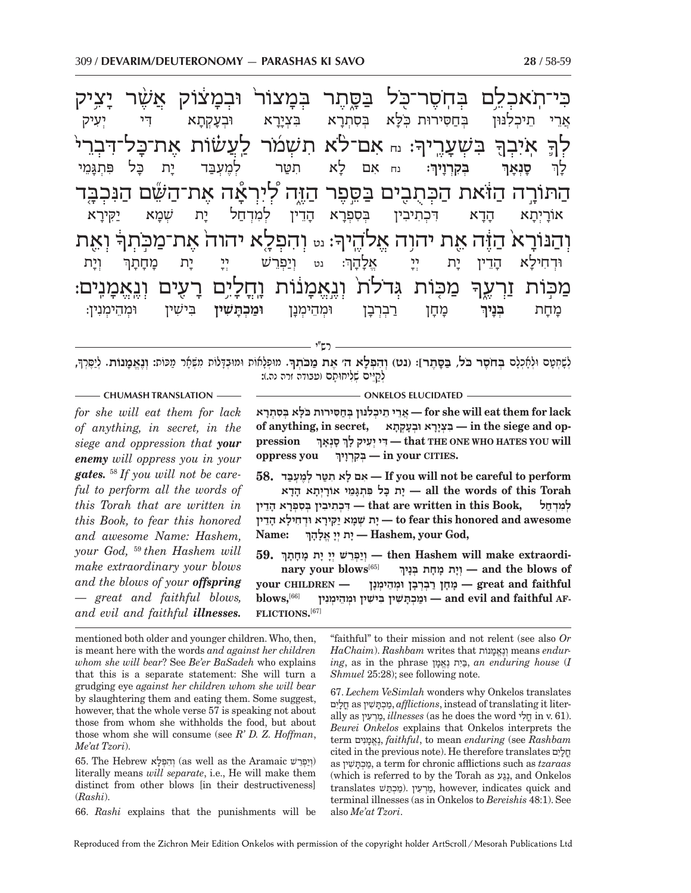כִּי־תֹאכְלֵם בְּחֹסֶר־כֹּל בַּסָּתֶר בְּמָצוֹר וּבְמָצוֹק אֲשֶׁר יָצִיק
אֲרֵי תֵיכְלִנּוּן בְּחַסִּירוּת כֹּלָּא בִּסְתְרָא בִּצְיָרָא וּבְעָקְתָא דִּי יְעִיק

לְךָ אֹיִבְךָ בִּשְׁעָרֶיךָ: נח אִם־לֹא תִשְׁמֹר לַעֲשׂוֹת אֶת־כָּל־דִּבְרֵי
לָךְ **סָנְאָךְ** **בְּקִרְוָיךְ**: נח אִם לָא תִטַּר לְמֶעְבַּד יָת כָּל פִּתְגָּמֵי

הַתּוֹרָה הַזֹּאת הַכְּתֻבִים בַּסֵּפֶר הַזֶּה לְיִרְאָה אֶת־הַשֵּׁם הַנִּכְבָּד
אוֹרָיְתָא הָדָא דִּכְתִיבִין בְּסִפְרָא הָדֵין לְמִדְחַל יָת שְׁמָא יַקִּירָא

וְהַנּוֹרָא הַזֶּה אֵת יהוה אֱלֹהֶיךָ: נט וְהִפְלָא יהוה אֶת־מַכֹּתְךָ וְאֵת
וּדְחִילָא הָדֵין יָת יְיָ אֱלָהָךְ: נט וְיַפְרֵשׁ יְיָ יָת מָחָתָךְ וְיָת

מַכּוֹת זַרְעֶךָ מַכּוֹת גְּדֹלֹת וְנֶאֱמָנוֹת וָחֳלָיִם רָעִים וְנֶאֱמָנִים:
מָחַת **בְּנָיךְ** מָחָן רַבְרְבָן וּמְהֵימְנָן **וּמַכְתָּשִׁין** בִּישִׁין וּמְהֵימְנִין:

רש״י

לְשֶׁחֲסֵם וּלְאָכְלָם **בְּחֹסֶר כֹּל, בַּסָּתֶר**]: (נט) **וְהִפְלָא ה׳ אֶת מַכֹּתְךָ.** מוּפְלָאוֹת וּמוּבְדָּלוֹת מִשְּׁאָר מַכּוֹת: **וְנֶאֱמָנוֹת.** לְיַסֶּרְךָ, לְקַיֵּים שְׁלִיחוּתָם (עבודה זרה נה.):

**CHUMASH TRANSLATION**

*for she will eat them for lack of anything, in secret, in the siege and oppression that* ***your enemy*** *will oppress you in your* ***gates.*** [58] *If you will not be careful to perform all the words of this Torah that are written in this Book, to fear this honored and awesome Name: Hashem, your God,* [59] *then Hashem will make extraordinary your blows and the blows of your* ***offspring*** *— great and faithful blows, and evil and faithful* ***illnesses.***

**ONKELOS ELUCIDATED**

**אֲרֵי תֵיכְלִנּוּן בְּחַסִּירוּת כֹּלָּא בִּסְתְרָא — for she will eat them for lack of anything, in secret, בִּצְיָרָא וּבְעָקְתָא — in the siege and oppression דִּי יְעִיק לָךְ סָנְאָךְ — that THE ONE WHO HATES YOU will oppress you בְּקִרְוָיךְ — in your CITIES.**

**58. אִם לָא תִטַּר לְמֶעְבַּד — If you will not be careful to perform יָת כָּל פִּתְגָּמֵי אוֹרָיְתָא הָדָא — all the words of this Torah דִּכְתִיבִין בְּסִפְרָא הָדֵין, — that are written in this Book, לְמִדְחַל יָת שְׁמָא יַקִּירָא וּדְחִילָא הָדֵין — to fear this honored and awesome Name: יָת יְיָ אֱלָהָךְ — Hashem, your God,**

**59. וְיַפְרֵשׁ יְיָ יָת מָחָתָךְ — then Hashem will make extraordinary your blows**[65] **וְיָת מָחַת בְּנָיךְ — and the blows of your CHILDREN — מָחָן רַבְרְבָן וּמְהֵימְנָן — great and faithful blows,**[66] **וּמַכְתָּשִׁין בִּישִׁין וּמְהֵימְנִין — and evil and faithful AFFLICTIONS.**[67]

mentioned both older and younger children. Who, then, is meant here with the words *and against her children whom she will bear*? See *Be'er BaSadeh* who explains that this is a separate statement: She will turn a grudging eye *against her children whom she will bear* by slaughtering them and eating them. Some suggest, however, that the whole verse 57 is speaking not about those from whom she withholds the food, but about those whom she will consume (see *R' D. Z. Hoffman*, *Me'at Tzori*).

65. The Hebrew וְהִפְלָא (as well as the Aramaic וְיַפְרֵשׁ) literally means *will separate*, i.e., He will make them distinct from other blows [in their destructiveness] (*Rashi*).

66. *Rashi* explains that the punishments will be "faithful" to their mission and not relent (see also *Or HaChaim*). *Rashbam* writes that וְנֶאֱמָנוֹת means *enduring*, as in the phrase בַּיִת נֶאֱמָן, *an enduring house* (*I Shmuel* 25:28); see following note.

67. *Lechem VeSimlah* wonders why Onkelos translates חֳלָיִם as מַכְתָּשִׁין, *afflictions*, instead of translating it literally as מַרְעִין, *illnesses* (as he does the word חֳלִי in v. 61). *Beurei Onkelos* explains that Onkelos interprets the term נֶאֱמָנִים, *faithful*, to mean *enduring* (see *Rashbam* cited in the previous note). He therefore translates חֳלָיִם as מַכְתָּשִׁין, a term for chronic afflictions such as *tzaraas* (which is referred to by the Torah as נֶגַע, and Onkelos translates מַכְתַּשׁ). מַרְעִין, however, indicates quick and terminal illnesses (as in Onkelos to *Bereishis* 48:1). See also *Me'at Tzori*.

Reproduced from the Zichron Meir Edition Onkelos with permission of the copyright holder ArtScroll/Mesorah Publications Ltd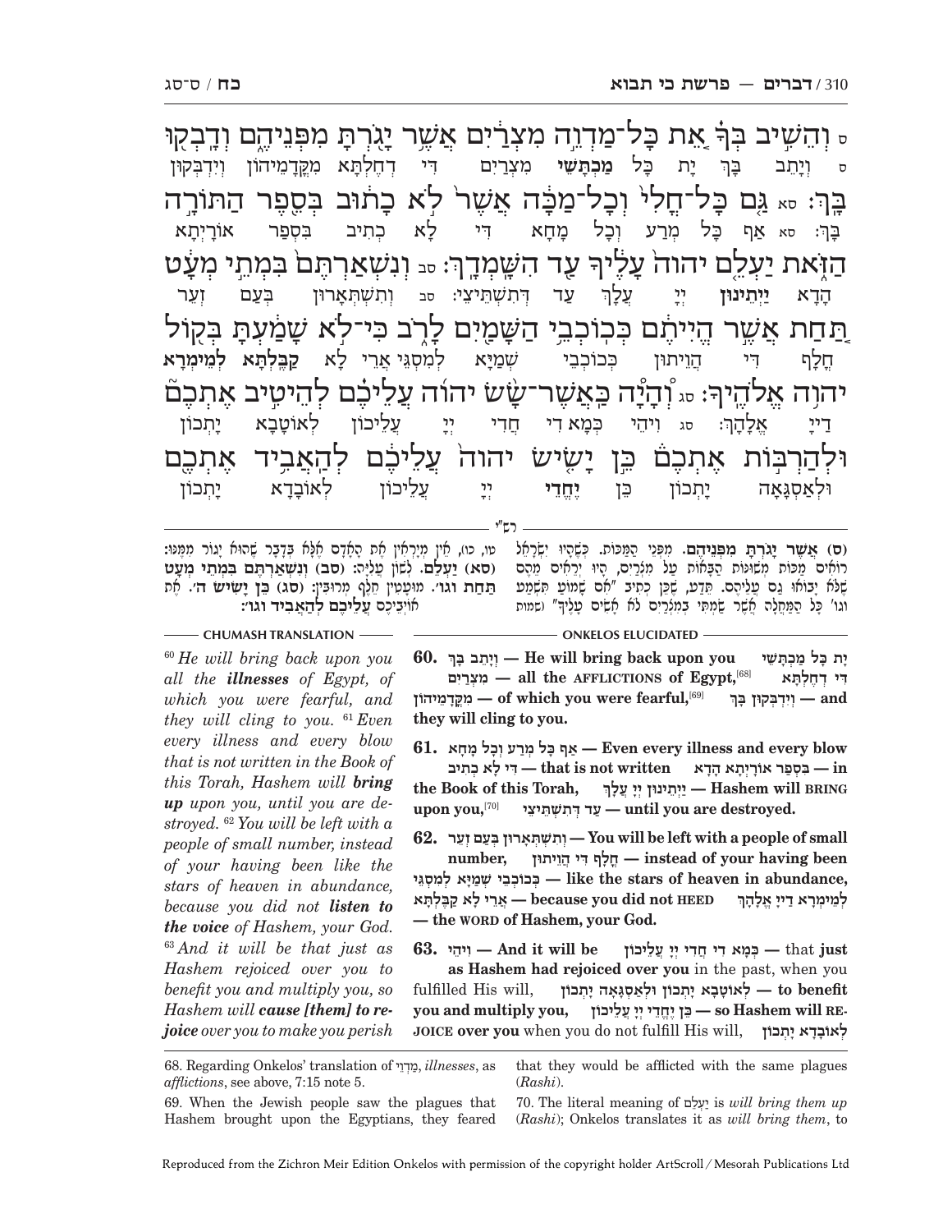ס וְהֵשִׁ֣יב בְּךָ֗ אֵ֚ת כָּל־מַדְוֵ֣ה מִצְרַ֔יִם אֲשֶׁ֥ר יָגֹ֖רְתָּ מִפְּנֵיהֶ֑ם וְדָבְק֖וּ בָּֽךְ׃ סא גַּ֤ם כָּל־חֳלִי֙ וְכָל־מַכָּ֔ה אֲשֶׁר֙ לֹ֣א כָת֔וּב בְּסֵ֖פֶר הַתּוֹרָ֣ה הַזֹּ֑את יַעְלֵ֤ם יהוה֙ עָלֶ֔יךָ עַ֖ד הִשָּׁמְדָֽךְ׃ סב וְנִשְׁאַרְתֶּם֙ בִּמְתֵ֣י מְעָ֔ט תַּ֚חַת אֲשֶׁ֣ר הֱיִיתֶ֔ם כְּכוֹכְבֵ֥י הַשָּׁמַ֖יִם לָרֹ֑ב כִּי־לֹ֣א שָׁמַ֔עְתָּ בְּק֖וֹל יהוה אֱלֹהֶֽיךָ׃ סג וְהָיָ֡ה כַּאֲשֶׁר־שָׂ֣שׂ יהוה עֲלֵיכֶ֗ם לְהֵיטִ֣יב אֶתְכֶם֮ וּלְהַרְבּ֣וֹת אֶתְכֶם֒ כֵּ֣ן יָשִׂ֤ישׂ יהוה֙ עֲלֵיכֶ֔ם לְהַאֲבִ֥יד אֶתְכֶ֖ם

ס וְיָתֵב בָּךְ יָת כָּל **מַכְתָּשֵׁי** מִצְרַיִם דִּי דְחֶלְתָּא מִקֳּדָמֵיהוֹן וְיִדְבְּקוּן בָּךְ: סא אַף כָּל מְרַע וְכָל מָחָא דִּי לָא כְתִיב בְּסִפַר אוֹרָיְתָא הָדָא **יַיְתֵינוּן** יְיָ עֲלָךְ עַד דְּתִשְׁתֵּיצֵי: סב וְתִשְׁתְּאָרוּן בְּעַם זְעֵר חֲלָף דִּי הֲוֵיתוּן כְּכוֹכְבֵי שְׁמַיָּא לְמִסְגֵּי אֲרֵי לָא **קַבֶּלְתָּא לְמֵימְרָא** דַייָ אֱלָהָךְ: סג וִיהֵי כְּמָא דִי חֲדִי יְיָ עֲלֵיכוֹן לְאוֹטָבָא יָתְכוֹן וּלְאַסְגָּאָה יָתְכוֹן כֵּן **יֶחֱדֵי** יְיָ עֲלֵיכוֹן לְאוֹבָדָא יָתְכוֹן

רש"י

**(ס) אֲשֶׁר יָגֹרְתָּ מִפְּנֵיהֶם.** מִפְּנֵי הַמַּכּוֹת. כְּשֶׁהָיוּ יִשְׂרָאֵל רוֹאִים מַכּוֹת מְשֻׁנּוֹת הַבָּאוֹת עַל מִצְרַיִם, הָיוּ יְרֵאִים מֵהֶם שֶׁלֹּא יָבוֹאוּ גַּם עֲלֵיהֶם. תֵּדַע, שֶׁכֵּן כְּתִיב "אִם שָׁמוֹעַ תִּשְׁמַע וגו' כָּל הַמַּחֲלָה אֲשֶׁר שַׂמְתִּי בְמִצְרַיִם לֹא אָשִׂים עָלֶיךָ" (שמות טו, כו), אֵין מְיָרְאִין אֶת הָאָדָם אֶלָּא בְּדָבָר שֶׁהוּא יָגוֹר מִמֶּנּוּ: **(סא) יַעְלֵם.** לְשׁוֹן עֲלִיָּה: **(סב) וְנִשְׁאַרְתֶּם בִּמְתֵי מְעָט תַּחַת וגו'.** מוּעָטִין חֵלֶף מְרוּבִּין: **(סג) כֵּן יָשִׂישׂ ה'.** אֶת אוֹיְבֵיכֶם **עֲלֵיכֶם לְהַאֲבִיד וגו':**

## CHUMASH TRANSLATION

[60] *He will bring back upon you all the **illnesses** of Egypt, of which you were fearful, and they will cling to you.* [61] *Even every illness and every blow that is not written in the Book of this Torah, Hashem will **bring up** upon you, until you are destroyed.* [62] *You will be left with a people of small number, instead of your having been like the stars of heaven in abundance, because you did not **listen to the voice** of Hashem, your God.* [63] *And it will be that just as Hashem rejoiced over you to benefit you and multiply you, so Hashem will **cause [them] to rejoice** over you to make you perish*

## ONKELOS ELUCIDATED

**60. וְיָתֵב בָּךְ — He will bring back upon you יָת כָּל מַכְתָּשֵׁי מִצְרַיִם — all the AFFLICTIONS of Egypt,**[68] **דִּי דְחֶלְתָּא מִקֳּדָמֵיהוֹן — of which you were fearful,**[69] **וְיִדְבְּקוּן בָּךְ — and they will cling to you.**

**61. אַף כָּל מְרַע וְכָל מָחָא — Even every illness and every blow דִּי לָא כְתִיב — that is not written בְּסִפַר אוֹרָיְתָא הָדָא — in the Book of this Torah, יַיְתֵינוּן יְיָ עֲלָךְ — Hashem will BRING upon you,**[70] **עַד דְּתִשְׁתֵּיצֵי — until you are destroyed.**

**62. וְתִשְׁתְּאָרוּן בְּעַם זְעֵר — You will be left with a people of small number, חֲלָף דִּי הֲוֵיתוּן — instead of your having been כְּכוֹכְבֵי שְׁמַיָּא לְמִסְגֵּי — like the stars of heaven in abundance, אֲרֵי לָא קַבֶּלְתָּא — because you did not HEED לְמֵימְרָא דַייָ אֱלָהָךְ — the WORD of Hashem, your God.**

**63. וִיהֵי — And it will be כְּמָא דִי חֲדִי יְיָ עֲלֵיכוֹן — that just as Hashem had rejoiced over you** in the past, when you fulfilled His will, **לְאוֹטָבָא יָתְכוֹן וּלְאַסְגָּאָה יָתְכוֹן — to benefit you and multiply you, כֵּן יֶחֱדֵי יְיָ עֲלֵיכוֹן — so Hashem will REJOICE over you** when you do not fulfill His will, **לְאוֹבָדָא יָתְכוֹן**

68. Regarding Onkelos' translation of מַדְוֵי, *illnesses*, as *afflictions*, see above, 7:15 note 5.

69. When the Jewish people saw the plagues that Hashem brought upon the Egyptians, they feared that they would be afflicted with the same plagues (*Rashi*).

70. The literal meaning of יַעְלֵם is *will bring them up* (*Rashi*); Onkelos translates it as *will bring them*, to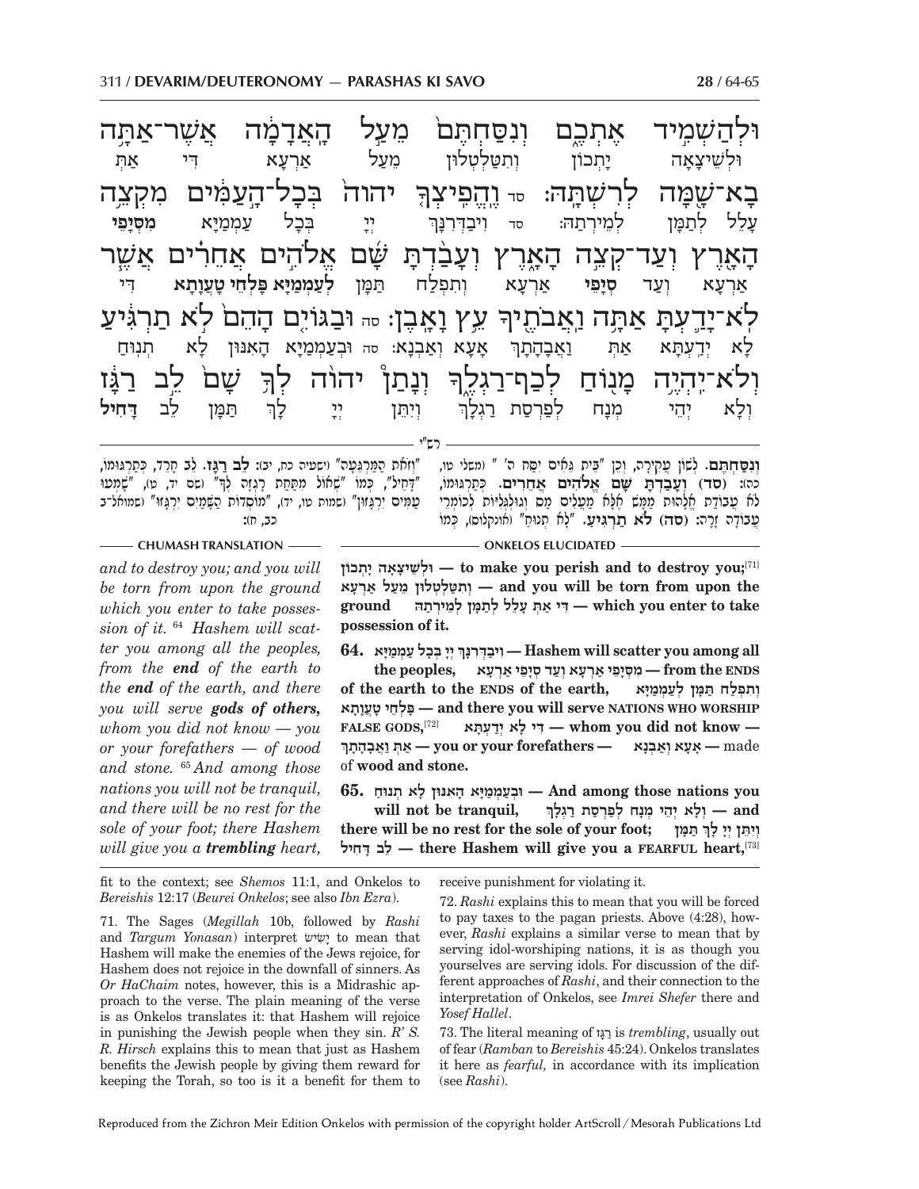וּלְהַשְׁמִיד אֶתְכֶם וְנִסַּחְתֶּם מֵעַל הָאֲדָמָה אֲשֶׁר־אַתָּה בָא־שָׁמָּה לְרִשְׁתָּהּ׃ סד וֶהֱפִיצְךָ יהוה בְּכָל־הָעַמִּים מִקְצֵה הָאָרֶץ וְעַד־קְצֵה הָאָרֶץ וְעָבַדְתָּ שָּׁם אֱלֹהִים אֲחֵרִים אֲשֶׁר לֹא־יָדַעְתָּ אַתָּה וַאֲבֹתֶיךָ עֵץ וָאָבֶן׃ סה וּבַגּוֹיִם הָהֵם לֹא תַרְגִּיעַ וְלֹא־יִהְיֶה מָנוֹחַ לְכַף־רַגְלֶךָ וְנָתַן יהוה לְךָ שָׁם לֵב רַגָּז

וּלְשֵׁיצָאָה יָתְכוֹן וְתִטַּלְטְלוּן מֵעַל אַרְעָא דִּי אַתְּ עָלֵל לְתַמָּן לְמֵירְתַהּ׃ סד וִיבַדְּרִנָּךְ יְיָ בְּכָל עַמְמַיָּא **מִסְּיָפֵי** אַרְעָא וְעַד **סְיָפֵי** אַרְעָא וְתִפְלַח תַּמָּן **לְעַמְמַיָּא פָּלְחֵי טָעֲוָתָא** דִּי לָא יְדַעְתָּא אַתְּ וַאֲבָהָתָךְ אָעָא וְאַבְנָא׃ סה וּבְעַמְמַיָּא הָאִנּוּן לָא תְנוּחַ וְלָא יְהֵי מְנָח לְפַרְסַת רַגְלָךְ וְיִתֵּן יְיָ לָךְ תַּמָּן לֵב **דָּחִיל**

רש"י

**וְנִסַּחְתֶּם.** לְשׁוֹן עֲקִירָה, וְכֵן "בֵּית גֵּאִים יִסַּח ה'" (משלי טו, כה): **(סד) וְעָבַדְתָּ שָּׁם אֱלֹהִים אֲחֵרִים.** כְּתַרְגּוּמוֹ, לֹא עֲבוֹדַת אֱלָהוּת מַמָּשׁ אֶלָּא מַעֲלִים מַס וְגֻלְגָּלִיּוֹת לְכוֹמְרֵי עֲבוֹדָה זָרָה: **(סה) לֹא תַרְגִּיעַ.** "לָא תְנוּחַ" (אונקלוס), כְּמוֹ "וְאַתְּ הַמַּרְגֵּעָה" (ישעיה כח, יב): **לֵב רַגָּז.** לֵב חָרֵד, כְּתַרְגּוּמוֹ, "דָּחִיל", כְּמוֹ "שְׁאוֹל מִתַּחַת רָגְזָה לְךָ" (שם יד, ט), "שָׁמְעוּ עַמִּים יִרְגָּזוּן" (שמות טו, יד), "מוֹסְדוֹת הַשָּׁמַיִם יִרְגָּזוּ" (שמואל־ב כב, ח):

**CHUMASH TRANSLATION**

*and to destroy you; and you will be torn from upon the ground which you enter to take possession of it.* [64] *Hashem will scatter you among all the peoples, from the **end** of the earth to the **end** of the earth, and there you will serve **gods of others,** whom you did not know — you or your forefathers — of wood and stone.* [65] *And among those nations you will not be tranquil, and there will be no rest for the sole of your foot; there Hashem will give you a **trembling** heart,*

**ONKELOS ELUCIDATED**

**וּלְשֵׁיצָאָה יָתְכוֹן — to make you perish and to destroy you;**[71] **וְתִטַּלְטְלוּן מֵעַל אַרְעָא — and you will be torn from upon the ground דִּי אַתְּ עָלֵל לְתַמָּן לְמֵירְתַהּ — which you enter to take possession of it.**

**64. וִיבַדְּרִנָּךְ יְיָ בְּכָל עַמְמַיָּא — Hashem will scatter you among all the peoples, מִסְּיָפֵי אַרְעָא וְעַד סְיָפֵי אַרְעָא — from the ENDS of the earth to the ENDS of the earth, וְתִפְלַח תַּמָּן לְעַמְמַיָּא פָּלְחֵי טָעֲוָתָא — and there you will serve NATIONS WHO WORSHIP FALSE GODS,**[72] **דִּי לָא יְדַעְתָּא — whom you did not know — אַתְּ וַאֲבָהָתָךְ — you or your forefathers — אָעָא וְאַבְנָא —** made of **wood and stone.**

**65. וּבְעַמְמַיָּא הָאִנּוּן לָא תְנוּחַ — And among those nations you will not be tranquil, וְלָא יְהֵי מְנָח לְפַרְסַת רַגְלָךְ — and there will be no rest for the sole of your foot; וְיִתֵּן יְיָ לָךְ תַּמָּן לֵב דָּחִיל — there Hashem will give you a FEARFUL heart,**[73]

---

fit to the context; see *Shemos* 11:1, and Onkelos to *Bereishis* 12:17 (*Beurei Onkelos*; see also *Ibn Ezra*).

71. The Sages (*Megillah* 10b, followed by *Rashi* and *Targum Yonasan*) interpret יָשִׂישׂ to mean that Hashem will make the enemies of the Jews rejoice, for Hashem does not rejoice in the downfall of sinners. As *Or HaChaim* notes, however, this is a Midrashic approach to the verse. The plain meaning of the verse is as Onkelos translates it: that Hashem will rejoice in punishing the Jewish people when they sin. *R' S. R. Hirsch* explains this to mean that just as Hashem benefits the Jewish people by giving them reward for keeping the Torah, so too is it a benefit for them to receive punishment for violating it.

72. *Rashi* explains this to mean that you will be forced to pay taxes to the pagan priests. Above (4:28), however, *Rashi* explains a similar verse to mean that by serving idol-worshiping nations, it is as though you yourselves are serving idols. For discussion of the different approaches of *Rashi*, and their connection to the interpretation of Onkelos, see *Imrei Shefer* there and *Yosef Hallel*.

73. The literal meaning of רַגָּז is *trembling*, usually out of fear (*Ramban* to *Bereishis* 45:24). Onkelos translates it here as *fearful,* in accordance with its implication (see *Rashi*).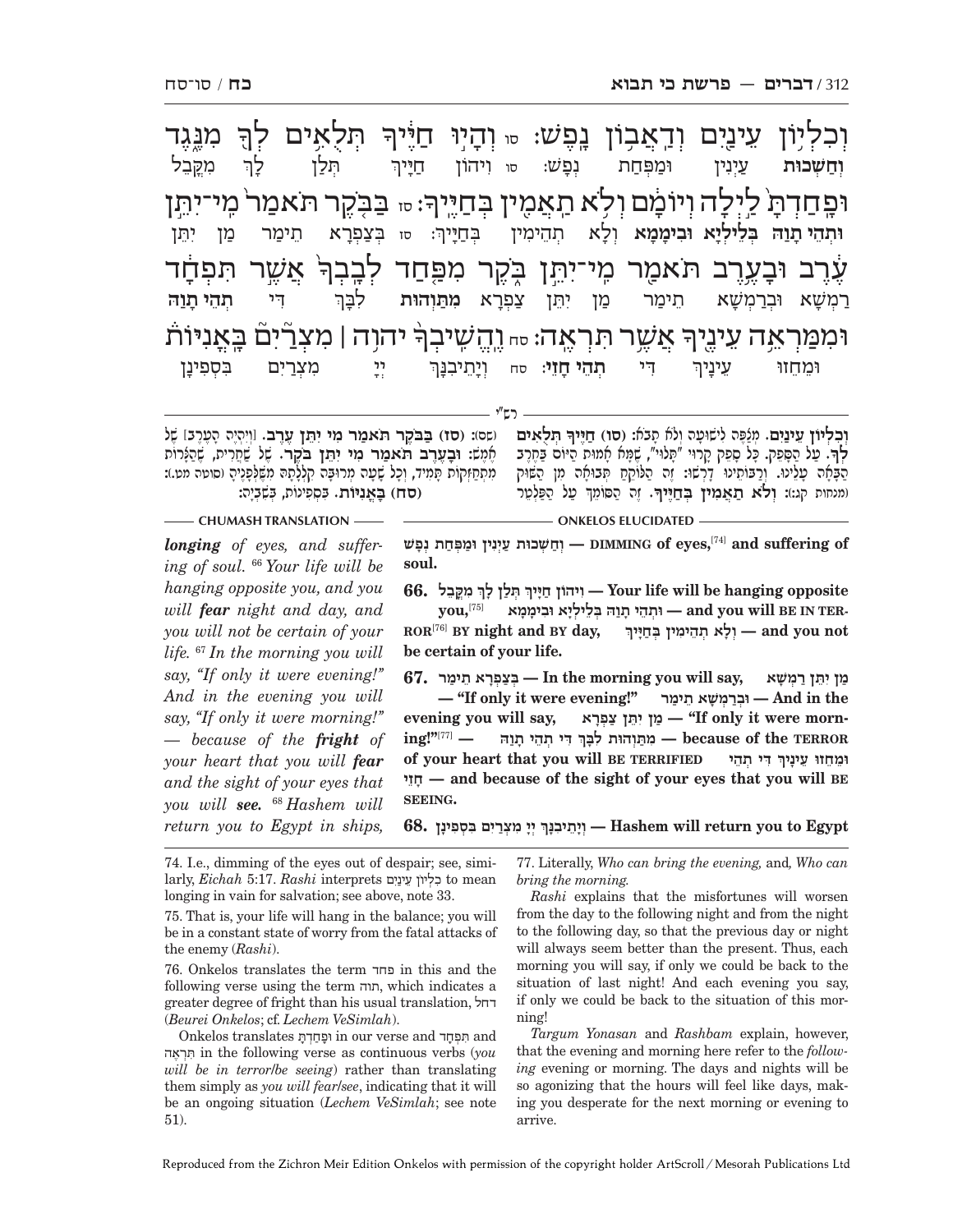וְכִלְיוֹן עֵינַיִם וְדַאֲבוֹן נָפֶשׁ: סו וְהָיוּ חַיֶּיךָ תְּלֻאִים לְךָ מִנֶּגֶד
וְחַשְׁכוּת עַיְנִין וּמַפְּחַת נְפָשׁ: סו וִיהוֹן חַיָּיךְ תְּלַן לָךְ מִקֳּבֵל

וּפָחַדְתָּ לַיְלָה וְיוֹמָם וְלֹא תַאֲמִין בְּחַיֶּיךָ: סז בַּבֹּקֶר תֹּאמַר מִי־יִתֵּן
וּתְהֵי תָוַהּ בְּלֵילְיָא וּבִימָמָא וְלָא תְהֵימִין בְּחַיָּיךְ: סז בְּצַפְרָא תֵימַר מַן יִתֵּן

עֶרֶב וּבָעֶרֶב תֹּאמַר מִי־יִתֵּן בֹּקֶר מִפַּחַד לְבָבְךָ אֲשֶׁר תִּפְחָד
רַמְשָׁא וּבְרַמְשָׁא תֵימַר מַן יִתֵּן צַפְרָא מִתַּוְהוּת לִבָּךְ דִּי תְהֵי תָוַהּ

וּמִמַּרְאֵה עֵינֶיךָ אֲשֶׁר תִּרְאֶה: סח וֶהֱשִׁיבְךָ יהוה | מִצְרַיִם בָּאֳנִיּוֹת
וּמֵחֱזוּ עֵינָיךְ דִּי תְהֵי חָזֵי: סח וִיתֵיבִנָּךְ יְיָ מִצְרַיִם בִּסְפִינָן

## רש״י

**וְכִלְיוֹן עֵינַיִם.** מְצַפֶּה לִישׁוּעָה וְלֹא תָבֹא: **(סו) חַיֶּיךָ תְּלֻאִים לְךָ.** עַל הַסָּפֵק. כָּל סָפֵק קָרוּי "תָּלוּי", שֶׁמָּא אָמוּת הַיּוֹם בַּחֶרֶב הַבָּאָה עָלֵינוּ. וְרַבּוֹתֵינוּ דָּרְשׁוּ: זֶה הַלּוֹקֵחַ תְּבוּאָה מִן הַשּׁוּק (מנחות קג:): **וְלֹא תַאֲמִין בְּחַיֶּיךָ.** זֶה הַסּוֹמֵךְ עַל הַפַּלְטֵר (שם): **(סז) בַּבֹּקֶר תֹּאמַר מִי יִתֵּן עֶרֶב.** [וְיִהְיֶה הָעֶרֶב] שֶׁל אֶמֶשׁ: **וּבָעֶרֶב תֹּאמַר מִי יִתֵּן בֹּקֶר.** שֶׁל שַׁחֲרִית, שֶׁהַצָּרוֹת מִתְחַזְּקוֹת תָּמִיד, וְכָל שָׁעָה מְרֻבָּה קִלְלָתָהּ מִשֶּׁלְּפָנֶיהָ (סוטה מט.): **(סח) בָּאֳנִיּוֹת.** בִּסְפִינוֹת, בִּשְׁבִיָּה:

## ONKELOS ELUCIDATED

וְחַשְׁכוּת עַיְנִין וּמַפְּחַת נְפָשׁ — DIMMING of eyes,[74] and suffering of soul.

**66.** וִיהוֹן חַיָּיךְ תְּלַן לָךְ מִקֳּבֵל — Your life will be hanging opposite you,[75] וּתְהֵי תָוַהּ בְּלֵילְיָא וּבִימָמָא — and you will BE IN TERROR[76] BY night and BY day, וְלָא תְהֵימִין בְּחַיָּיךְ — and you not be certain of your life.

**67.** בְּצַפְרָא תֵימַר — In the morning you will say, מַן יִתֵּן רַמְשָׁא — "If only it were evening!" וּבְרַמְשָׁא תֵימַר — And in the evening you will say, מַן יִתֵּן צַפְרָא — "If only it were morning!"[77] — מִתַּוְהוּת לִבָּךְ דִּי תְהֵי תָוַהּ — because of the TERROR of your heart that you will BE TERRIFIED וּמֵחֱזוּ עֵינָיךְ דִּי תְהֵי חָזֵי — and because of the sight of your eyes that you will BE SEEING.

**68.** וִיתֵיבִנָּךְ יְיָ מִצְרַיִם בִּסְפִינָן — Hashem will return you to Egypt

## CHUMASH TRANSLATION

*longing of eyes, and suffering of soul.* [66] *Your life will be hanging opposite you, and you will* ***fear*** *night and day, and you will not be certain of your life.* [67] *In the morning you will say, "If only it were evening!" And in the evening you will say, "If only it were morning!" — because of the* ***fright*** *of your heart that you will* ***fear*** *and the sight of your eyes that you will* ***see.*** [68] *Hashem will return you to Egypt in ships,*

---

74. I.e., dimming of the eyes out of despair; see, similarly, *Eichah* 5:17. *Rashi* interprets כִּלְיוֹן עֵינַיִם to mean longing in vain for salvation; see above, note 33.

75. That is, your life will hang in the balance; you will be in a constant state of worry from the fatal attacks of the enemy (*Rashi*).

76. Onkelos translates the term פחד in this and the following verse using the term תוה, which indicates a greater degree of fright than his usual translation, דחל (*Beurei Onkelos*; cf. *Lechem VeSimlah*).

Onkelos translates וּפָחַדְתָּ in our verse and תִּפְחָד and תִּרְאֶה in the following verse as continuous verbs (*you will be in terror/be seeing*) rather than translating them simply as *you will fear/see*, indicating that it will be an ongoing situation (*Lechem VeSimlah*; see note 51).

77. Literally, *Who can bring the evening,* and*, Who can bring the morning.*

*Rashi* explains that the misfortunes will worsen from the day to the following night and from the night to the following day, so that the previous day or night will always seem better than the present. Thus, each morning you will say, if only we could be back to the situation of last night! And each evening you say, if only we could be back to the situation of this morning!

*Targum Yonasan* and *Rashbam* explain, however, that the evening and morning here refer to the *following* evening or morning. The days and nights will be so agonizing that the hours will feel like days, making you desperate for the next morning or evening to arrive.

Reproduced from the Zichron Meir Edition Onkelos with permission of the copyright holder ArtScroll / Mesorah Publications Ltd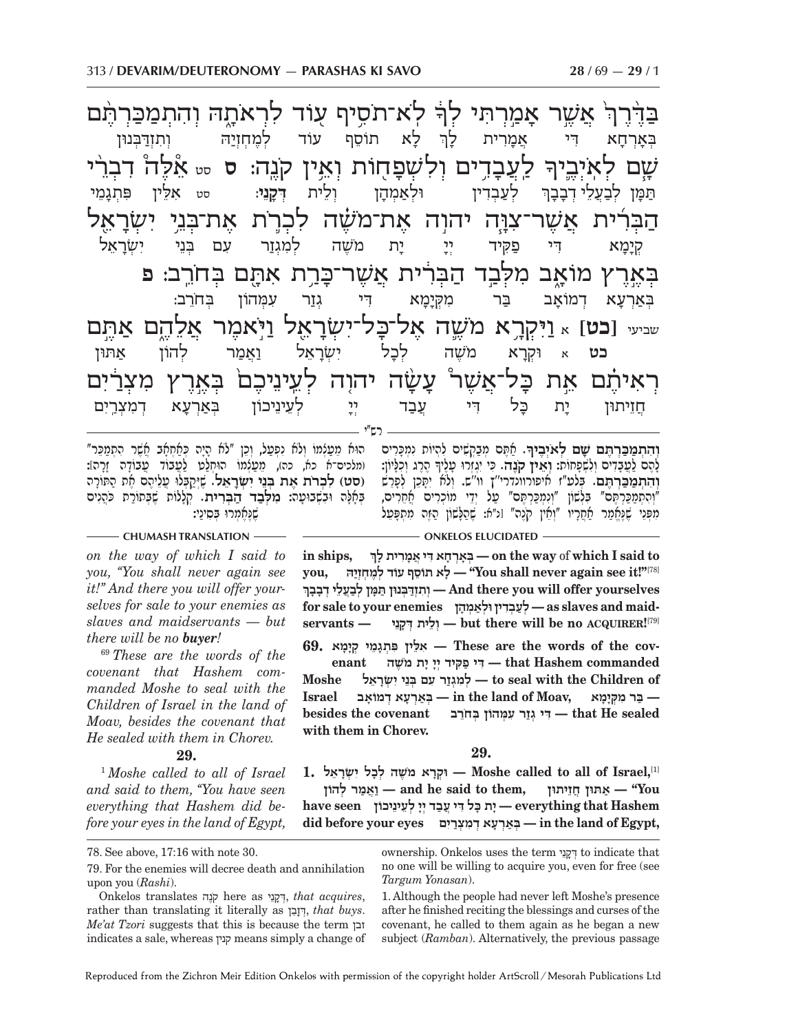בַּדֶּ֙רֶךְ֙ אֲשֶׁ֣ר אָמַ֣רְתִּֽי לְךָ֔ לֹא־תֹסִ֥יף ע֖וֹד לִרְאֹתָ֑הּ וְהִתְמַכַּרְתֶּ֨ם
בְּאָרְחָא דִּי אֲמָרִית לָךְ לָא תוֹסֵף עוֹד לְמֶחְזְיַהּ וְתִזְדַּבְּנוּן

שָׁ֧ם לְאֹיְבֶ֛יךָ לַעֲבָדִ֥ים וְלִשְׁפָח֖וֹת וְאֵ֥ין קֹנֶֽה׃ ס סט אֵלֶּה֩ דִבְרֵ֨י
תַּמָּן לְבַעֲלֵי דְבָבָךְ לְעַבְדִּין וּלְאַמְהָן וְלֵית דְּקָנֵי: סט אִלֵּין פִּתְגָּמֵי

הַבְּרִ֜ית אֲשֶׁר־צִוָּ֧ה יהוה אֶת־מֹשֶׁ֗ה לִכְרֹ֛ת אֶת־בְּנֵ֥י יִשְׂרָאֵ֖ל
קְיָמָא דִּי פַּקִּיד יְיָ יָת מֹשֶׁה לְמִגְזַר עִם בְּנֵי יִשְׂרָאֵל

בְּאֶ֣רֶץ מוֹאָ֑ב מִלְּבַ֣ד הַבְּרִ֔ית אֲשֶׁר־כָּרַ֥ת אִתָּ֖ם בְּחֹרֵֽב׃ פ
בְּאַרְעָא דְמוֹאָב בַּר מִקְיָמָא דִּי גְזַר עִמְּהוֹן בְּחֹרֵב:

שביעי [כט] א וַיִּקְרָ֥א מֹשֶׁ֛ה אֶל־כָּל־יִשְׂרָאֵ֖ל וַיֹּ֣אמֶר אֲלֵהֶ֑ם אַתֶּ֣ם
כט א וּקְרָא מֹשֶׁה לְכָל יִשְׂרָאֵל וַאֲמַר לְהוֹן אַתּוּן

רְאִיתֶ֗ם אֵ֣ת כָּל־אֲשֶׁר֩ עָשָׂ֨ה יהוה לְעֵינֵיכֶם֙ בְּאֶ֣רֶץ מִצְרַ֔יִם
חֲזֵיתוּן יָת כָּל דִּי עֲבַד יְיָ לְעֵינֵיכוֹן בְּאַרְעָא דְמִצְרַיִם

רש"י

**וְהִתְמַכַּרְתֶּם שָׁם לְאֹיְבֶיךָ.** אַתֶּם מְבַקְּשִׁים לִהְיוֹת נִמְכָּרִים לָהֶם לַעֲבָדִים וְלִשְׁפָחוֹת: **וְאֵין קֹנֶה.** כִּי יִגְזְרוּ עָלֶיךָ הֶרֶג וְכִלָּיוֹן: **וְהִתְמַכַּרְתֶּם.** בְּלַעַ"ז אישפורווינדרי"ן וו"ש. וְלֹא יִתָּכֵן לְפָרֵשׁ "וְהִתְמַכַּרְתֶּם" בִּלְשׁוֹן "וְנִמְכַּרְתֶּם" עַל יְדֵי מוֹכְרִים אֲחֵרִים, מִפְּנֵי שֶׁנֶּאֱמַר אַחֲרָיו "וְאֵין קֹנֶה" [נ"א: שֶׁהַלָּשׁוֹן הַזֶּה מִתְפָּעֵל הוּא מֵעַצְמוֹ וְלֹא נִפְעַל, וְכֵן "לֹא הָיָה כְאַחְאָב אֲשֶׁר הִתְמַכֵּר" (מלכים־א כא, כה), מֵעַצְמוֹ הוֹלִיכוֹ לַעֲבוֹד עֲבוֹדָה זָרָה]: **(סט) לִכְרֹת אֶת בְּנֵי יִשְׂרָאֵל.** שֶׁיְּקַבְּלוּ עֲלֵיהֶם אֶת הַתּוֹרָה בְּאָלָה וּבִשְׁבוּעָה: **מִלְּבַד הַבְּרִית.** קְלָלוֹת שֶׁבְּתוֹרַת כֹּהֲנִים שֶׁנֶּאֶמְרוּ בְּסִינַי:

**CHUMASH TRANSLATION**

*on the way of which I said to you, "You shall never again see it!" And there you will offer yourselves for sale to your enemies as slaves and maidservants — but there will be no* ***buyer****!*

[69] *These are the words of the covenant that Hashem commanded Moshe to seal with the Children of Israel in the land of Moav, besides the covenant that He sealed with them in Chorev.*

**29.**

[1] *Moshe called to all of Israel and said to them, "You have seen everything that Hashem did before your eyes in the land of Egypt,*

**ONKELOS ELUCIDATED**

**in ships,** **בְּאָרְחָא דִּי אֲמָרִית לָךְ — on the way** of **which I said to you,** **לָא תוֹסֵף עוֹד לְמֶחְזְיַהּ — "You shall never again see it!"**[78] **וְתִזְדַּבְּנוּן תַּמָּן לְבַעֲלֵי דְבָבָךְ — And there you will offer yourselves for sale to your enemies** **לְעַבְדִּין וּלְאַמְהָן — as slaves and maidservants —** **וְלֵית דְּקָנֵי — but there will be no ACQUIRER!**[79]

**69.** **אִלֵּין פִּתְגָּמֵי קְיָמָא — These are the words of the covenant** **דִּי פַּקִּיד יְיָ יָת מֹשֶׁה — that Hashem commanded Moshe** **לְמִגְזַר עִם בְּנֵי יִשְׂרָאֵל — to seal with the Children of Israel** **בְּאַרְעָא דְמוֹאָב — in the land of Moav,** **בַּר מִקְיָמָא — besides the covenant** **דִּי גְזַר עִמְּהוֹן בְּחֹרֵב — that He sealed with them in Chorev.**

**29.**

**1.** **וּקְרָא מֹשֶׁה לְכָל יִשְׂרָאֵל — Moshe called to all of Israel,**[1] **וַאֲמַר לְהוֹן — and he said to them,** **אַתּוּן חֲזֵיתוּן — "You have seen** **יָת כָּל דִּי עֲבַד יְיָ לְעֵינֵיכוֹן — everything that Hashem did before your eyes** **בְּאַרְעָא דְמִצְרַיִם — in the land of Egypt,**

---

78. See above, 17:16 with note 30.

79. For the enemies will decree death and annihilation upon you (*Rashi*).

Onkelos translates קֹנֶה here as דְּקָנֵי, *that acquires*, rather than translating it literally as דְּזָבֵן, *that buys*. *Me'at Tzori* suggests that this is because the term זבן indicates a sale, whereas קנין means simply a change of ownership. Onkelos uses the term דְּקָנֵי to indicate that no one will be willing to acquire you, even for free (see *Targum Yonasan*).

1. Although the people had never left Moshe's presence after he finished reciting the blessings and curses of the covenant, he called to them again as he began a new subject (*Ramban*). Alternatively, the previous passage

Reproduced from the Zichron Meir Edition Onkelos with permission of the copyright holder ArtScroll/Mesorah Publications Ltd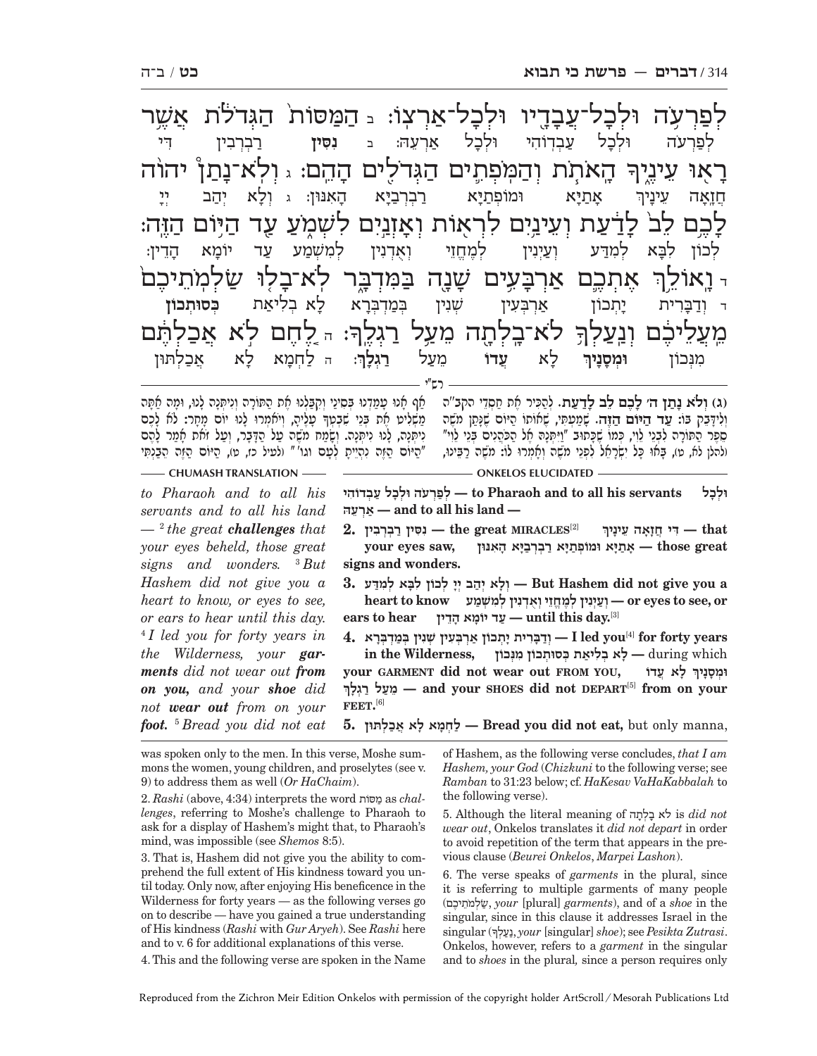לְפַרְעֹה וּלְכׇל־עֲבָדָיו וּלְכׇל־אַרְצוֹ: ב הַמַּסּוֹת הַגְּדֹלֹת אֲשֶׁר רָאוּ עֵינֶיךָ הָאֹתֹת וְהַמֹּפְתִים הַגְּדֹלִים הָהֵם: ג וְלֹא־נָתַן יהוה לָכֶם לֵב לָדַעַת וְעֵינַיִם לִרְאוֹת וְאׇזְנַיִם לִשְׁמֹעַ עַד הַיּוֹם הַזֶּה: ד וָאוֹלֵךְ אֶתְכֶם אַרְבָּעִים שָׁנָה בַּמִּדְבָּר לֹא־בָלוּ שַׂלְמֹתֵיכֶם מֵעֲלֵיכֶם וְנַעַלְךָ לֹא־בָלְתָה מֵעַל רַגְלֶךָ: ה לֶחֶם לֹא אֲכַלְתֶּם

לְפַרְעֹה וּלְכׇל עַבְדוֹהִי וּלְכׇל אַרְעֵהּ: ב **נִסִּין** רַבְרְבִין דִּי חֲזָאָה עֵינָךְ אָתַיָּא וּמוֹפְתַיָּא רַבְרְבַיָּא הָאִנּוּן: ג וְלָא יְהַב יְיָ לְכוֹן לִבָּא לְמִדַּע וְעַיְנִין לְמֶחֱזֵי וְאֻדְנִין לְמִשְׁמַע עַד יוֹמָא הָדֵין: ד וְדַבָּרִית יָתְכוֹן אַרְבְּעִין שְׁנִין בְּמַדְבְּרָא לָא בְלִיאַת **כְּסוּתְכוֹן** מִנְּכוֹן **וּמְסָנָךְ** לָא **עֲדוֹ** מֵעַל **רַגְלָךְ**: ה לַחְמָא לָא אֲכַלְתּוּן

רש״י

(ג) **וְלֹא נָתַן ה׳ לָכֶם לֵב לָדַעַת.** לְהַכִּיר אֶת חַסְדֵי הקב״ה וְלִידָּבֵק בּוֹ: **עַד הַיּוֹם הַזֶּה.** שָׁמַעְתִּי, שֶׁאוֹתוֹ הַיּוֹם שֶׁנָּתַן מֹשֶׁה סֵפֶר הַתּוֹרָה לִבְנֵי לֵוִי, כְּמוֹ שֶׁכָּתוּב "וַיִּתְּנָהּ אֶל הַכֹּהֲנִים בְּנֵי לֵוִי" (להלן לא, ט), בָּאוּ כׇל יִשְׂרָאֵל לִפְנֵי מֹשֶׁה וְאָמְרוּ לוֹ: מֹשֶׁה רַבֵּינוּ, אַף אָנוּ עָמַדְנוּ בְּסִינַי וְקִבַּלְנוּ אֶת הַתּוֹרָה וְנִיתְּנָה לָנוּ, וּמָה אַתָּה מַשְׁלִיט אֶת בְּנֵי שִׁבְטְךָ עָלֶיהָ, וְיֹאמְרוּ לָנוּ יוֹם מָחָר: לֹא לָכֶם נִיתְּנָה, לָנוּ נִיתְּנָה. וְשָׂמַח מֹשֶׁה עַל הַדָּבָר, וְעַל זֹאת אָמַר לָהֶם "הַיּוֹם הַזֶּה נִהְיֵיתָ לְעָם וגו׳" (לעיל כז, ט), הַיּוֹם הַזֶּה הֵבַנְתִּי

**CHUMASH TRANSLATION**

*to Pharaoh and to all his servants and to all his land —* [2] *the great **challenges** that your eyes beheld, those great signs and wonders.* [3] *But Hashem did not give you a heart to know, or eyes to see, or ears to hear until this day.* [4] *I led you for forty years in the Wilderness, your **garments** did not wear out **from on you,** and your **shoe** did not **wear out** from on your **foot.*** [5] *Bread you did not eat*

**ONKELOS ELUCIDATED**

**לְפַרְעֹה וּלְכׇל עַבְדוֹהִי — to Pharaoh and to all his servants וּלְכׇל אַרְעֵהּ — and to all his land —**

**2. נִסִּין רַבְרְבִין — the great MIRACLES**[2] **דִּי חֲזָאָה עֵינָךְ — that your eyes saw, אָתַיָּא וּמוֹפְתַיָּא רַבְרְבַיָּא הָאִנּוּן — those great signs and wonders.**

**3. וְלָא יְהַב יְיָ לְכוֹן לִבָּא לְמִדַּע — But Hashem did not give you a heart to know וְעַיְנִין לְמֶחֱזֵי וְאֻדְנִין לְמִשְׁמַע — or eyes to see, or ears to hear עַד יוֹמָא הָדֵין — until this day.**[3]

**4. וְדַבָּרִית יָתְכוֹן אַרְבְּעִין שְׁנִין בְּמַדְבְּרָא — I led you**[4] **for forty years in the Wilderness, לָא בְלִיאַת כְּסוּתְכוֹן מִנְּכוֹן —** during which **your GARMENT did not wear out FROM YOU, וּמְסָנָךְ לָא עֲדוֹ מֵעַל רַגְלָךְ — and your SHOES did not DEPART**[5] **from on your FEET.**[6]

**5. לַחְמָא לָא אֲכַלְתּוּן — Bread you did not eat,** but only manna,

was spoken only to the men. In this verse, Moshe summons the women, young children, and proselytes (see v. 9) to address them as well (*Or HaChaim*).

2. *Rashi* (above, 4:34) interprets the word מַסּוֹת as *challenges*, referring to Moshe's challenge to Pharaoh to ask for a display of Hashem's might that, to Pharaoh's mind, was impossible (see *Shemos* 8:5).

3. That is, Hashem did not give you the ability to comprehend the full extent of His kindness toward you until today. Only now, after enjoying His beneficence in the Wilderness for forty years — as the following verses go on to describe — have you gained a true understanding of His kindness (*Rashi* with *Gur Aryeh*). See *Rashi* here and to v. 6 for additional explanations of this verse.

4. This and the following verse are spoken in the Name of Hashem, as the following verse concludes, *that I am Hashem, your God* (*Chizkuni* to the following verse; see *Ramban* to 31:23 below; cf. *HaKesav VaHaKabbalah* to the following verse).

5. Although the literal meaning of לֹא בָלְתָה is *did not wear out*, Onkelos translates it *did not depart* in order to avoid repetition of the term that appears in the previous clause (*Beurei Onkelos*, *Marpei Lashon*).

6. The verse speaks of *garments* in the plural, since it is referring to multiple garments of many people (שַׂלְמֹתֵיכֶם, *your* [plural] *garments*), and of a *shoe* in the singular, since in this clause it addresses Israel in the singular (נַעַלְךָ, *your* [singular] *shoe*); see *Pesikta Zutrasi*. Onkelos, however, refers to a *garment* in the singular and to *shoes* in the plural, since a person requires only

Reproduced from the Zichron Meir Edition Onkelos with permission of the copyright holder ArtScroll / Mesorah Publications Ltd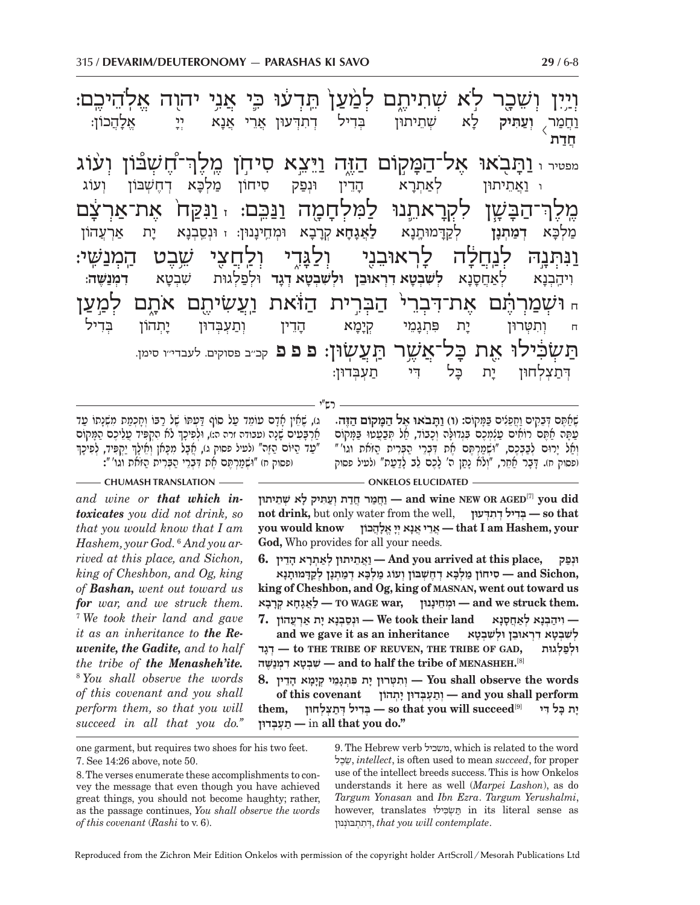וְיַ֥יִן וְשֵׁכָ֖ר לֹ֣א שְׁתִיתֶ֑ם לְמַ֙עַן֙ תֵּֽדְע֔וּ כִּ֛י אֲנִ֥י יְהוָ֖ה אֱלֹהֵיכֶֽם׃

וַחֲמַר 〈חֲדַת וְעַתִּיק〉 לָא שְׁתֵיתוּן בְּדִיל דְּתִדְעוּן אֲרֵי אֲנָא יְיָ אֱלָהֲכוֹן:

מפטיר ו וַתָּבֹ֖אוּ אֶל־הַמָּק֣וֹם הַזֶּ֑ה וַיֵּצֵ֣א סִיחֹ֣ן מֶֽלֶךְ־חֶ֠שְׁבּוֹן וְע֨וֹג מֶֽלֶךְ־הַבָּשָׁ֧ן לִקְרָאתֵ֛נוּ לַמִּלְחָמָ֖ה וַנַּכֵּֽם׃ ז וַנִּקַּח֙ אֶת־אַרְצָ֔ם וַנִּתְּנָ֣הּ לְנַחֲלָ֔ה לָרֽאוּבֵנִ֖י וְלַגָּדִ֑י וְלַחֲצִ֖י שֵׁ֥בֶט הַֽמְנַשִּֽׁי׃ ח וּשְׁמַרְתֶּ֗ם אֶת־דִּבְרֵי֙ הַבְּרִ֣ית הַזֹּ֔את וַעֲשִׂיתֶ֖ם אֹתָ֑ם לְמַ֣עַן תַּשְׂכִּ֔ילוּ אֵ֖ת כָּל־אֲשֶׁ֥ר תַּעֲשֽׂוּן׃ פ פ פ קכ״ב פסוקים. לעבדי״ו סימן.

ו וַאֲתֵיתוּן לְאַתְרָא הָדֵין וּנְפַק סִיחוֹן מַלְכָּא דְחֶשְׁבּוֹן וְעוֹג מַלְכָּא **דְמַתְנָן** לְקַדָּמוּתָנָא **לַאֲגָחָא** קְרָבָא וּמְחֵינָנּוּן: ז וּנְסֵבְנָא יָת אַרְעֲהוֹן וִיהַבְנָא לְאַחֲסָנָא **לְשִׁבְטָא דִרְאוּבֵן וּלְשִׁבְטָא דְגָד** וּלְפַלְגוּת שִׁבְטָא **דִּמְנַשֶּׁה**: ח וְתִטְּרוּן יָת פִּתְגָמֵי קְיָמָא הָדֵין וְתַעְבְּדוּן יָתְהוֹן בְּדִיל דְּתַצְלְחוּן יָת כָּל דִּי תַעְבְּדוּן:

רש״י

שֶׁאַתֶּם דְּבֵקִים וַחֲפֵצִים בַּמָּקוֹם: **(ו) וַתָּבֹאוּ אֶל הַמָּקוֹם הַזֶּה.** עַתָּה אַתֶּם רוֹאִים עַצְמְכֶם בִּגְדוּלָּה וְכָבוֹד, אַל תִּבְעֲטוּ בַּמָּקוֹם וְאַל יָרוּם לְבַבְכֶם, ״וּשְׁמַרְתֶּם אֶת דִּבְרֵי הַבְּרִית הַזֹּאת וגו׳״ (פסוק ח). דָּבָר אַחֵר, ״וְלֹא נָתַן ה׳ לָכֶם לֵב לָדַעַת״ (לעיל פסוק ג), שֶׁאֵין אָדָם עוֹמֵד עַל סוֹף דַּעְתּוֹ שֶׁל רַבּוֹ וְחָכְמַת מִשְׁנָתוֹ עַד אַרְבָּעִים שָׁנָה (עבודה זרה ה:), וּלְפִיכָךְ לֹא הִקְפִּיד עֲלֵיכֶם הַמָּקוֹם ״עַד הַיּוֹם הַזֶּה״ (לעיל פסוק ג), אֲבָל מִכָּאן וְאֵילָךְ יַקְפִּיד, לְפִיכָךְ ״וּשְׁמַרְתֶּם אֶת דִּבְרֵי הַבְּרִית הַזֹּאת וגו׳״:

**CHUMASH TRANSLATION**

*and wine or **that which intoxicates** you did not drink, so that you would know that I am Hashem, your God.* [6] *And you arrived at this place, and Sichon, king of Cheshbon, and Og, king of **Bashan**, went out toward us **for** war, and we struck them.* [7] *We took their land and gave it as an inheritance to **the Reuvenite, the Gadite,** and to half the tribe of **the Menasheh'ite.*** [8] *You shall observe the words of this covenant and you shall perform them, so that you will succeed in all that you do."*

**ONKELOS ELUCIDATED**

**וַחֲמַר חֲדַת וְעַתִּיק לָא שְׁתֵיתוּן — and wine NEW OR AGED**[7] **you did not drink,** but only water from the well, **בְּדִיל דְּתִדְעוּן — so that you would know אֲרֵי אֲנָא יְיָ אֱלָהֲכוֹן — that I am Hashem, your God,** Who provides for all your needs.

**6. וַאֲתֵיתוּן לְאַתְרָא הָדֵין — And you arrived at this place, וּנְפַק סִיחוֹן מַלְכָּא דְחֶשְׁבּוֹן וְעוֹג מַלְכָּא דְמַתְנָן לְקַדָּמוּתָנָא — and Sichon, king of Cheshbon, and Og, king of MASNAN, went out toward us לַאֲגָחָא קְרָבָא — TO WAGE war, וּמְחֵינָנּוּן — and we struck them.**

**7. וּנְסֵבְנָא יָת אַרְעֲהוֹן — We took their land וִיהַבְנָא לְאַחֲסָנָא — and we gave it as an inheritance לְשִׁבְטָא דִרְאוּבֵן וּלְשִׁבְטָא דְגָד — to THE TRIBE OF REUVEN, THE TRIBE OF GAD, וּלְפַלְגוּת שִׁבְטָא דִּמְנַשֶּׁה — and to half the tribe of MENASHEH.**[8]

**8. וְתִטְּרוּן יָת פִּתְגָמֵי קְיָמָא הָדֵין — You shall observe the words of this covenant וְתַעְבְּדוּן יָתְהוֹן — and you shall perform them, בְּדִיל דְּתַצְלְחוּן — so that you will succeed**[9] **יָת כָּל דִּי תַעְבְּדוּן — in all that you do."**

---

one garment, but requires two shoes for his two feet.

7. See 14:26 above, note 50.

8. The verses enumerate these accomplishments to convey the message that even though you have achieved great things, you should not become haughty; rather, as the passage continues, *You shall observe the words of this covenant* (*Rashi* to v. 6).

9. The Hebrew verb משכיל, which is related to the word שֵׂכֶל, *intellect*, is often used to mean *succeed*, for proper use of the intellect breeds success. This is how Onkelos understands it here as well (*Marpei Lashon*), as do *Targum Yonasan* and *Ibn Ezra*. *Targum Yerushalmi*, however, translates תַּשְׂכִּילוּ in its literal sense as דְּתִתְבּוֹנְנוּן, *that you will contemplate*.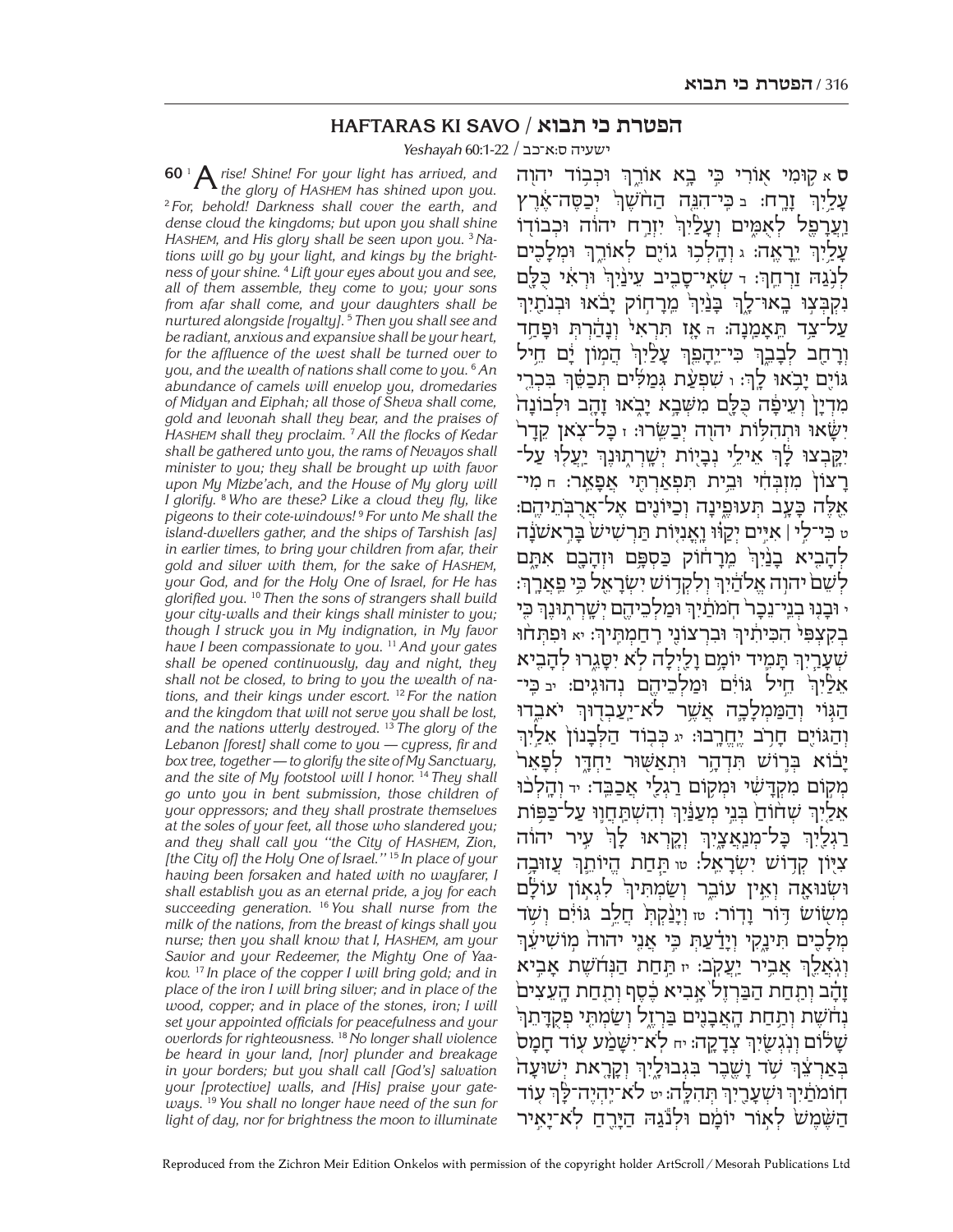# HAFTARAS KI SAVO / הפטרת כי תבוא

*Yeshayah* 60:1-22 / ישעיה ס:א־כב

**60** [1] *Arise! Shine! For your light has arrived, and the glory of* HASHEM *has shined upon you.* [2] *For, behold! Darkness shall cover the earth, and dense cloud the kingdoms; but upon you shall shine* HASHEM*, and His glory shall be seen upon you.* [3] *Nations will go by your light, and kings by the brightness of your shine.* [4] *Lift your eyes about you and see, all of them assemble, they come to you; your sons from afar shall come, and your daughters shall be nurtured alongside [royalty].* [5] *Then you shall see and be radiant, anxious and expansive shall be your heart, for the affluence of the west shall be turned over to you, and the wealth of nations shall come to you.* [6] *An abundance of camels will envelop you, dromedaries of Midyan and Eiphah; all those of Sheva shall come, gold and levonah shall they bear, and the praises of* HASHEM *shall they proclaim.* [7] *All the flocks of Kedar shall be gathered unto you, the rams of Nevayos shall minister to you; they shall be brought up with favor upon My Mizbe'ach, and the House of My glory will I glorify.* [8] *Who are these? Like a cloud they fly, like pigeons to their cote-windows!* [9] *For unto Me shall the island-dwellers gather, and the ships of Tarshish [as] in earlier times, to bring your children from afar, their gold and silver with them, for the sake of* HASHEM*, your God, and for the Holy One of Israel, for He has glorified you.* [10] *Then the sons of strangers shall build your city-walls and their kings shall minister to you; though I struck you in My indignation, in My favor have I been compassionate to you.* [11] *And your gates shall be opened continuously, day and night, they shall not be closed, to bring to you the wealth of nations, and their kings under escort.* [12] *For the nation and the kingdom that will not serve you shall be lost, and the nations utterly destroyed.* [13] *The glory of the Lebanon [forest] shall come to you — cypress, fir and box tree, together — to glorify the site of My Sanctuary, and the site of My footstool will I honor.* [14] *They shall go unto you in bent submission, those children of your oppressors; and they shall prostrate themselves at the soles of your feet, all those who slandered you; and they shall call you "the City of* HASHEM*, Zion, [the City of] the Holy One of Israel."* [15] *In place of your having been forsaken and hated with no wayfarer, I shall establish you as an eternal pride, a joy for each succeeding generation.* [16] *You shall nurse from the milk of the nations, from the breast of kings shall you nurse; then you shall know that I,* HASHEM*, am your Savior and your Redeemer, the Mighty One of Yaakov.* [17] *In place of the copper I will bring gold; and in place of the iron I will bring silver; and in place of the wood, copper; and in place of the stones, iron; I will set your appointed officials for peacefulness and your overlords for righteousness.* [18] *No longer shall violence be heard in your land, [nor] plunder and breakage in your borders; but you shall call [God's] salvation your [protective] walls, and [His] praise your gateways.* [19] *You shall no longer have need of the sun for light of day, nor for brightness the moon to illuminate*

**ס** א קוּמִי אוֹרִי כִּי בָא אוֹרֵךְ וּכְבוֹד יהוה עָלַיִךְ זָרָח: ב כִּי־הִנֵּה הַחֹשֶׁךְ יְכַסֶּה־אֶרֶץ וַעֲרָפֶל לְאֻמִּים וְעָלַיִךְ יִזְרַח יהוה וּכְבוֹדוֹ עָלַיִךְ יֵרָאֶה: ג וְהָלְכוּ גוֹיִם לְאוֹרֵךְ וּמְלָכִים לְנֹגַהּ זַרְחֵךְ: ד שְׂאִי־סָבִיב עֵינַיִךְ וּרְאִי כֻּלָּם נִקְבְּצוּ בָאוּ־לָךְ בָּנַיִךְ מֵרָחוֹק יָבֹאוּ וּבְנֹתַיִךְ עַל־צַד תֵּאָמַנָה: ה אָז תִּרְאִי וְנָהַרְתְּ וּפָחַד וְרָחַב לְבָבֵךְ כִּי־יֵהָפֵךְ עָלַיִךְ הֲמוֹן יָם חֵיל גּוֹיִם יָבֹאוּ לָךְ: ו שִׁפְעַת גְּמַלִּים תְּכַסֵּךְ בִּכְרֵי מִדְיָן וְעֵיפָה כֻּלָּם מִשְּׁבָא יָבֹאוּ זָהָב וּלְבוֹנָה יִשָּׂאוּ וּתְהִלֹּת יהוה יְבַשֵּׂרוּ: ז כָּל־צֹאן קֵדָר יִקָּבְצוּ לָךְ אֵילֵי נְבָיוֹת יְשָׁרְתוּנֶךְ יַעֲלוּ עַל־רָצוֹן מִזְבְּחִי וּבֵית תִּפְאַרְתִּי אֲפָאֵר: ח מִי־אֵלֶּה כָּעָב תְּעוּפֶינָה וְכַיּוֹנִים אֶל־אֲרֻבֹּתֵיהֶם: ט כִּי־לִי | אִיִּים יְקַוּוּ וָאֳנִיּוֹת תַּרְשִׁישׁ בָּרִאשֹׁנָה לְהָבִיא בָנַיִךְ מֵרָחוֹק כַּסְפָּם וּזְהָבָם אִתָּם לְשֵׁם יהוה אֱלֹהַיִךְ וְלִקְדוֹשׁ יִשְׂרָאֵל כִּי פֵאֲרָךְ: י וּבָנוּ בְנֵי־נֵכָר חֹמֹתַיִךְ וּמַלְכֵיהֶם יְשָׁרְתוּנֶךְ כִּי בְקִצְפִּי הִכִּיתִיךְ וּבִרְצוֹנִי רִחַמְתִּיךְ: יא וּפִתְּחוּ שְׁעָרַיִךְ תָּמִיד יוֹמָם וָלַיְלָה לֹא יִסָּגֵרוּ לְהָבִיא אֵלַיִךְ חֵיל גּוֹיִם וּמַלְכֵיהֶם נְהוּגִים: יב כִּי־הַגּוֹי וְהַמַּמְלָכָה אֲשֶׁר לֹא־יַעַבְדוּךְ יֹאבֵדוּ וְהַגּוֹיִם חָרֹב יֶחֱרָבוּ: יג כְּבוֹד הַלְּבָנוֹן אֵלַיִךְ יָבוֹא בְּרוֹשׁ תִּדְהָר וּתְאַשּׁוּר יַחְדָּו לְפָאֵר מְקוֹם מִקְדָּשִׁי וּמְקוֹם רַגְלַי אֲכַבֵּד: יד וְהָלְכוּ אֵלַיִךְ שְׁחוֹחַ בְּנֵי מְעַנַּיִךְ וְהִשְׁתַּחֲווּ עַל־כַּפּוֹת רַגְלַיִךְ כָּל־מְנַאֲצָיִךְ וְקָרְאוּ לָךְ עִיר יהוה צִיּוֹן קְדוֹשׁ יִשְׂרָאֵל: טו תַּחַת הֱיוֹתֵךְ עֲזוּבָה וּשְׂנוּאָה וְאֵין עוֹבֵר וְשַׂמְתִּיךְ לִגְאוֹן עוֹלָם מְשׂוֹשׂ דּוֹר וָדוֹר: טז וְיָנַקְתְּ חֲלֵב גּוֹיִם וְשֹׁד מְלָכִים תִּינָקִי וְיָדַעַתְּ כִּי אֲנִי יהוה מוֹשִׁיעֵךְ וְגֹאֲלֵךְ אֲבִיר יַעֲקֹב: יז תַּחַת הַנְּחֹשֶׁת אָבִיא זָהָב וְתַחַת הַבַּרְזֶל אָבִיא כֶסֶף וְתַחַת הָעֵצִים נְחֹשֶׁת וְתַחַת הָאֲבָנִים בַּרְזֶל וְשַׂמְתִּי פְקֻדָּתֵךְ שָׁלוֹם וְנֹגְשַׂיִךְ צְדָקָה: יח לֹא־יִשָּׁמַע עוֹד חָמָס בְּאַרְצֵךְ שֹׁד וָשֶׁבֶר בִּגְבוּלָיִךְ וְקָרָאת יְשׁוּעָה חוֹמֹתַיִךְ וּשְׁעָרַיִךְ תְּהִלָּה: יט לֹא־יִהְיֶה־לָּךְ עוֹד הַשֶּׁמֶשׁ לְאוֹר יוֹמָם וּלְנֹגַהּ הַיָּרֵחַ לֹא־יָאִיר

Reproduced from the Zichron Meir Edition Onkelos with permission of the copyright holder ArtScroll / Mesorah Publications Ltd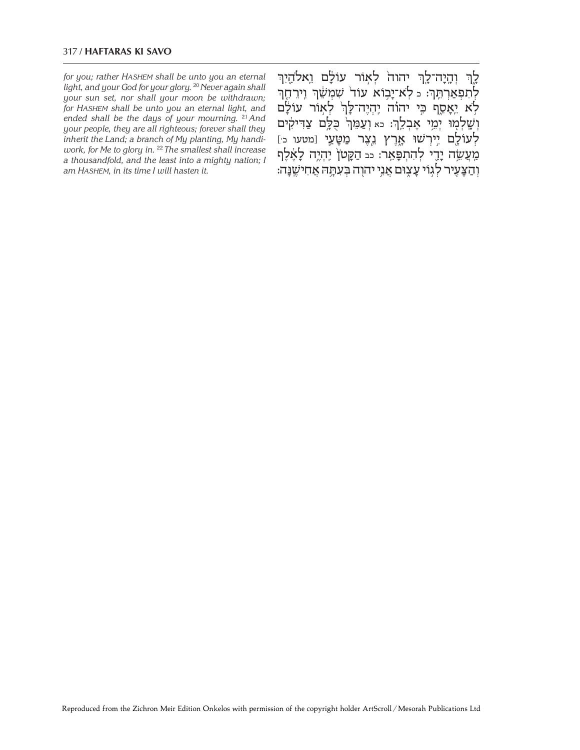*for you; rather HASHEM shall be unto you an eternal light, and your God for your glory.* [20] *Never again shall your sun set, nor shall your moon be withdrawn; for HASHEM shall be unto you an eternal light, and ended shall be the days of your mourning.* [21] *And your people, they are all righteous; forever shall they inherit the Land; a branch of My planting, My handiwork, for Me to glory in.* [22] *The smallest shall increase a thousandfold, and the least into a mighty nation; I am HASHEM, in its time I will hasten it.*

לָ֤ךְ וְהָֽיָה־לָךְ֙ יהוהּ֙ לְא֣וֹר עוֹלָ֔ם וֵאלֹהַ֖יִךְ לְתִפְאַרְתֵּֽךְ׃ כ לֹא־יָב֥וֹא עוֹד֙ שִׁמְשֵׁ֔ךְ וִירֵחֵ֖ךְ לֹ֣א יֵאָסֵ֑ף כִּ֣י יהוָ֗ה יִֽהְיֶה־לָּךְ֙ לְא֣וֹר עוֹלָ֔ם וְשָׁלְמ֖וּ יְמֵ֥י אֶבְלֵֽךְ׃ כא וְעַמֵּךְ֙ כֻּלָּ֣ם צַדִּיקִ֔ים לְעוֹלָ֖ם יִ֣ירְשׁוּ אָ֑רֶץ נֵ֧צֶר מַטָּעַ֛י [מטעו כ׳] מַעֲשֵׂ֥ה יָדַ֖י לְהִתְפָּאֵֽר׃ כב הַקָּטֹן֙ יִהְיֶ֣ה לָאֶ֔לֶף וְהַצָּעִ֖יר לְג֣וֹי עָצ֑וּם אֲנִ֥י יהוָ֖ה בְּעִתָּ֥הּ אֲחִישֶֽׁנָּה׃

Reproduced from the Zichron Meir Edition Onkelos with permission of the copyright holder ArtScroll/Mesorah Publications Ltd